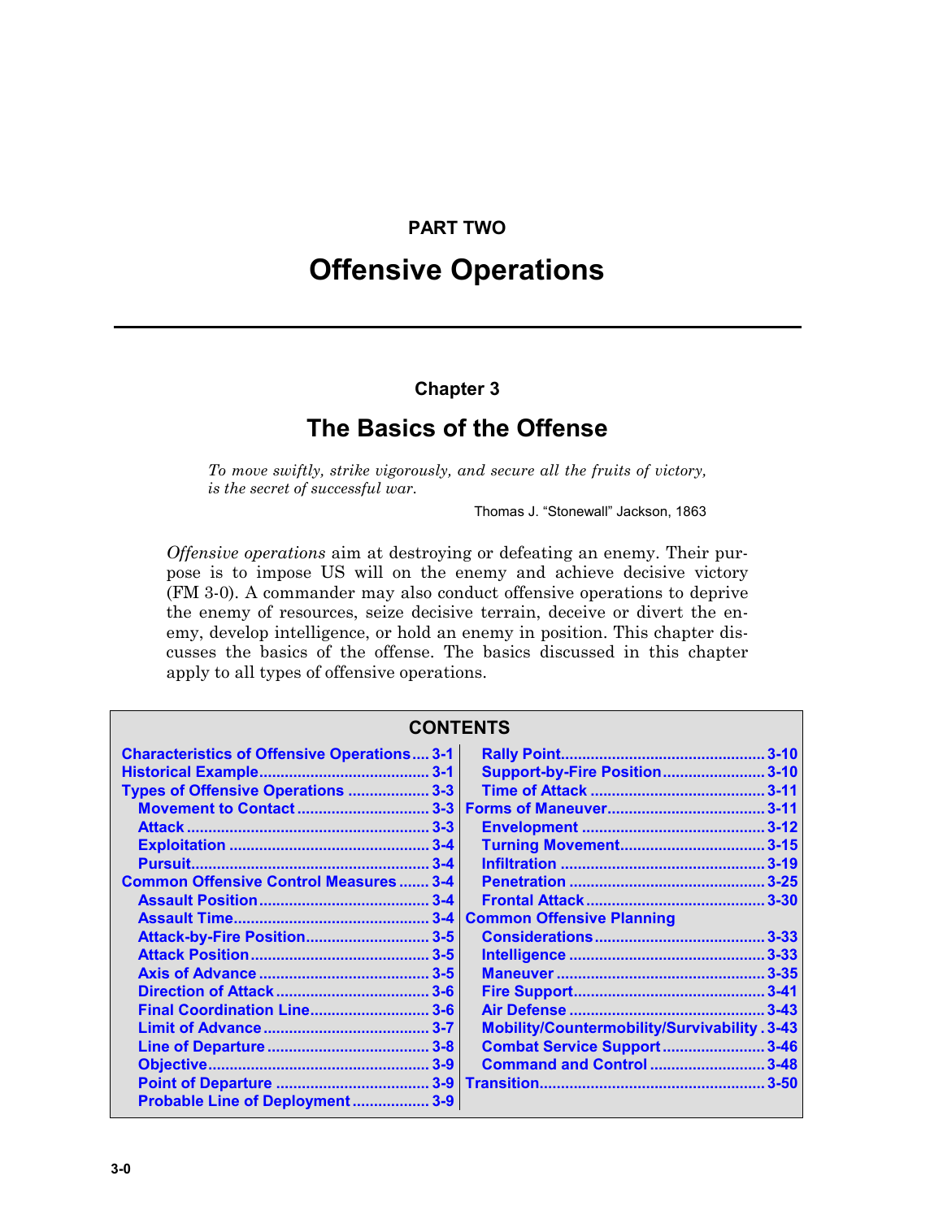# PART TWO

# Offensive Operations

## Chapter 3

## The Basics of the Offense

*To move swiftly, strike vigorously, and secure all the fruits of victory, is the secret of successful war.*

Thomas J. "Stonewall" Jackson, 1863

*Offensive operations* aim at destroying or defeating an enemy. Their purpose is to impose US will on the enemy and achieve decisive victory (FM 3-0). A commander may also conduct offensive operations to deprive the enemy of resources, seize decisive terrain, deceive or divert the enemy, develop intelligence, or hold an enemy in position. This chapter discusses the basics of the offense. The basics discussed in this chapter apply to all types of offensive operations.

**CONTENTS**

- Characteristics of Offensive Operations .... 3-1
- Historical Example .... 3-1
- Types of Offensive Operations .... 3-3
  - Movement to Contact .... 3-3
  - Attack .... 3-3
  - Exploitation .... 3-4
  - Pursuit .... 3-4
- Common Offensive Control Measures .... 3-4
  - Assault Position .... 3-4
  - Assault Time .... 3-4
  - Attack-by-Fire Position .... 3-5
  - Attack Position .... 3-5
  - Axis of Advance .... 3-5
  - Direction of Attack .... 3-6
  - Final Coordination Line .... 3-6
  - Limit of Advance .... 3-7
  - Line of Departure .... 3-8
  - Objective .... 3-9
  - Point of Departure .... 3-9
  - Probable Line of Deployment .... 3-9
  - Rally Point .... 3-10
  - Support-by-Fire Position .... 3-10
  - Time of Attack .... 3-11
- Forms of Maneuver .... 3-11
  - Envelopment .... 3-12
  - Turning Movement .... 3-15
  - Infiltration .... 3-19
  - Penetration .... 3-25
  - Frontal Attack .... 3-30
- Common Offensive Planning Considerations .... 3-33
  - Intelligence .... 3-33
  - Maneuver .... 3-35
  - Fire Support .... 3-41
  - Air Defense .... 3-43
  - Mobility/Countermobility/Survivability .... 3-43
  - Combat Service Support .... 3-46
  - Command and Control .... 3-48
- Transition .... 3-50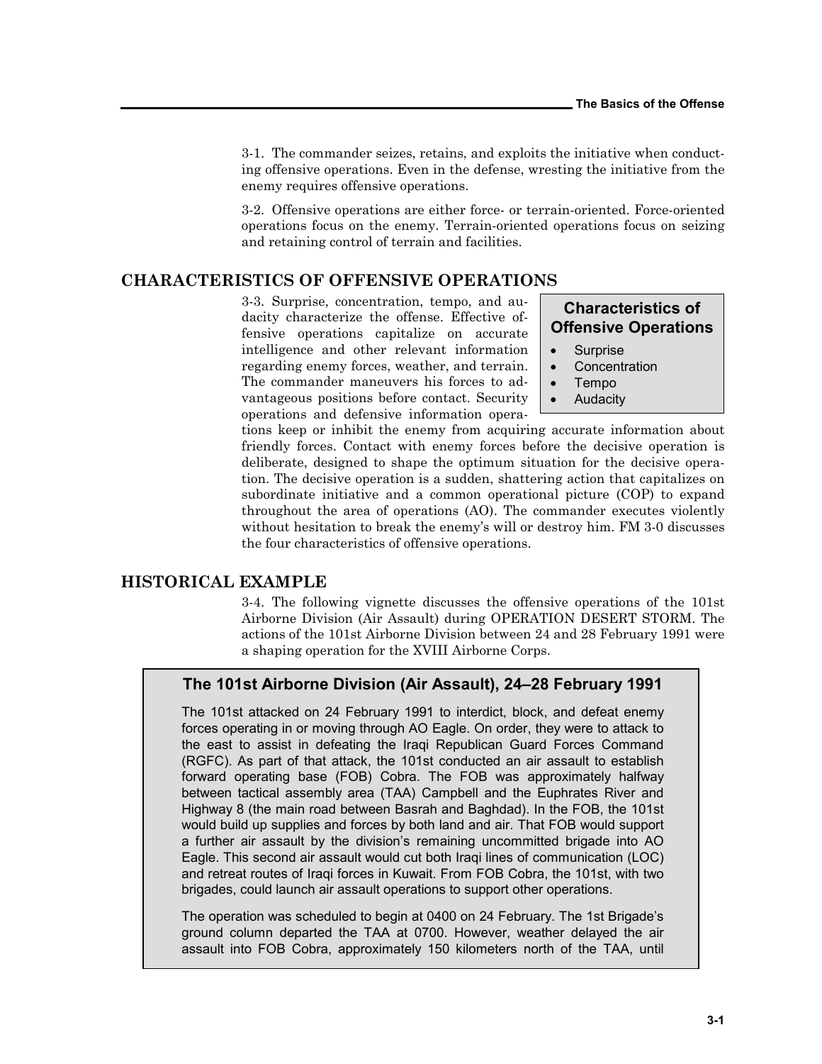3-1. The commander seizes, retains, and exploits the initiative when conducting offensive operations. Even in the defense, wresting the initiative from the enemy requires offensive operations.

3-2. Offensive operations are either force- or terrain-oriented. Force-oriented operations focus on the enemy. Terrain-oriented operations focus on seizing and retaining control of terrain and facilities.

## CHARACTERISTICS OF OFFENSIVE OPERATIONS

> **Characteristics of Offensive Operations**
>
> - Surprise
> - Concentration
> - Tempo
> - Audacity

3-3. Surprise, concentration, tempo, and audacity characterize the offense. Effective offensive operations capitalize on accurate intelligence and other relevant information regarding enemy forces, weather, and terrain. The commander maneuvers his forces to advantageous positions before contact. Security operations and defensive information operations keep or inhibit the enemy from acquiring accurate information about friendly forces. Contact with enemy forces before the decisive operation is deliberate, designed to shape the optimum situation for the decisive operation. The decisive operation is a sudden, shattering action that capitalizes on subordinate initiative and a common operational picture (COP) to expand throughout the area of operations (AO). The commander executes violently without hesitation to break the enemy's will or destroy him. FM 3-0 discusses the four characteristics of offensive operations.

## HISTORICAL EXAMPLE

3-4. The following vignette discusses the offensive operations of the 101st Airborne Division (Air Assault) during OPERATION DESERT STORM. The actions of the 101st Airborne Division between 24 and 28 February 1991 were a shaping operation for the XVIII Airborne Corps.

### The 101st Airborne Division (Air Assault), 24–28 February 1991

The 101st attacked on 24 February 1991 to interdict, block, and defeat enemy forces operating in or moving through AO Eagle. On order, they were to attack to the east to assist in defeating the Iraqi Republican Guard Forces Command (RGFC). As part of that attack, the 101st conducted an air assault to establish forward operating base (FOB) Cobra. The FOB was approximately halfway between tactical assembly area (TAA) Campbell and the Euphrates River and Highway 8 (the main road between Basrah and Baghdad). In the FOB, the 101st would build up supplies and forces by both land and air. That FOB would support a further air assault by the division's remaining uncommitted brigade into AO Eagle. This second air assault would cut both Iraqi lines of communication (LOC) and retreat routes of Iraqi forces in Kuwait. From FOB Cobra, the 101st, with two brigades, could launch air assault operations to support other operations.

The operation was scheduled to begin at 0400 on 24 February. The 1st Brigade's ground column departed the TAA at 0700. However, weather delayed the air assault into FOB Cobra, approximately 150 kilometers north of the TAA, until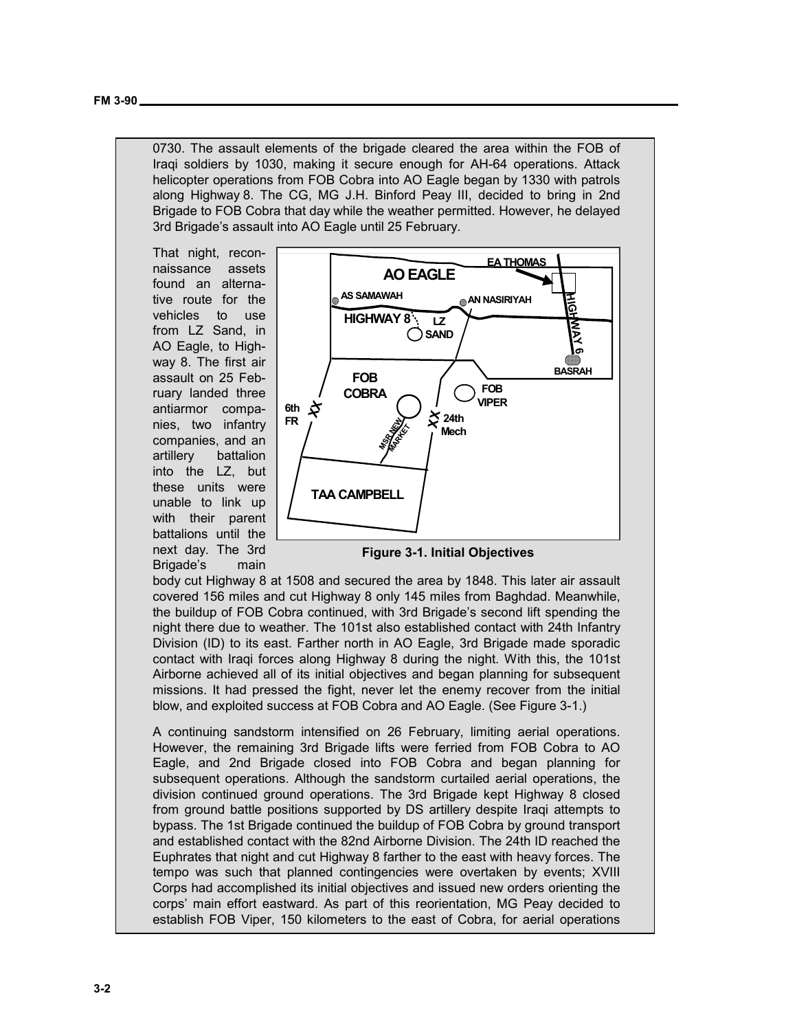0730. The assault elements of the brigade cleared the area within the FOB of Iraqi soldiers by 1030, making it secure enough for AH-64 operations. Attack helicopter operations from FOB Cobra into AO Eagle began by 1330 with patrols along Highway 8. The CG, MG J.H. Binford Peay III, decided to bring in 2nd Brigade to FOB Cobra that day while the weather permitted. However, he delayed 3rd Brigade's assault into AO Eagle until 25 February.

That night, reconnaissance assets found an alternative route for the vehicles to use from LZ Sand, in AO Eagle, to Highway 8. The first air assault on 25 February landed three antiarmor companies, two infantry companies, and an artillery battalion into the LZ, but these units were unable to link up with their parent battalions until the next day. The 3rd Brigade's main body cut Highway 8 at 1508 and secured the area by 1848. This later air assault covered 156 miles and cut Highway 8 only 145 miles from Baghdad. Meanwhile, the buildup of FOB Cobra continued, with 3rd Brigade's second lift spending the night there due to weather. The 101st also established contact with 24th Infantry Division (ID) to its east. Farther north in AO Eagle, 3rd Brigade made sporadic contact with Iraqi forces along Highway 8 during the night. With this, the 101st Airborne achieved all of its initial objectives and began planning for subsequent missions. It had pressed the fight, never let the enemy recover from the initial blow, and exploited success at FOB Cobra and AO Eagle. (See Figure 3-1.)

**Figure 3-1. Initial Objectives**

A continuing sandstorm intensified on 26 February, limiting aerial operations. However, the remaining 3rd Brigade lifts were ferried from FOB Cobra to AO Eagle, and 2nd Brigade closed into FOB Cobra and began planning for subsequent operations. Although the sandstorm curtailed aerial operations, the division continued ground operations. The 3rd Brigade kept Highway 8 closed from ground battle positions supported by DS artillery despite Iraqi attempts to bypass. The 1st Brigade continued the buildup of FOB Cobra by ground transport and established contact with the 82nd Airborne Division. The 24th ID reached the Euphrates that night and cut Highway 8 farther to the east with heavy forces. The tempo was such that planned contingencies were overtaken by events; XVIII Corps had accomplished its initial objectives and issued new orders orienting the corps' main effort eastward. As part of this reorientation, MG Peay decided to establish FOB Viper, 150 kilometers to the east of Cobra, for aerial operations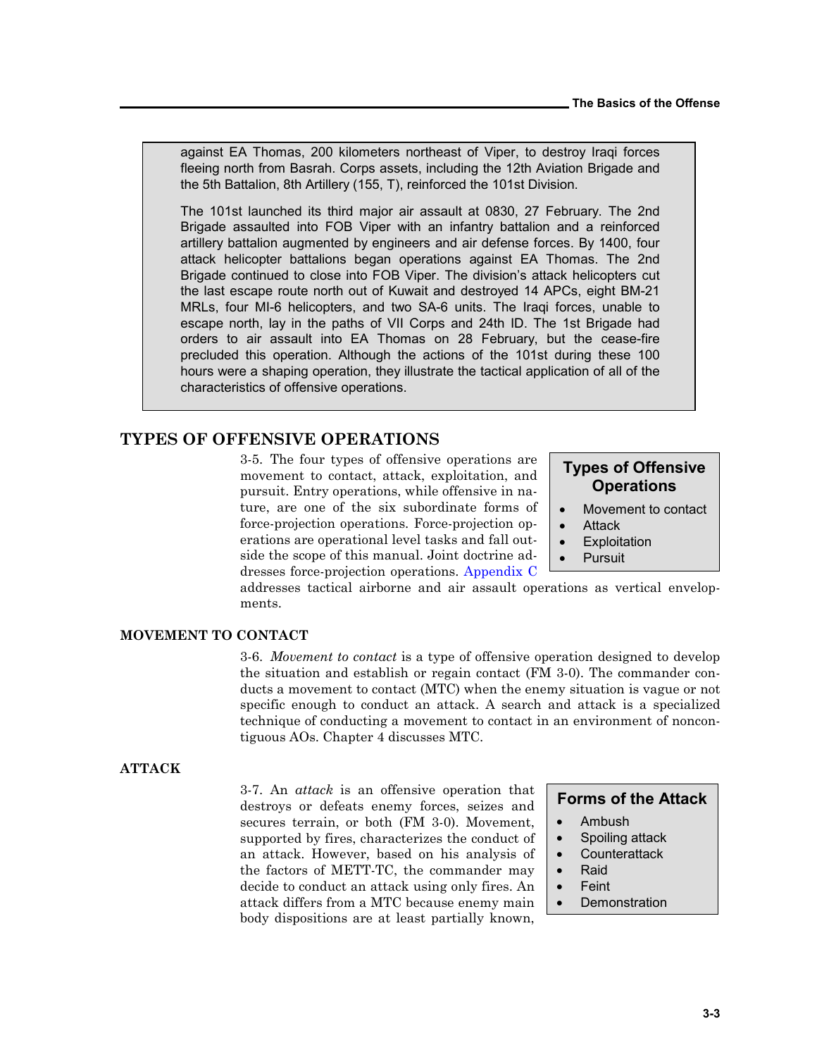> against EA Thomas, 200 kilometers northeast of Viper, to destroy Iraqi forces fleeing north from Basrah. Corps assets, including the 12th Aviation Brigade and the 5th Battalion, 8th Artillery (155, T), reinforced the 101st Division.
>
> The 101st launched its third major air assault at 0830, 27 February. The 2nd Brigade assaulted into FOB Viper with an infantry battalion and a reinforced artillery battalion augmented by engineers and air defense forces. By 1400, four attack helicopter battalions began operations against EA Thomas. The 2nd Brigade continued to close into FOB Viper. The division's attack helicopters cut the last escape route north out of Kuwait and destroyed 14 APCs, eight BM-21 MRLs, four MI-6 helicopters, and two SA-6 units. The Iraqi forces, unable to escape north, lay in the paths of VII Corps and 24th ID. The 1st Brigade had orders to air assault into EA Thomas on 28 February, but the cease-fire precluded this operation. Although the actions of the 101st during these 100 hours were a shaping operation, they illustrate the tactical application of all of the characteristics of offensive operations.

## TYPES OF OFFENSIVE OPERATIONS

3-5. The four types of offensive operations are movement to contact, attack, exploitation, and pursuit. Entry operations, while offensive in nature, are one of the six subordinate forms of force-projection operations. Force-projection operations are operational level tasks and fall outside the scope of this manual. Joint doctrine addresses force-projection operations. Appendix C addresses tactical airborne and air assault operations as vertical envelopments.

> **Types of Offensive Operations**
>
> - Movement to contact
> - Attack
> - Exploitation
> - Pursuit

### MOVEMENT TO CONTACT

3-6. *Movement to contact* is a type of offensive operation designed to develop the situation and establish or regain contact (FM 3-0). The commander conducts a movement to contact (MTC) when the enemy situation is vague or not specific enough to conduct an attack. A search and attack is a specialized technique of conducting a movement to contact in an environment of noncontiguous AOs. Chapter 4 discusses MTC.

### ATTACK

3-7. An *attack* is an offensive operation that destroys or defeats enemy forces, seizes and secures terrain, or both (FM 3-0). Movement, supported by fires, characterizes the conduct of an attack. However, based on his analysis of the factors of METT-TC, the commander may decide to conduct an attack using only fires. An attack differs from a MTC because enemy main body dispositions are at least partially known,

> **Forms of the Attack**
>
> - Ambush
> - Spoiling attack
> - Counterattack
> - Raid
> - Feint
> - Demonstration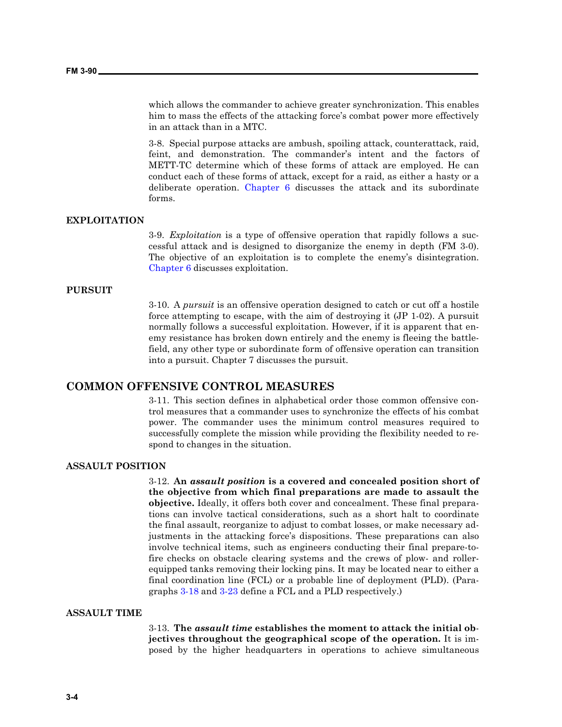which allows the commander to achieve greater synchronization. This enables him to mass the effects of the attacking force's combat power more effectively in an attack than in a MTC.

3-8. Special purpose attacks are ambush, spoiling attack, counterattack, raid, feint, and demonstration. The commander's intent and the factors of METT-TC determine which of these forms of attack are employed. He can conduct each of these forms of attack, except for a raid, as either a hasty or a deliberate operation. Chapter 6 discusses the attack and its subordinate forms.

### EXPLOITATION

3-9. *Exploitation* is a type of offensive operation that rapidly follows a successful attack and is designed to disorganize the enemy in depth (FM 3-0). The objective of an exploitation is to complete the enemy's disintegration. Chapter 6 discusses exploitation.

### PURSUIT

3-10. A *pursuit* is an offensive operation designed to catch or cut off a hostile force attempting to escape, with the aim of destroying it (JP 1-02). A pursuit normally follows a successful exploitation. However, if it is apparent that enemy resistance has broken down entirely and the enemy is fleeing the battlefield, any other type or subordinate form of offensive operation can transition into a pursuit. Chapter 7 discusses the pursuit.

## COMMON OFFENSIVE CONTROL MEASURES

3-11. This section defines in alphabetical order those common offensive control measures that a commander uses to synchronize the effects of his combat power. The commander uses the minimum control measures required to successfully complete the mission while providing the flexibility needed to respond to changes in the situation.

### ASSAULT POSITION

3-12. **An *assault position* is a covered and concealed position short of the objective from which final preparations are made to assault the objective.** Ideally, it offers both cover and concealment. These final preparations can involve tactical considerations, such as a short halt to coordinate the final assault, reorganize to adjust to combat losses, or make necessary adjustments in the attacking force's dispositions. These preparations can also involve technical items, such as engineers conducting their final prepare-to-fire checks on obstacle clearing systems and the crews of plow- and roller-equipped tanks removing their locking pins. It may be located near to either a final coordination line (FCL) or a probable line of deployment (PLD). (Paragraphs 3-18 and 3-23 define a FCL and a PLD respectively.)

### ASSAULT TIME

3-13. **The *assault time* establishes the moment to attack the initial objectives throughout the geographical scope of the operation.** It is imposed by the higher headquarters in operations to achieve simultaneous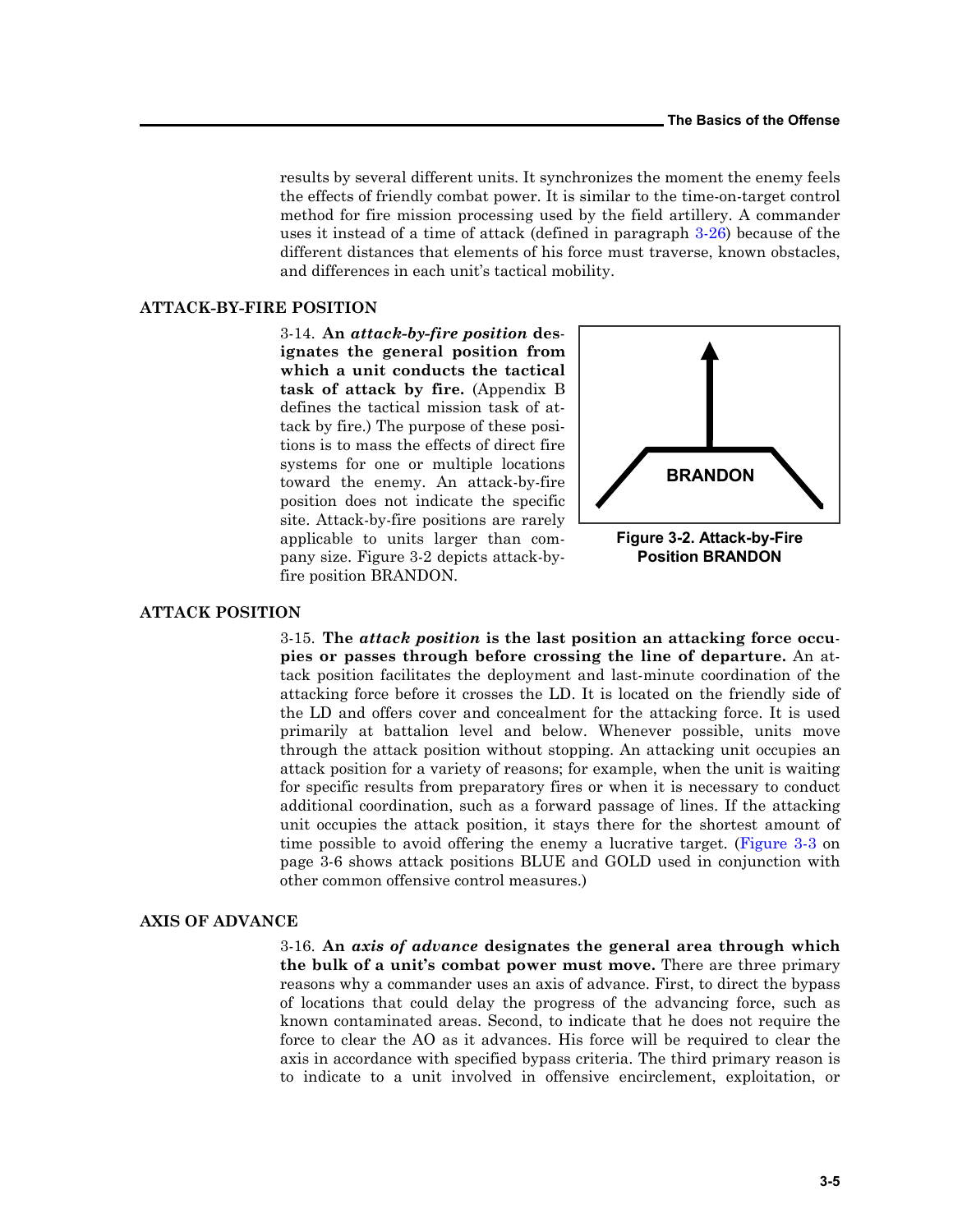results by several different units. It synchronizes the moment the enemy feels the effects of friendly combat power. It is similar to the time-on-target control method for fire mission processing used by the field artillery. A commander uses it instead of a time of attack (defined in paragraph 3-26) because of the different distances that elements of his force must traverse, known obstacles, and differences in each unit's tactical mobility.

## ATTACK-BY-FIRE POSITION

3-14. **An *attack-by-fire position* designates the general position from which a unit conducts the tactical task of attack by fire.** (Appendix B defines the tactical mission task of attack by fire.) The purpose of these positions is to mass the effects of direct fire systems for one or multiple locations toward the enemy. An attack-by-fire position does not indicate the specific site. Attack-by-fire positions are rarely applicable to units larger than company size. Figure 3-2 depicts attack-by-fire position BRANDON.

BRANDON

**Figure 3-2. Attack-by-Fire Position BRANDON**

## ATTACK POSITION

3-15. **The *attack position* is the last position an attacking force occupies or passes through before crossing the line of departure.** An attack position facilitates the deployment and last-minute coordination of the attacking force before it crosses the LD. It is located on the friendly side of the LD and offers cover and concealment for the attacking force. It is used primarily at battalion level and below. Whenever possible, units move through the attack position without stopping. An attacking unit occupies an attack position for a variety of reasons; for example, when the unit is waiting for specific results from preparatory fires or when it is necessary to conduct additional coordination, such as a forward passage of lines. If the attacking unit occupies the attack position, it stays there for the shortest amount of time possible to avoid offering the enemy a lucrative target. (Figure 3-3 on page 3-6 shows attack positions BLUE and GOLD used in conjunction with other common offensive control measures.)

## AXIS OF ADVANCE

3-16. **An *axis of advance* designates the general area through which the bulk of a unit's combat power must move.** There are three primary reasons why a commander uses an axis of advance. First, to direct the bypass of locations that could delay the progress of the advancing force, such as known contaminated areas. Second, to indicate that he does not require the force to clear the AO as it advances. His force will be required to clear the axis in accordance with specified bypass criteria. The third primary reason is to indicate to a unit involved in offensive encirclement, exploitation, or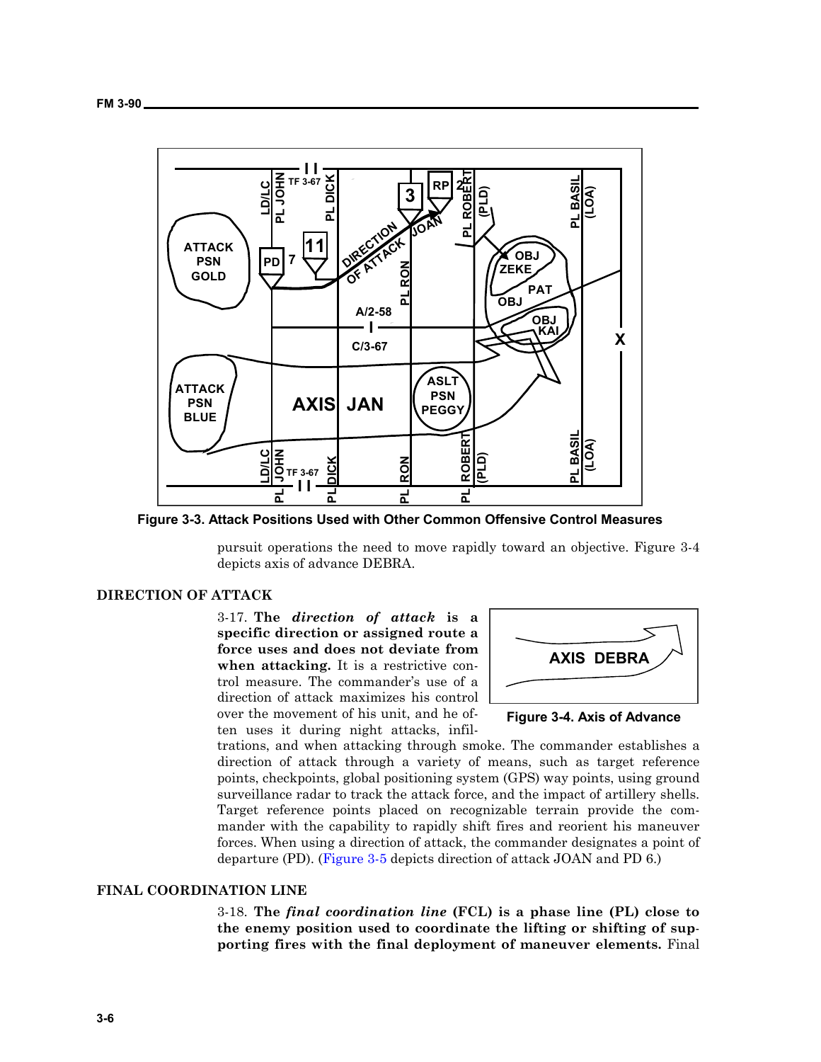Figure 3-3. Attack Positions Used with Other Common Offensive Control Measures

pursuit operations the need to move rapidly toward an objective. Figure 3-4 depicts axis of advance DEBRA.

## DIRECTION OF ATTACK

3-17. **The *direction of attack* is a specific direction or assigned route a force uses and does not deviate from when attacking.** It is a restrictive control measure. The commander's use of a direction of attack maximizes his control over the movement of his unit, and he often uses it during night attacks, infiltrations, and when attacking through smoke. The commander establishes a direction of attack through a variety of means, such as target reference points, checkpoints, global positioning system (GPS) way points, using ground surveillance radar to track the attack force, and the impact of artillery shells. Target reference points placed on recognizable terrain provide the commander with the capability to rapidly shift fires and reorient his maneuver forces. When using a direction of attack, the commander designates a point of departure (PD). (Figure 3-5 depicts direction of attack JOAN and PD 6.)

Figure 3-4. Axis of Advance

## FINAL COORDINATION LINE

3-18. **The *final coordination line* (FCL) is a phase line (PL) close to the enemy position used to coordinate the lifting or shifting of supporting fires with the final deployment of maneuver elements.** Final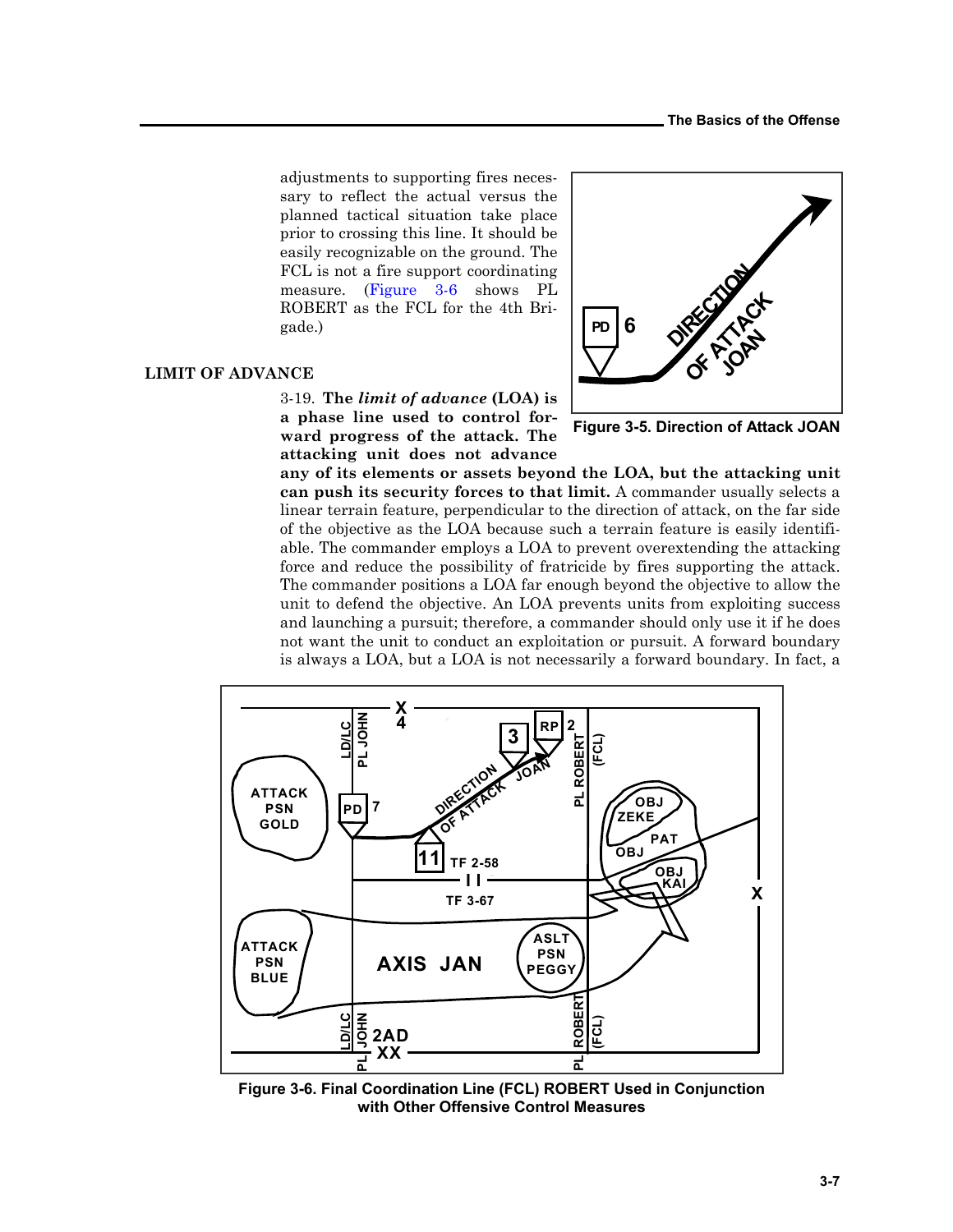adjustments to supporting fires necessary to reflect the actual versus the planned tactical situation take place prior to crossing this line. It should be easily recognizable on the ground. The FCL is not a fire support coordinating measure. (Figure 3-6 shows PL ROBERT as the FCL for the 4th Brigade.)

Figure 3-5. Direction of Attack JOAN

## LIMIT OF ADVANCE

3-19. **The *limit of advance* (LOA) is a phase line used to control forward progress of the attack. The attacking unit does not advance any of its elements or assets beyond the LOA, but the attacking unit can push its security forces to that limit.** A commander usually selects a linear terrain feature, perpendicular to the direction of attack, on the far side of the objective as the LOA because such a terrain feature is easily identifiable. The commander employs a LOA to prevent overextending the attacking force and reduce the possibility of fratricide by fires supporting the attack. The commander positions a LOA far enough beyond the objective to allow the unit to defend the objective. An LOA prevents units from exploiting success and launching a pursuit; therefore, a commander should only use it if he does not want the unit to conduct an exploitation or pursuit. A forward boundary is always a LOA, but a LOA is not necessarily a forward boundary. In fact, a

Figure 3-6. Final Coordination Line (FCL) ROBERT Used in Conjunction with Other Offensive Control Measures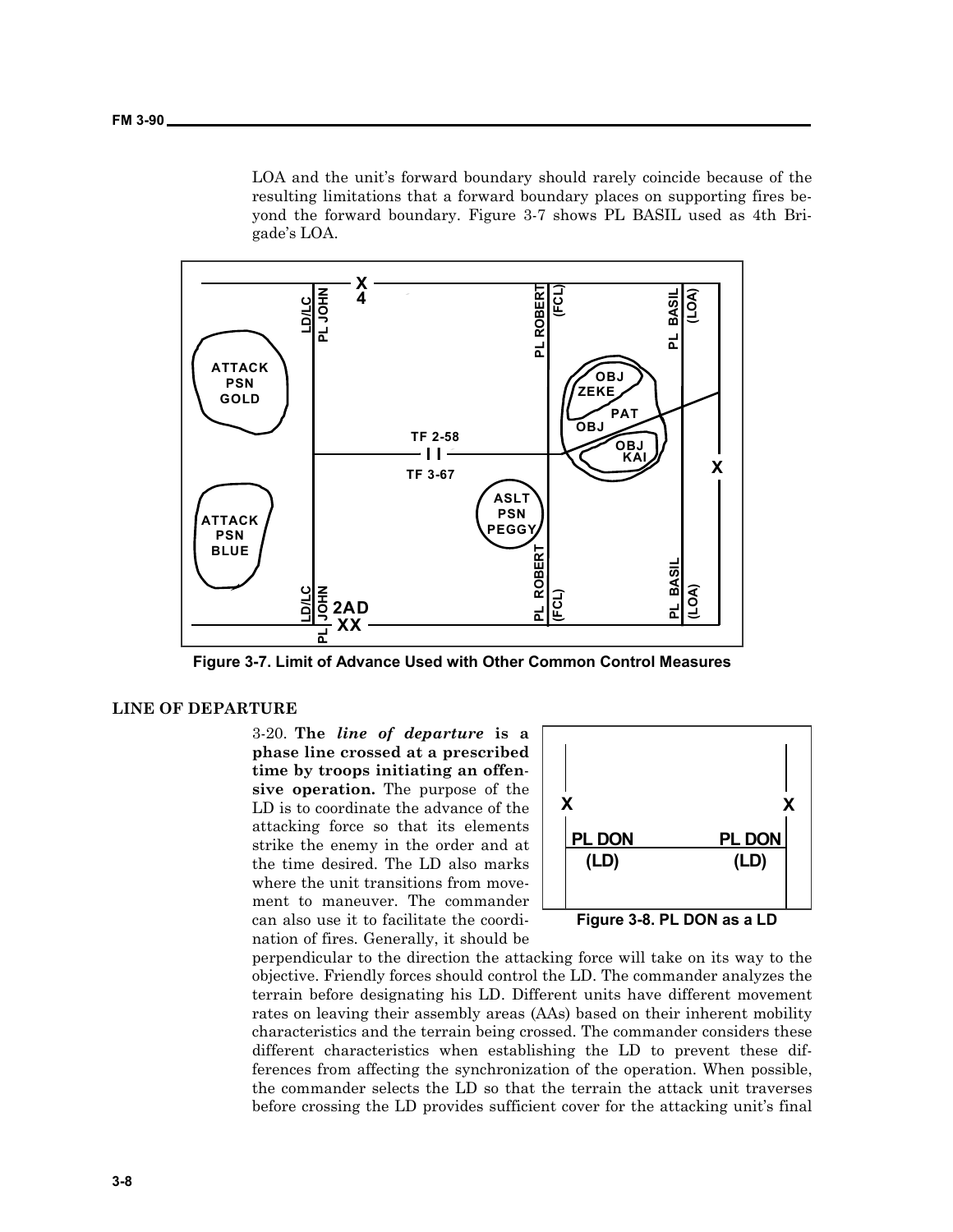LOA and the unit's forward boundary should rarely coincide because of the resulting limitations that a forward boundary places on supporting fires beyond the forward boundary. Figure 3-7 shows PL BASIL used as 4th Brigade's LOA.

**Figure 3-7. Limit of Advance Used with Other Common Control Measures**

## LINE OF DEPARTURE

3-20. **The *line of departure* is a phase line crossed at a prescribed time by troops initiating an offensive operation.** The purpose of the LD is to coordinate the advance of the attacking force so that its elements strike the enemy in the order and at the time desired. The LD also marks where the unit transitions from movement to maneuver. The commander can also use it to facilitate the coordination of fires. Generally, it should be perpendicular to the direction the attacking force will take on its way to the objective. Friendly forces should control the LD. The commander analyzes the terrain before designating his LD. Different units have different movement rates on leaving their assembly areas (AAs) based on their inherent mobility characteristics and the terrain being crossed. The commander considers these different characteristics when establishing the LD to prevent these differences from affecting the synchronization of the operation. When possible, the commander selects the LD so that the terrain the attack unit traverses before crossing the LD provides sufficient cover for the attacking unit's final

**Figure 3-8. PL DON as a LD**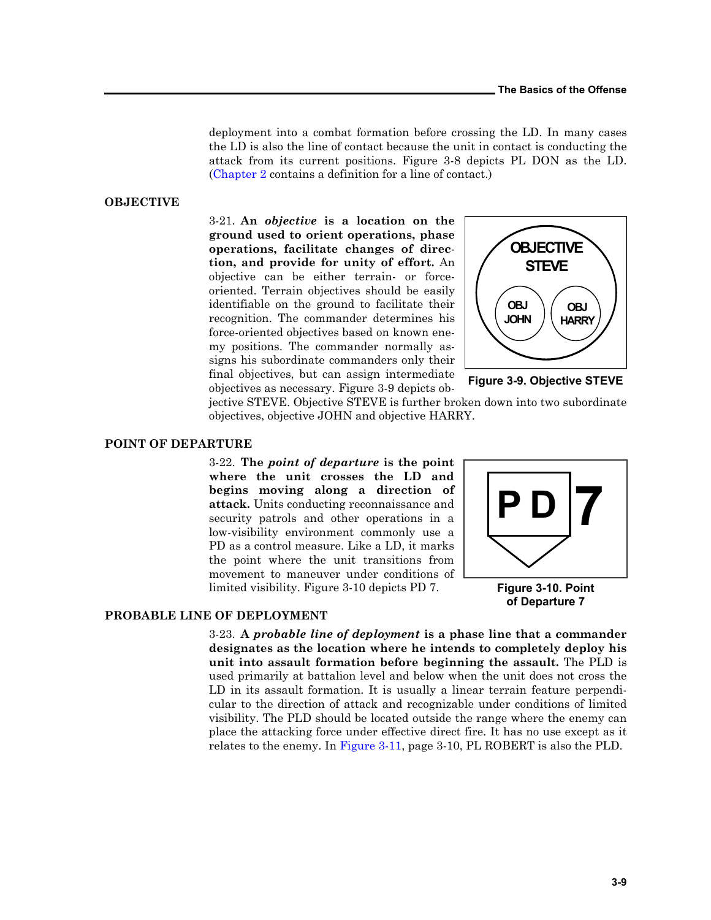deployment into a combat formation before crossing the LD. In many cases the LD is also the line of contact because the unit in contact is conducting the attack from its current positions. Figure 3-8 depicts PL DON as the LD. (Chapter 2 contains a definition for a line of contact.)

## OBJECTIVE

3-21. **An *objective* is a location on the ground used to orient operations, phase operations, facilitate changes of direction, and provide for unity of effort.** An objective can be either terrain- or force-oriented. Terrain objectives should be easily identifiable on the ground to facilitate their recognition. The commander determines his force-oriented objectives based on known enemy positions. The commander normally assigns his subordinate commanders only their final objectives, but can assign intermediate objectives as necessary. Figure 3-9 depicts objective STEVE. Objective STEVE is further broken down into two subordinate objectives, objective JOHN and objective HARRY.

OBJECTIVE STEVE

OBJ JOHN

OBJ HARRY

Figure 3-9. Objective STEVE

## POINT OF DEPARTURE

3-22. **The *point of departure* is the point where the unit crosses the LD and begins moving along a direction of attack.** Units conducting reconnaissance and security patrols and other operations in a low-visibility environment commonly use a PD as a control measure. Like a LD, it marks the point where the unit transitions from movement to maneuver under conditions of limited visibility. Figure 3-10 depicts PD 7.

PD 7

Figure 3-10. Point of Departure 7

## PROBABLE LINE OF DEPLOYMENT

3-23. **A *probable line of deployment* is a phase line that a commander designates as the location where he intends to completely deploy his unit into assault formation before beginning the assault.** The PLD is used primarily at battalion level and below when the unit does not cross the LD in its assault formation. It is usually a linear terrain feature perpendicular to the direction of attack and recognizable under conditions of limited visibility. The PLD should be located outside the range where the enemy can place the attacking force under effective direct fire. It has no use except as it relates to the enemy. In Figure 3-11, page 3-10, PL ROBERT is also the PLD.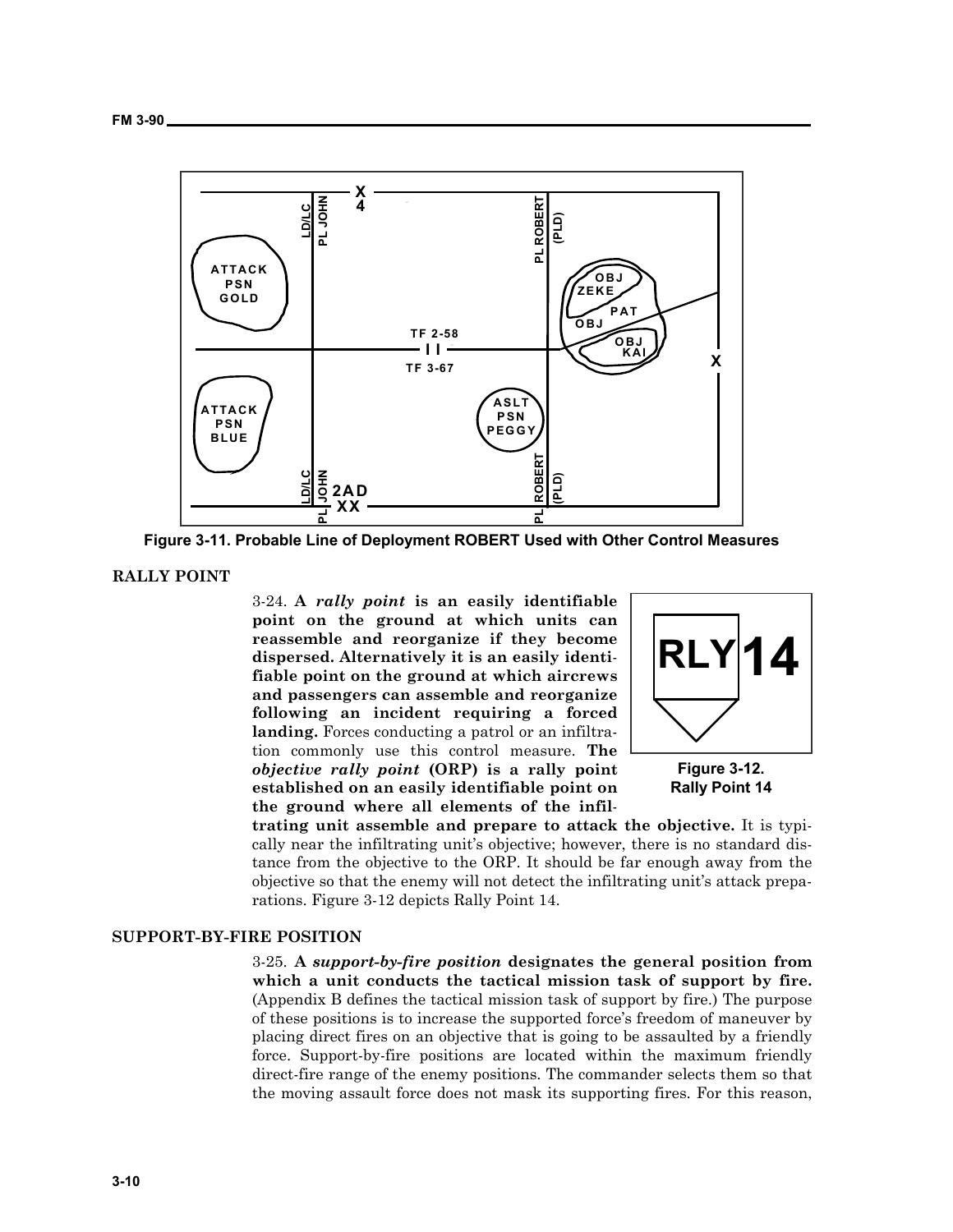Figure 3-11. Probable Line of Deployment ROBERT Used with Other Control Measures

## RALLY POINT

3-24. **A *rally point* is an easily identifiable point on the ground at which units can reassemble and reorganize if they become dispersed. Alternatively it is an easily identifiable point on the ground at which aircrews and passengers can assemble and reorganize following an incident requiring a forced landing.** Forces conducting a patrol or an infiltration commonly use this control measure. **The *objective rally point* (ORP) is a rally point established on an easily identifiable point on the ground where all elements of the infiltrating unit assemble and prepare to attack the objective.** It is typically near the infiltrating unit's objective; however, there is no standard distance from the objective to the ORP. It should be far enough away from the objective so that the enemy will not detect the infiltrating unit's attack preparations. Figure 3-12 depicts Rally Point 14.

Figure 3-12. Rally Point 14

## SUPPORT-BY-FIRE POSITION

3-25. **A *support-by-fire position* designates the general position from which a unit conducts the tactical mission task of support by fire.** (Appendix B defines the tactical mission task of support by fire.) The purpose of these positions is to increase the supported force's freedom of maneuver by placing direct fires on an objective that is going to be assaulted by a friendly force. Support-by-fire positions are located within the maximum friendly direct-fire range of the enemy positions. The commander selects them so that the moving assault force does not mask its supporting fires. For this reason,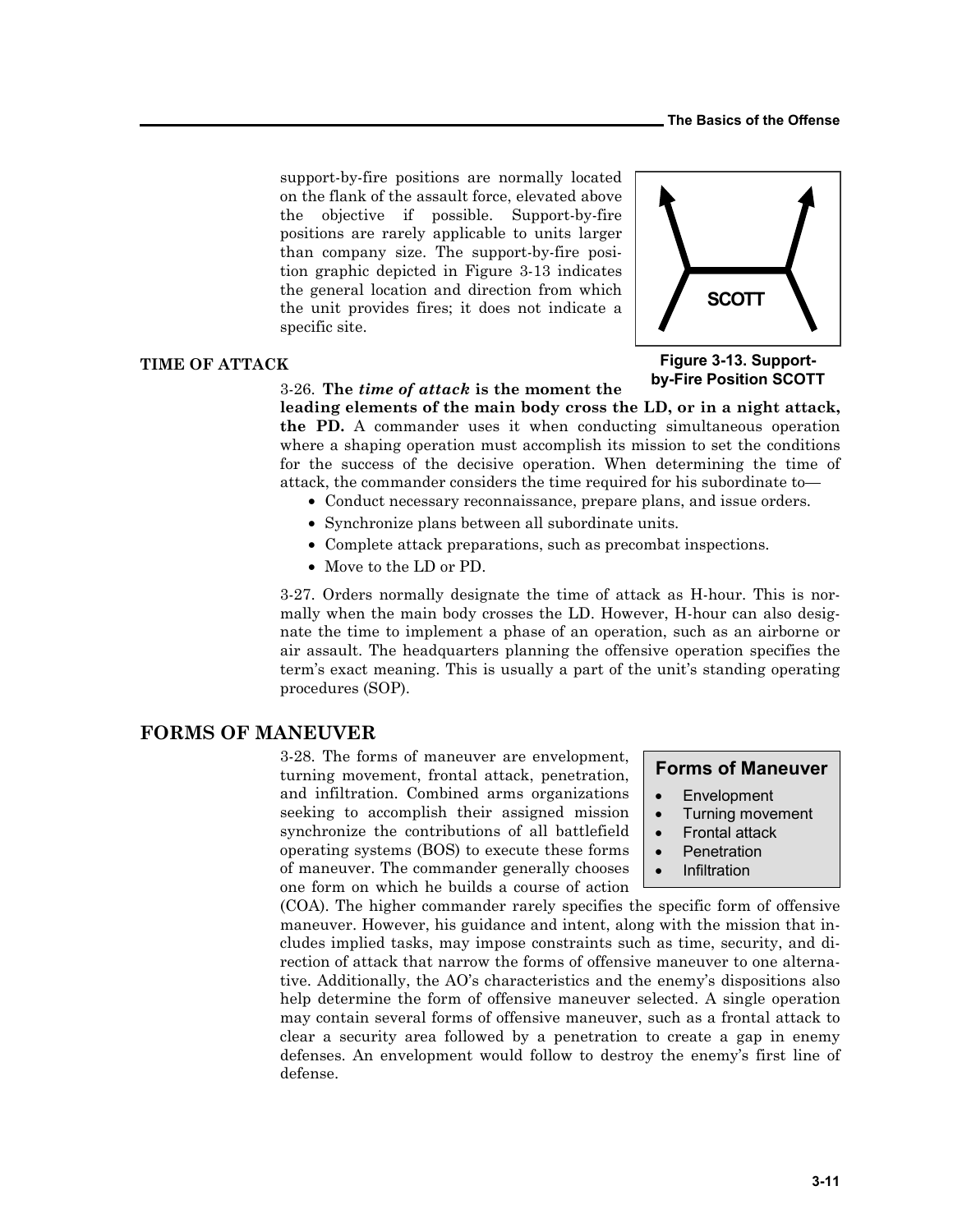support-by-fire positions are normally located on the flank of the assault force, elevated above the objective if possible. Support-by-fire positions are rarely applicable to units larger than company size. The support-by-fire position graphic depicted in Figure 3-13 indicates the general location and direction from which the unit provides fires; it does not indicate a specific site.

SCOTT

**Figure 3-13. Support-by-Fire Position SCOTT**

### TIME OF ATTACK

3-26. **The *time of attack* is the moment the leading elements of the main body cross the LD, or in a night attack, the PD.** A commander uses it when conducting simultaneous operation where a shaping operation must accomplish its mission to set the conditions for the success of the decisive operation. When determining the time of attack, the commander considers the time required for his subordinate to—

- Conduct necessary reconnaissance, prepare plans, and issue orders.
- Synchronize plans between all subordinate units.
- Complete attack preparations, such as precombat inspections.
- Move to the LD or PD.

3-27. Orders normally designate the time of attack as H-hour. This is normally when the main body crosses the LD. However, H-hour can also designate the time to implement a phase of an operation, such as an airborne or air assault. The headquarters planning the offensive operation specifies the term's exact meaning. This is usually a part of the unit's standing operating procedures (SOP).

## FORMS OF MANEUVER

**Forms of Maneuver**

- Envelopment
- Turning movement
- Frontal attack
- Penetration
- Infiltration

3-28. The forms of maneuver are envelopment, turning movement, frontal attack, penetration, and infiltration. Combined arms organizations seeking to accomplish their assigned mission synchronize the contributions of all battlefield operating systems (BOS) to execute these forms of maneuver. The commander generally chooses one form on which he builds a course of action (COA). The higher commander rarely specifies the specific form of offensive maneuver. However, his guidance and intent, along with the mission that includes implied tasks, may impose constraints such as time, security, and direction of attack that narrow the forms of offensive maneuver to one alternative. Additionally, the AO's characteristics and the enemy's dispositions also help determine the form of offensive maneuver selected. A single operation may contain several forms of offensive maneuver, such as a frontal attack to clear a security area followed by a penetration to create a gap in enemy defenses. An envelopment would follow to destroy the enemy's first line of defense.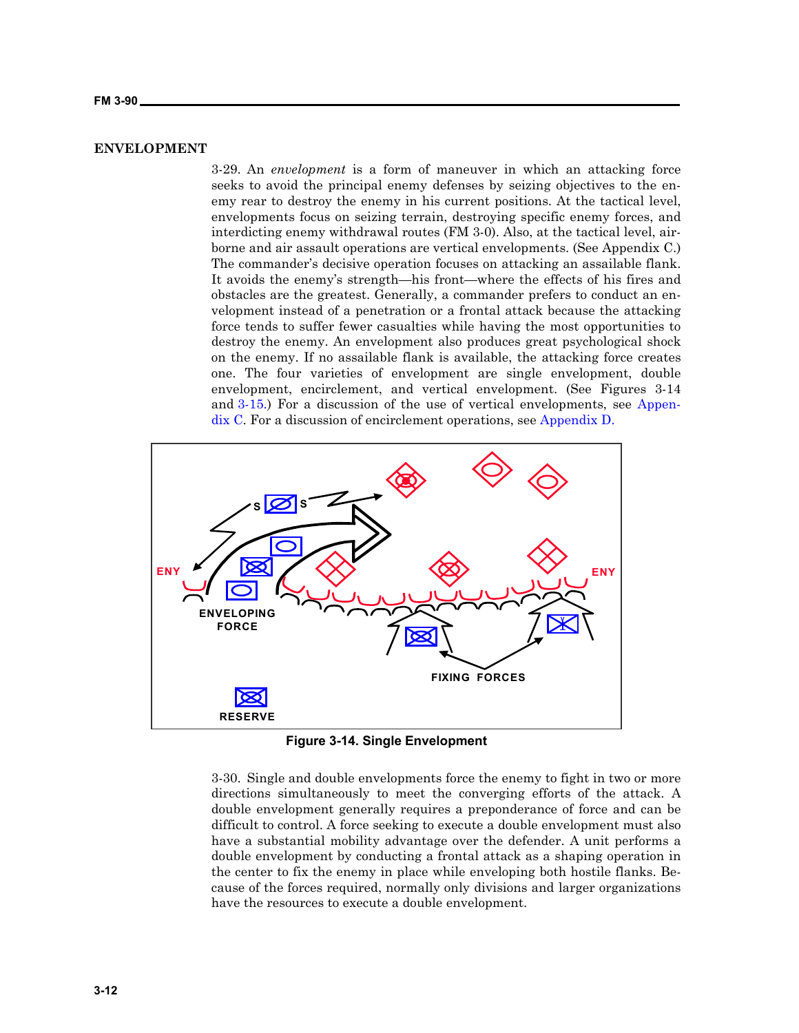## ENVELOPMENT

3-29. An *envelopment* is a form of maneuver in which an attacking force seeks to avoid the principal enemy defenses by seizing objectives to the enemy rear to destroy the enemy in his current positions. At the tactical level, envelopments focus on seizing terrain, destroying specific enemy forces, and interdicting enemy withdrawal routes (FM 3-0). Also, at the tactical level, airborne and air assault operations are vertical envelopments. (See Appendix C.) The commander's decisive operation focuses on attacking an assailable flank. It avoids the enemy's strength—his front—where the effects of his fires and obstacles are the greatest. Generally, a commander prefers to conduct an envelopment instead of a penetration or a frontal attack because the attacking force tends to suffer fewer casualties while having the most opportunities to destroy the enemy. An envelopment also produces great psychological shock on the enemy. If no assailable flank is available, the attacking force creates one. The four varieties of envelopment are single envelopment, double envelopment, encirclement, and vertical envelopment. (See Figures 3-14 and 3-15.) For a discussion of the use of vertical envelopments, see Appendix C. For a discussion of encirclement operations, see Appendix D.

**Figure 3-14. Single Envelopment**

3-30. Single and double envelopments force the enemy to fight in two or more directions simultaneously to meet the converging efforts of the attack. A double envelopment generally requires a preponderance of force and can be difficult to control. A force seeking to execute a double envelopment must also have a substantial mobility advantage over the defender. A unit performs a double envelopment by conducting a frontal attack as a shaping operation in the center to fix the enemy in place while enveloping both hostile flanks. Because of the forces required, normally only divisions and larger organizations have the resources to execute a double envelopment.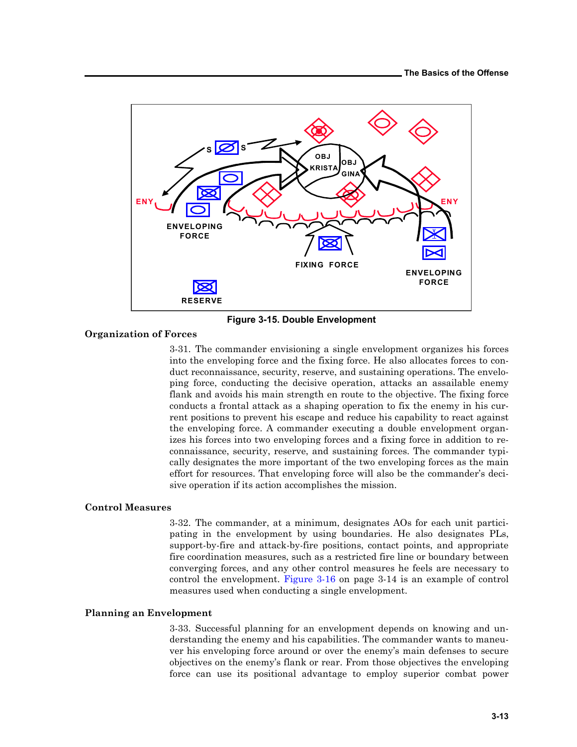Figure 3-15. Double Envelopment

### Organization of Forces

3-31. The commander envisioning a single envelopment organizes his forces into the enveloping force and the fixing force. He also allocates forces to conduct reconnaissance, security, reserve, and sustaining operations. The enveloping force, conducting the decisive operation, attacks an assailable enemy flank and avoids his main strength en route to the objective. The fixing force conducts a frontal attack as a shaping operation to fix the enemy in his current positions to prevent his escape and reduce his capability to react against the enveloping force. A commander executing a double envelopment organizes his forces into two enveloping forces and a fixing force in addition to reconnaissance, security, reserve, and sustaining forces. The commander typically designates the more important of the two enveloping forces as the main effort for resources. That enveloping force will also be the commander's decisive operation if its action accomplishes the mission.

### Control Measures

3-32. The commander, at a minimum, designates AOs for each unit participating in the envelopment by using boundaries. He also designates PLs, support-by-fire and attack-by-fire positions, contact points, and appropriate fire coordination measures, such as a restricted fire line or boundary between converging forces, and any other control measures he feels are necessary to control the envelopment. Figure 3-16 on page 3-14 is an example of control measures used when conducting a single envelopment.

### Planning an Envelopment

3-33. Successful planning for an envelopment depends on knowing and understanding the enemy and his capabilities. The commander wants to maneuver his enveloping force around or over the enemy's main defenses to secure objectives on the enemy's flank or rear. From those objectives the enveloping force can use its positional advantage to employ superior combat power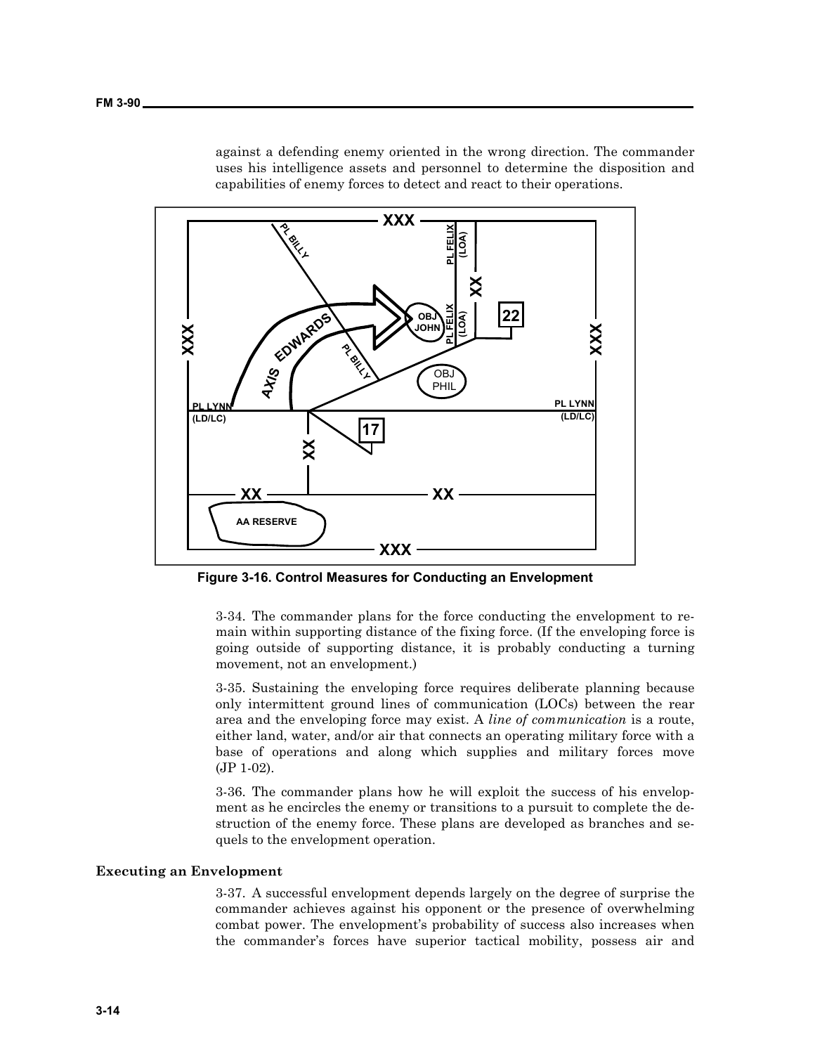against a defending enemy oriented in the wrong direction. The commander uses his intelligence assets and personnel to determine the disposition and capabilities of enemy forces to detect and react to their operations.

**Figure 3-16. Control Measures for Conducting an Envelopment**

3-34. The commander plans for the force conducting the envelopment to remain within supporting distance of the fixing force. (If the enveloping force is going outside of supporting distance, it is probably conducting a turning movement, not an envelopment.)

3-35. Sustaining the enveloping force requires deliberate planning because only intermittent ground lines of communication (LOCs) between the rear area and the enveloping force may exist. A *line of communication* is a route, either land, water, and/or air that connects an operating military force with a base of operations and along which supplies and military forces move (JP 1-02).

3-36. The commander plans how he will exploit the success of his envelopment as he encircles the enemy or transitions to a pursuit to complete the destruction of the enemy force. These plans are developed as branches and sequels to the envelopment operation.

### Executing an Envelopment

3-37. A successful envelopment depends largely on the degree of surprise the commander achieves against his opponent or the presence of overwhelming combat power. The envelopment's probability of success also increases when the commander's forces have superior tactical mobility, possess air and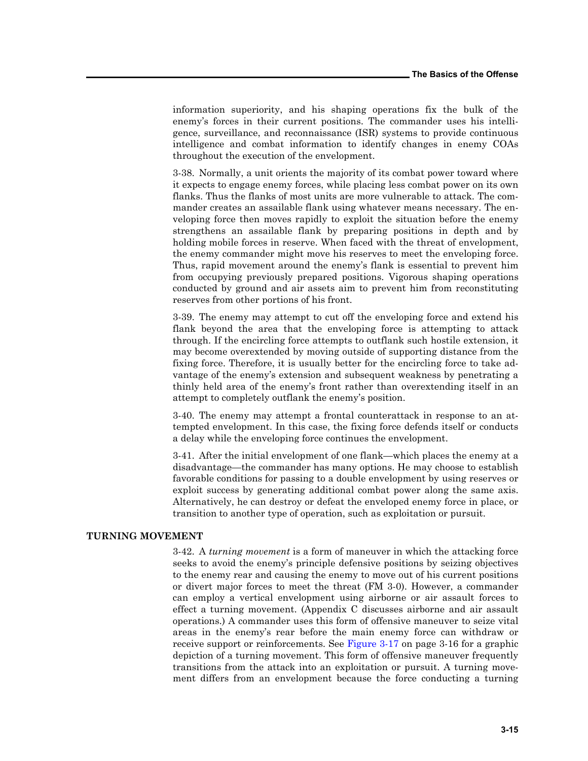information superiority, and his shaping operations fix the bulk of the enemy's forces in their current positions. The commander uses his intelligence, surveillance, and reconnaissance (ISR) systems to provide continuous intelligence and combat information to identify changes in enemy COAs throughout the execution of the envelopment.

3-38. Normally, a unit orients the majority of its combat power toward where it expects to engage enemy forces, while placing less combat power on its own flanks. Thus the flanks of most units are more vulnerable to attack. The commander creates an assailable flank using whatever means necessary. The enveloping force then moves rapidly to exploit the situation before the enemy strengthens an assailable flank by preparing positions in depth and by holding mobile forces in reserve. When faced with the threat of envelopment, the enemy commander might move his reserves to meet the enveloping force. Thus, rapid movement around the enemy's flank is essential to prevent him from occupying previously prepared positions. Vigorous shaping operations conducted by ground and air assets aim to prevent him from reconstituting reserves from other portions of his front.

3-39. The enemy may attempt to cut off the enveloping force and extend his flank beyond the area that the enveloping force is attempting to attack through. If the encircling force attempts to outflank such hostile extension, it may become overextended by moving outside of supporting distance from the fixing force. Therefore, it is usually better for the encircling force to take advantage of the enemy's extension and subsequent weakness by penetrating a thinly held area of the enemy's front rather than overextending itself in an attempt to completely outflank the enemy's position.

3-40. The enemy may attempt a frontal counterattack in response to an attempted envelopment. In this case, the fixing force defends itself or conducts a delay while the enveloping force continues the envelopment.

3-41. After the initial envelopment of one flank—which places the enemy at a disadvantage—the commander has many options. He may choose to establish favorable conditions for passing to a double envelopment by using reserves or exploit success by generating additional combat power along the same axis. Alternatively, he can destroy or defeat the enveloped enemy force in place, or transition to another type of operation, such as exploitation or pursuit.

## TURNING MOVEMENT

3-42. A *turning movement* is a form of maneuver in which the attacking force seeks to avoid the enemy's principle defensive positions by seizing objectives to the enemy rear and causing the enemy to move out of his current positions or divert major forces to meet the threat (FM 3-0). However, a commander can employ a vertical envelopment using airborne or air assault forces to effect a turning movement. (Appendix C discusses airborne and air assault operations.) A commander uses this form of offensive maneuver to seize vital areas in the enemy's rear before the main enemy force can withdraw or receive support or reinforcements. See Figure 3-17 on page 3-16 for a graphic depiction of a turning movement. This form of offensive maneuver frequently transitions from the attack into an exploitation or pursuit. A turning movement differs from an envelopment because the force conducting a turning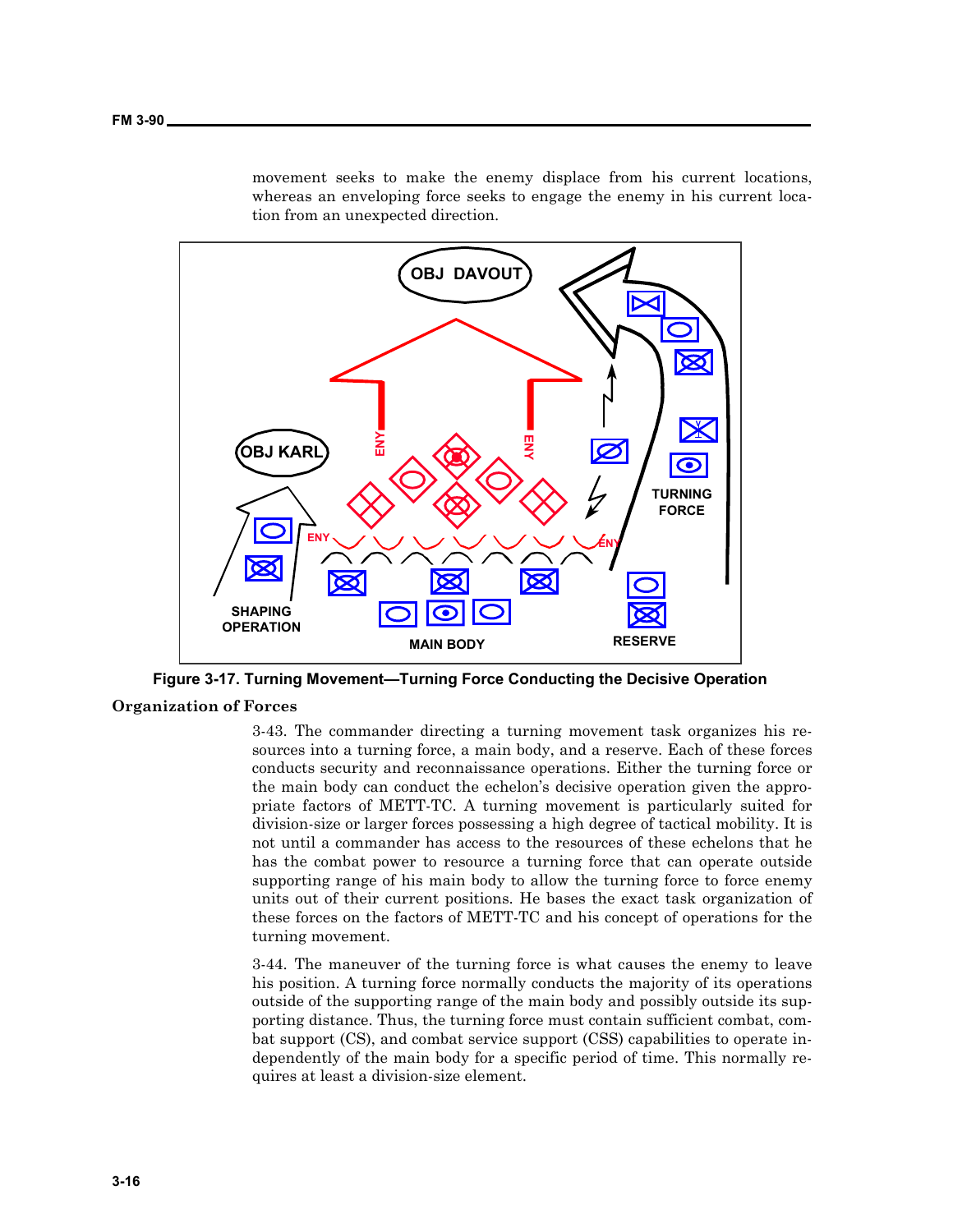movement seeks to make the enemy displace from his current locations, whereas an enveloping force seeks to engage the enemy in his current location from an unexpected direction.

Figure 3-17. Turning Movement—Turning Force Conducting the Decisive Operation

## Organization of Forces

3-43. The commander directing a turning movement task organizes his resources into a turning force, a main body, and a reserve. Each of these forces conducts security and reconnaissance operations. Either the turning force or the main body can conduct the echelon's decisive operation given the appropriate factors of METT-TC. A turning movement is particularly suited for division-size or larger forces possessing a high degree of tactical mobility. It is not until a commander has access to the resources of these echelons that he has the combat power to resource a turning force that can operate outside supporting range of his main body to allow the turning force to force enemy units out of their current positions. He bases the exact task organization of these forces on the factors of METT-TC and his concept of operations for the turning movement.

3-44. The maneuver of the turning force is what causes the enemy to leave his position. A turning force normally conducts the majority of its operations outside of the supporting range of the main body and possibly outside its supporting distance. Thus, the turning force must contain sufficient combat, combat support (CS), and combat service support (CSS) capabilities to operate independently of the main body for a specific period of time. This normally requires at least a division-size element.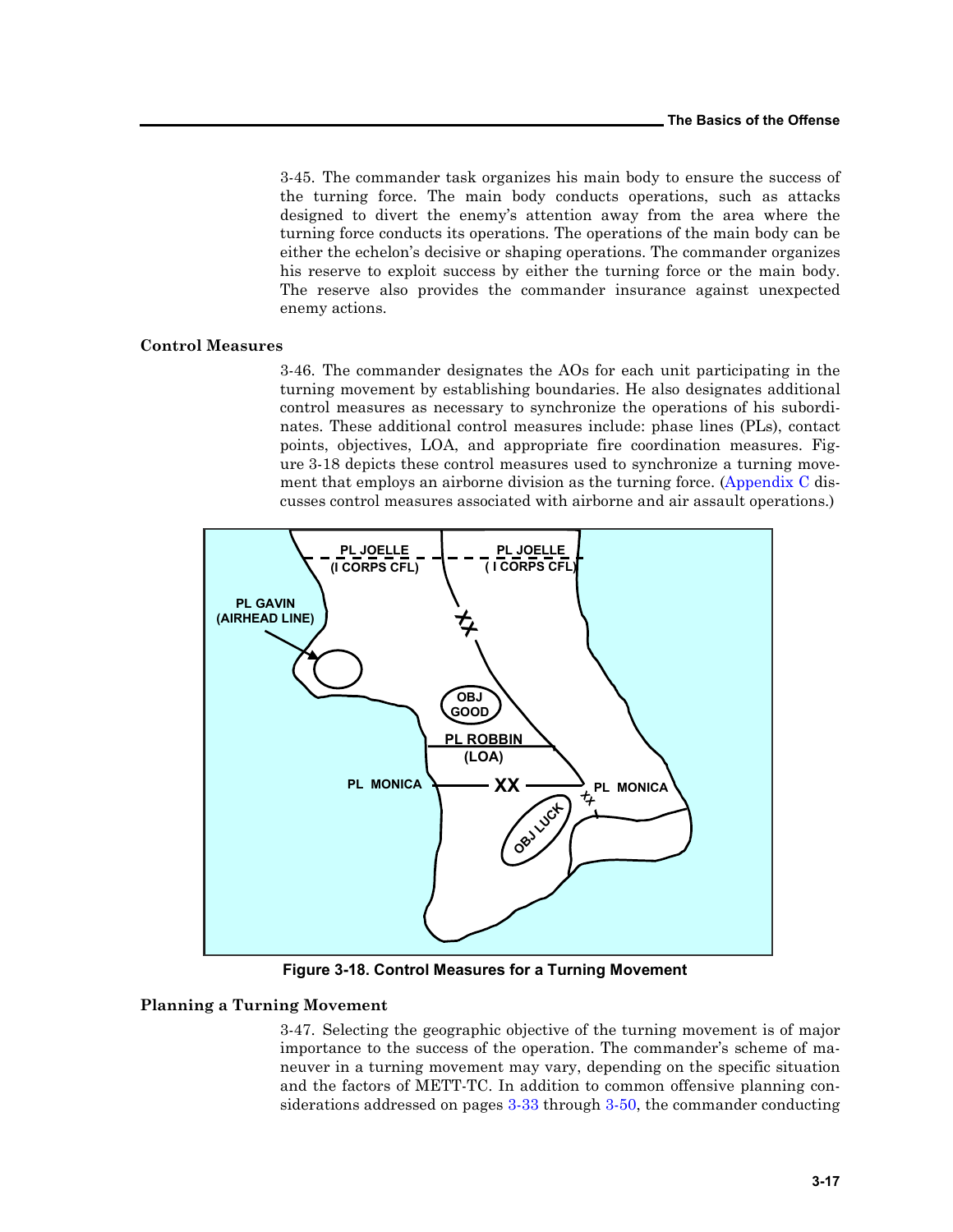3-45. The commander task organizes his main body to ensure the success of the turning force. The main body conducts operations, such as attacks designed to divert the enemy's attention away from the area where the turning force conducts its operations. The operations of the main body can be either the echelon's decisive or shaping operations. The commander organizes his reserve to exploit success by either the turning force or the main body. The reserve also provides the commander insurance against unexpected enemy actions.

### Control Measures

3-46. The commander designates the AOs for each unit participating in the turning movement by establishing boundaries. He also designates additional control measures as necessary to synchronize the operations of his subordinates. These additional control measures include: phase lines (PLs), contact points, objectives, LOA, and appropriate fire coordination measures. Figure 3-18 depicts these control measures used to synchronize a turning movement that employs an airborne division as the turning force. (Appendix C discusses control measures associated with airborne and air assault operations.)

PL JOELLE (I CORPS CFL) | PL JOELLE (I CORPS CFL) | PL GAVIN (AIRHEAD LINE) | XX | OBJ GOOD | PL ROBBIN (LOA) | PL MONICA | XX | PL MONICA | XX | OBJ LUCK

**Figure 3-18. Control Measures for a Turning Movement**

### Planning a Turning Movement

3-47. Selecting the geographic objective of the turning movement is of major importance to the success of the operation. The commander's scheme of maneuver in a turning movement may vary, depending on the specific situation and the factors of METT-TC. In addition to common offensive planning considerations addressed on pages 3-33 through 3-50, the commander conducting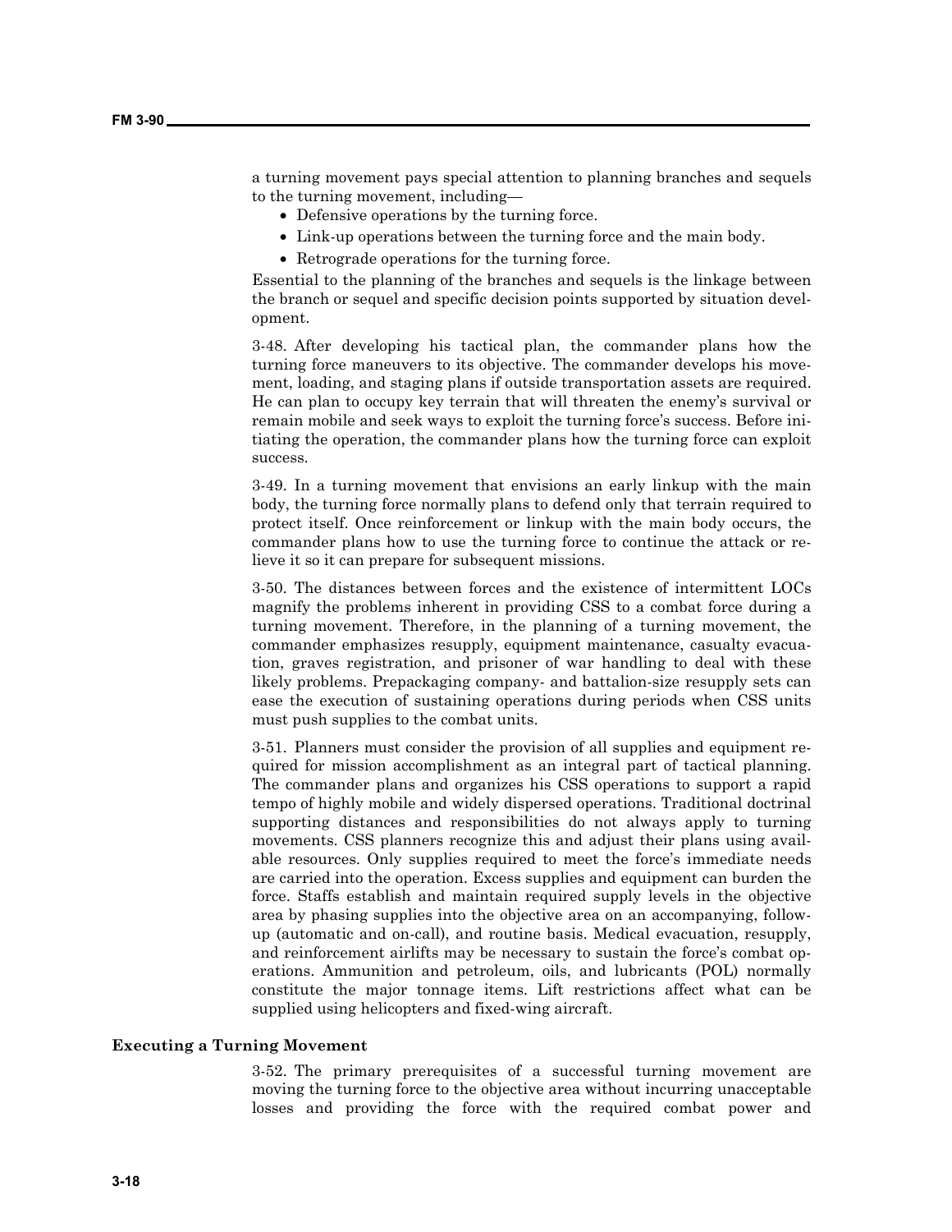a turning movement pays special attention to planning branches and sequels to the turning movement, including—

- Defensive operations by the turning force.
- Link-up operations between the turning force and the main body.
- Retrograde operations for the turning force.

Essential to the planning of the branches and sequels is the linkage between the branch or sequel and specific decision points supported by situation development.

3-48. After developing his tactical plan, the commander plans how the turning force maneuvers to its objective. The commander develops his movement, loading, and staging plans if outside transportation assets are required. He can plan to occupy key terrain that will threaten the enemy's survival or remain mobile and seek ways to exploit the turning force's success. Before initiating the operation, the commander plans how the turning force can exploit success.

3-49. In a turning movement that envisions an early linkup with the main body, the turning force normally plans to defend only that terrain required to protect itself. Once reinforcement or linkup with the main body occurs, the commander plans how to use the turning force to continue the attack or relieve it so it can prepare for subsequent missions.

3-50. The distances between forces and the existence of intermittent LOCs magnify the problems inherent in providing CSS to a combat force during a turning movement. Therefore, in the planning of a turning movement, the commander emphasizes resupply, equipment maintenance, casualty evacuation, graves registration, and prisoner of war handling to deal with these likely problems. Prepackaging company- and battalion-size resupply sets can ease the execution of sustaining operations during periods when CSS units must push supplies to the combat units.

3-51. Planners must consider the provision of all supplies and equipment required for mission accomplishment as an integral part of tactical planning. The commander plans and organizes his CSS operations to support a rapid tempo of highly mobile and widely dispersed operations. Traditional doctrinal supporting distances and responsibilities do not always apply to turning movements. CSS planners recognize this and adjust their plans using available resources. Only supplies required to meet the force's immediate needs are carried into the operation. Excess supplies and equipment can burden the force. Staffs establish and maintain required supply levels in the objective area by phasing supplies into the objective area on an accompanying, follow-up (automatic and on-call), and routine basis. Medical evacuation, resupply, and reinforcement airlifts may be necessary to sustain the force's combat operations. Ammunition and petroleum, oils, and lubricants (POL) normally constitute the major tonnage items. Lift restrictions affect what can be supplied using helicopters and fixed-wing aircraft.

### Executing a Turning Movement

3-52. The primary prerequisites of a successful turning movement are moving the turning force to the objective area without incurring unacceptable losses and providing the force with the required combat power and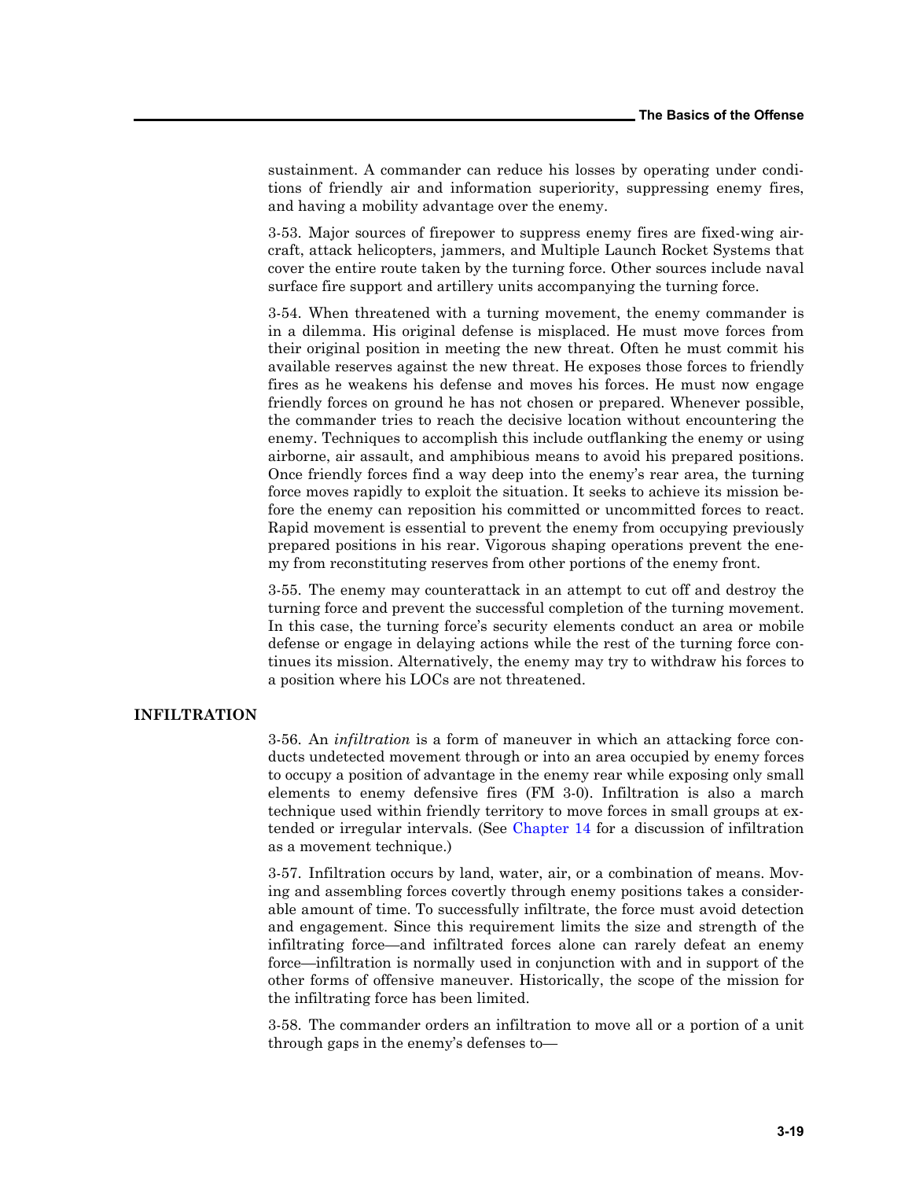sustainment. A commander can reduce his losses by operating under conditions of friendly air and information superiority, suppressing enemy fires, and having a mobility advantage over the enemy.

3-53. Major sources of firepower to suppress enemy fires are fixed-wing aircraft, attack helicopters, jammers, and Multiple Launch Rocket Systems that cover the entire route taken by the turning force. Other sources include naval surface fire support and artillery units accompanying the turning force.

3-54. When threatened with a turning movement, the enemy commander is in a dilemma. His original defense is misplaced. He must move forces from their original position in meeting the new threat. Often he must commit his available reserves against the new threat. He exposes those forces to friendly fires as he weakens his defense and moves his forces. He must now engage friendly forces on ground he has not chosen or prepared. Whenever possible, the commander tries to reach the decisive location without encountering the enemy. Techniques to accomplish this include outflanking the enemy or using airborne, air assault, and amphibious means to avoid his prepared positions. Once friendly forces find a way deep into the enemy's rear area, the turning force moves rapidly to exploit the situation. It seeks to achieve its mission before the enemy can reposition his committed or uncommitted forces to react. Rapid movement is essential to prevent the enemy from occupying previously prepared positions in his rear. Vigorous shaping operations prevent the enemy from reconstituting reserves from other portions of the enemy front.

3-55. The enemy may counterattack in an attempt to cut off and destroy the turning force and prevent the successful completion of the turning movement. In this case, the turning force's security elements conduct an area or mobile defense or engage in delaying actions while the rest of the turning force continues its mission. Alternatively, the enemy may try to withdraw his forces to a position where his LOCs are not threatened.

## INFILTRATION

3-56. An *infiltration* is a form of maneuver in which an attacking force conducts undetected movement through or into an area occupied by enemy forces to occupy a position of advantage in the enemy rear while exposing only small elements to enemy defensive fires (FM 3-0). Infiltration is also a march technique used within friendly territory to move forces in small groups at extended or irregular intervals. (See Chapter 14 for a discussion of infiltration as a movement technique.)

3-57. Infiltration occurs by land, water, air, or a combination of means. Moving and assembling forces covertly through enemy positions takes a considerable amount of time. To successfully infiltrate, the force must avoid detection and engagement. Since this requirement limits the size and strength of the infiltrating force—and infiltrated forces alone can rarely defeat an enemy force—infiltration is normally used in conjunction with and in support of the other forms of offensive maneuver. Historically, the scope of the mission for the infiltrating force has been limited.

3-58. The commander orders an infiltration to move all or a portion of a unit through gaps in the enemy's defenses to—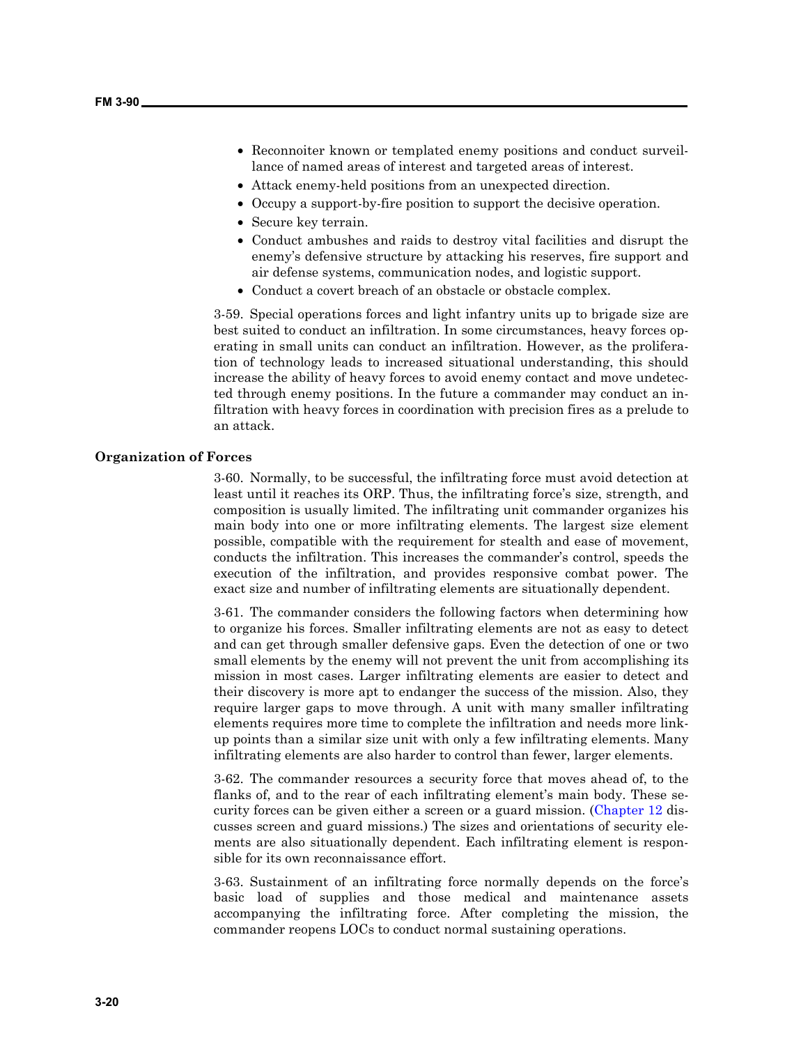- Reconnoiter known or templated enemy positions and conduct surveillance of named areas of interest and targeted areas of interest.
- Attack enemy-held positions from an unexpected direction.
- Occupy a support-by-fire position to support the decisive operation.
- Secure key terrain.
- Conduct ambushes and raids to destroy vital facilities and disrupt the enemy's defensive structure by attacking his reserves, fire support and air defense systems, communication nodes, and logistic support.
- Conduct a covert breach of an obstacle or obstacle complex.

3-59. Special operations forces and light infantry units up to brigade size are best suited to conduct an infiltration. In some circumstances, heavy forces operating in small units can conduct an infiltration. However, as the proliferation of technology leads to increased situational understanding, this should increase the ability of heavy forces to avoid enemy contact and move undetected through enemy positions. In the future a commander may conduct an infiltration with heavy forces in coordination with precision fires as a prelude to an attack.

**Organization of Forces**

3-60. Normally, to be successful, the infiltrating force must avoid detection at least until it reaches its ORP. Thus, the infiltrating force's size, strength, and composition is usually limited. The infiltrating unit commander organizes his main body into one or more infiltrating elements. The largest size element possible, compatible with the requirement for stealth and ease of movement, conducts the infiltration. This increases the commander's control, speeds the execution of the infiltration, and provides responsive combat power. The exact size and number of infiltrating elements are situationally dependent.

3-61. The commander considers the following factors when determining how to organize his forces. Smaller infiltrating elements are not as easy to detect and can get through smaller defensive gaps. Even the detection of one or two small elements by the enemy will not prevent the unit from accomplishing its mission in most cases. Larger infiltrating elements are easier to detect and their discovery is more apt to endanger the success of the mission. Also, they require larger gaps to move through. A unit with many smaller infiltrating elements requires more time to complete the infiltration and needs more link-up points than a similar size unit with only a few infiltrating elements. Many infiltrating elements are also harder to control than fewer, larger elements.

3-62. The commander resources a security force that moves ahead of, to the flanks of, and to the rear of each infiltrating element's main body. These security forces can be given either a screen or a guard mission. (Chapter 12 discusses screen and guard missions.) The sizes and orientations of security elements are also situationally dependent. Each infiltrating element is responsible for its own reconnaissance effort.

3-63. Sustainment of an infiltrating force normally depends on the force's basic load of supplies and those medical and maintenance assets accompanying the infiltrating force. After completing the mission, the commander reopens LOCs to conduct normal sustaining operations.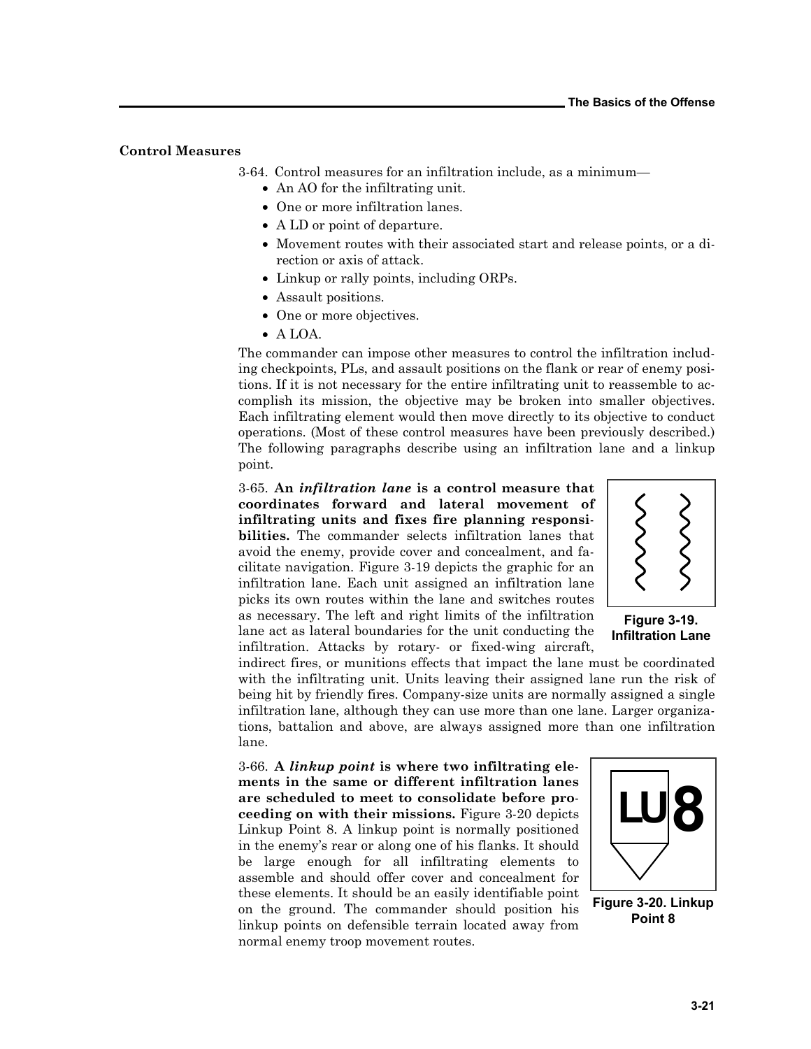### Control Measures

3-64. Control measures for an infiltration include, as a minimum—

- An AO for the infiltrating unit.
- One or more infiltration lanes.
- A LD or point of departure.
- Movement routes with their associated start and release points, or a direction or axis of attack.
- Linkup or rally points, including ORPs.
- Assault positions.
- One or more objectives.
- A LOA.

The commander can impose other measures to control the infiltration including checkpoints, PLs, and assault positions on the flank or rear of enemy positions. If it is not necessary for the entire infiltrating unit to reassemble to accomplish its mission, the objective may be broken into smaller objectives. Each infiltrating element would then move directly to its objective to conduct operations. (Most of these control measures have been previously described.) The following paragraphs describe using an infiltration lane and a linkup point.

3-65. **An *infiltration lane* is a control measure that coordinates forward and lateral movement of infiltrating units and fixes fire planning responsibilities.** The commander selects infiltration lanes that avoid the enemy, provide cover and concealment, and facilitate navigation. Figure 3-19 depicts the graphic for an infiltration lane. Each unit assigned an infiltration lane picks its own routes within the lane and switches routes as necessary. The left and right limits of the infiltration lane act as lateral boundaries for the unit conducting the infiltration. Attacks by rotary- or fixed-wing aircraft, indirect fires, or munitions effects that impact the lane must be coordinated with the infiltrating unit. Units leaving their assigned lane run the risk of being hit by friendly fires. Company-size units are normally assigned a single infiltration lane, although they can use more than one lane. Larger organizations, battalion and above, are always assigned more than one infiltration lane.

**Figure 3-19. Infiltration Lane**

3-66. **A *linkup point* is where two infiltrating elements in the same or different infiltration lanes are scheduled to meet to consolidate before proceeding on with their missions.** Figure 3-20 depicts Linkup Point 8. A linkup point is normally positioned in the enemy's rear or along one of his flanks. It should be large enough for all infiltrating elements to assemble and should offer cover and concealment for these elements. It should be an easily identifiable point on the ground. The commander should position his linkup points on defensible terrain located away from normal enemy troop movement routes.

LU 8

**Figure 3-20. Linkup Point 8**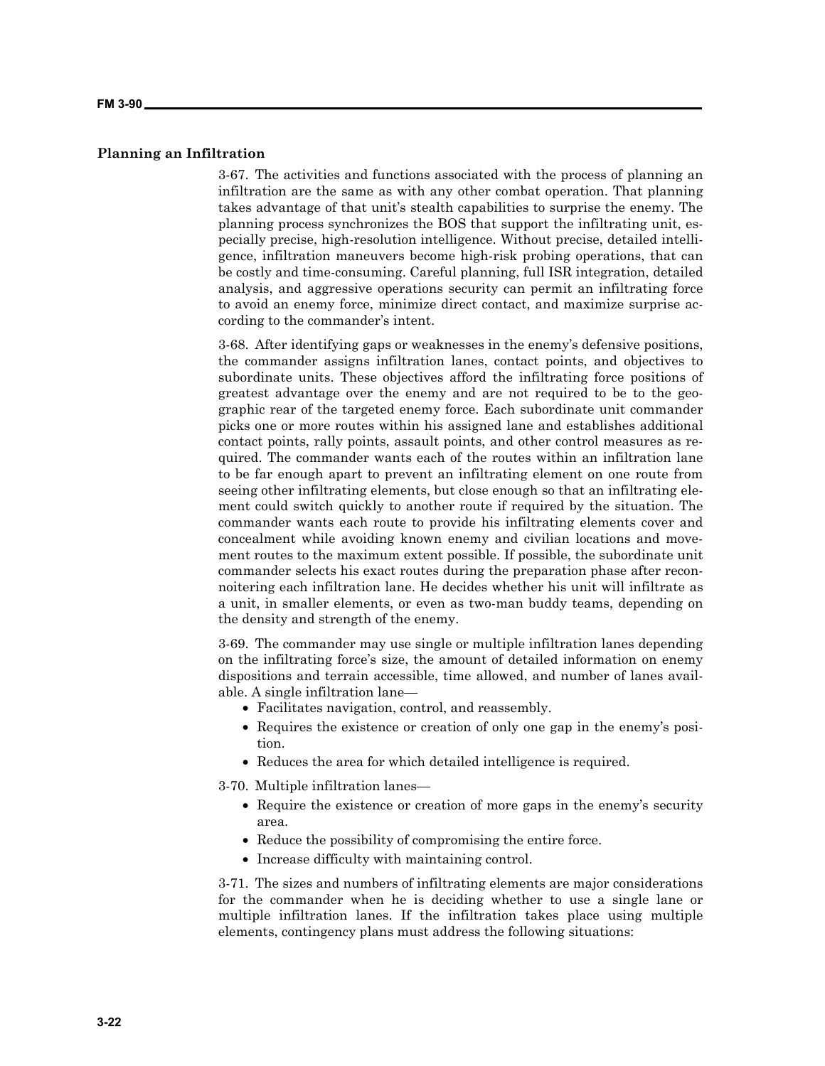### Planning an Infiltration

3-67. The activities and functions associated with the process of planning an infiltration are the same as with any other combat operation. That planning takes advantage of that unit's stealth capabilities to surprise the enemy. The planning process synchronizes the BOS that support the infiltrating unit, especially precise, high-resolution intelligence. Without precise, detailed intelligence, infiltration maneuvers become high-risk probing operations, that can be costly and time-consuming. Careful planning, full ISR integration, detailed analysis, and aggressive operations security can permit an infiltrating force to avoid an enemy force, minimize direct contact, and maximize surprise according to the commander's intent.

3-68. After identifying gaps or weaknesses in the enemy's defensive positions, the commander assigns infiltration lanes, contact points, and objectives to subordinate units. These objectives afford the infiltrating force positions of greatest advantage over the enemy and are not required to be to the geographic rear of the targeted enemy force. Each subordinate unit commander picks one or more routes within his assigned lane and establishes additional contact points, rally points, assault points, and other control measures as required. The commander wants each of the routes within an infiltration lane to be far enough apart to prevent an infiltrating element on one route from seeing other infiltrating elements, but close enough so that an infiltrating element could switch quickly to another route if required by the situation. The commander wants each route to provide his infiltrating elements cover and concealment while avoiding known enemy and civilian locations and movement routes to the maximum extent possible. If possible, the subordinate unit commander selects his exact routes during the preparation phase after reconnoitering each infiltration lane. He decides whether his unit will infiltrate as a unit, in smaller elements, or even as two-man buddy teams, depending on the density and strength of the enemy.

3-69. The commander may use single or multiple infiltration lanes depending on the infiltrating force's size, the amount of detailed information on enemy dispositions and terrain accessible, time allowed, and number of lanes available. A single infiltration lane—

- Facilitates navigation, control, and reassembly.
- Requires the existence or creation of only one gap in the enemy's position.
- Reduces the area for which detailed intelligence is required.

3-70. Multiple infiltration lanes—

- Require the existence or creation of more gaps in the enemy's security area.
- Reduce the possibility of compromising the entire force.
- Increase difficulty with maintaining control.

3-71. The sizes and numbers of infiltrating elements are major considerations for the commander when he is deciding whether to use a single lane or multiple infiltration lanes. If the infiltration takes place using multiple elements, contingency plans must address the following situations: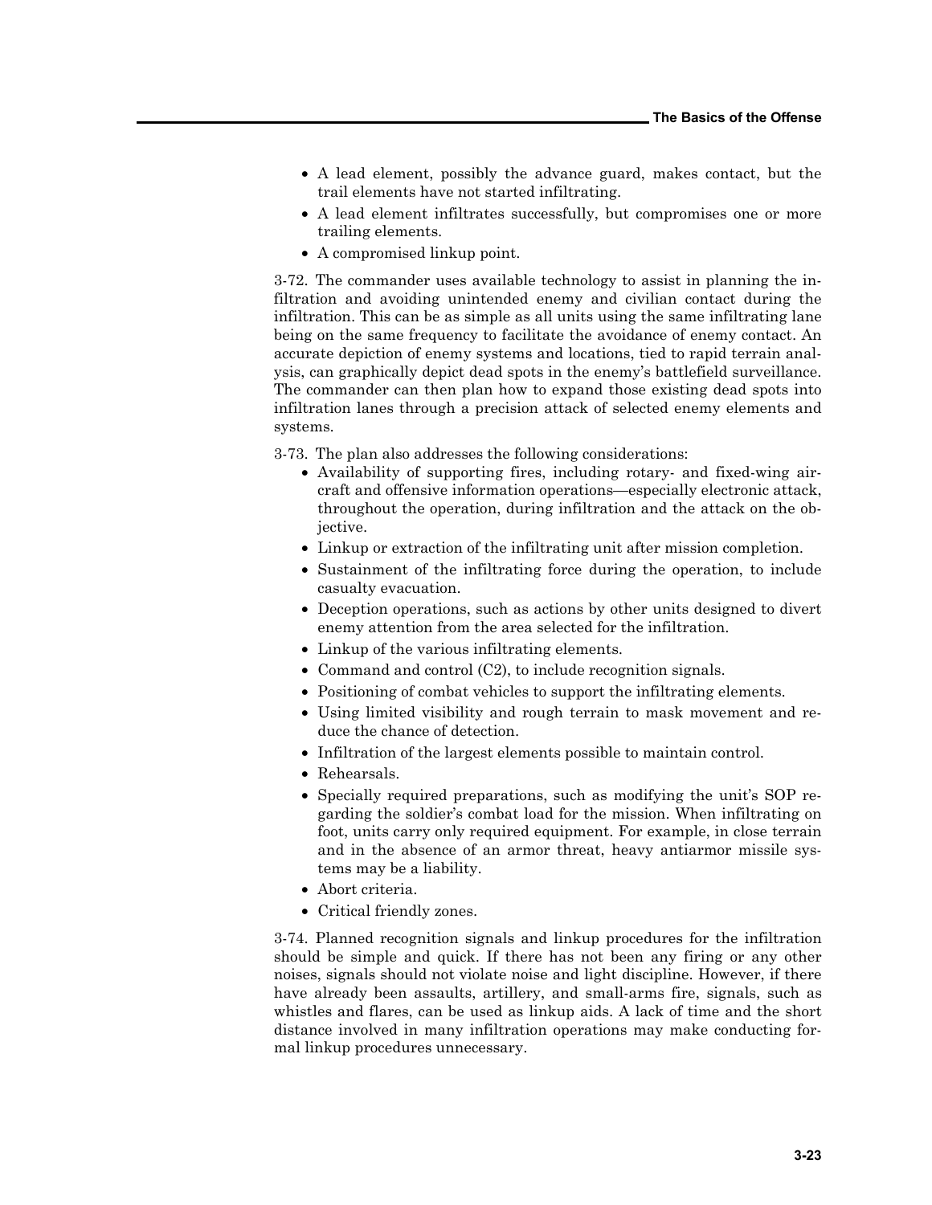- A lead element, possibly the advance guard, makes contact, but the trail elements have not started infiltrating.
- A lead element infiltrates successfully, but compromises one or more trailing elements.
- A compromised linkup point.

3-72. The commander uses available technology to assist in planning the infiltration and avoiding unintended enemy and civilian contact during the infiltration. This can be as simple as all units using the same infiltrating lane being on the same frequency to facilitate the avoidance of enemy contact. An accurate depiction of enemy systems and locations, tied to rapid terrain analysis, can graphically depict dead spots in the enemy's battlefield surveillance. The commander can then plan how to expand those existing dead spots into infiltration lanes through a precision attack of selected enemy elements and systems.

3-73. The plan also addresses the following considerations:

- Availability of supporting fires, including rotary- and fixed-wing aircraft and offensive information operations—especially electronic attack, throughout the operation, during infiltration and the attack on the objective.
- Linkup or extraction of the infiltrating unit after mission completion.
- Sustainment of the infiltrating force during the operation, to include casualty evacuation.
- Deception operations, such as actions by other units designed to divert enemy attention from the area selected for the infiltration.
- Linkup of the various infiltrating elements.
- Command and control (C2), to include recognition signals.
- Positioning of combat vehicles to support the infiltrating elements.
- Using limited visibility and rough terrain to mask movement and reduce the chance of detection.
- Infiltration of the largest elements possible to maintain control.
- Rehearsals.
- Specially required preparations, such as modifying the unit's SOP regarding the soldier's combat load for the mission. When infiltrating on foot, units carry only required equipment. For example, in close terrain and in the absence of an armor threat, heavy antiarmor missile systems may be a liability.
- Abort criteria.
- Critical friendly zones.

3-74. Planned recognition signals and linkup procedures for the infiltration should be simple and quick. If there has not been any firing or any other noises, signals should not violate noise and light discipline. However, if there have already been assaults, artillery, and small-arms fire, signals, such as whistles and flares, can be used as linkup aids. A lack of time and the short distance involved in many infiltration operations may make conducting formal linkup procedures unnecessary.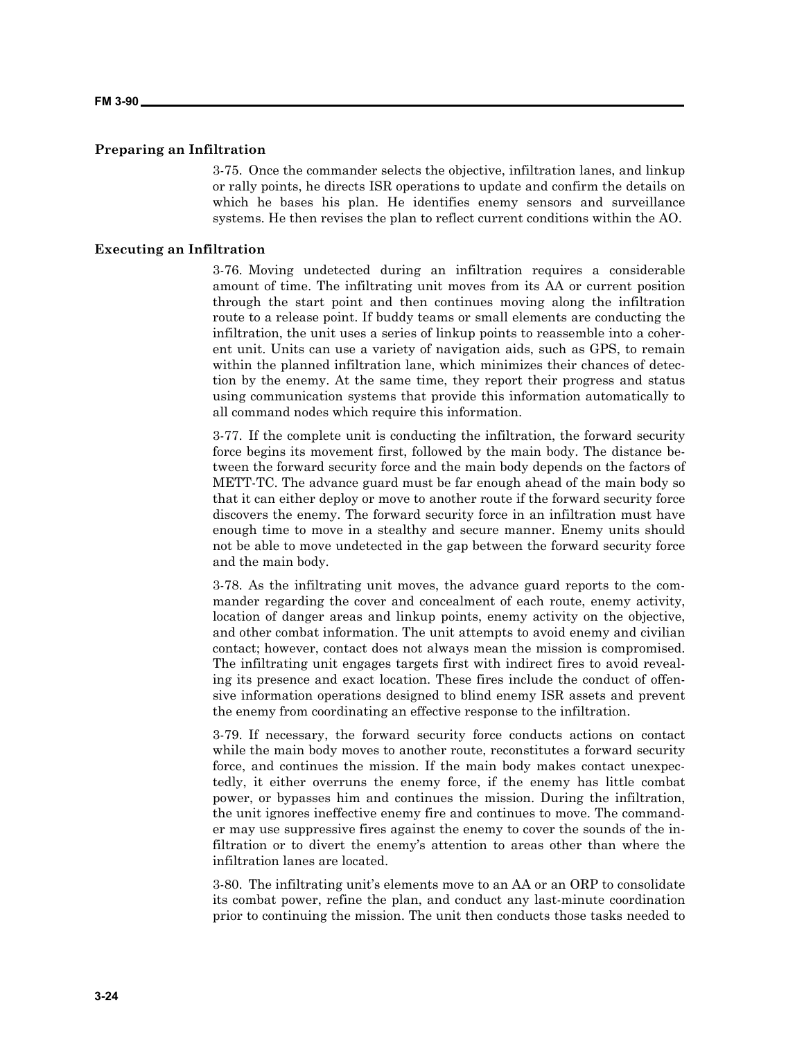### Preparing an Infiltration

3-75. Once the commander selects the objective, infiltration lanes, and linkup or rally points, he directs ISR operations to update and confirm the details on which he bases his plan. He identifies enemy sensors and surveillance systems. He then revises the plan to reflect current conditions within the AO.

### Executing an Infiltration

3-76. Moving undetected during an infiltration requires a considerable amount of time. The infiltrating unit moves from its AA or current position through the start point and then continues moving along the infiltration route to a release point. If buddy teams or small elements are conducting the infiltration, the unit uses a series of linkup points to reassemble into a coherent unit. Units can use a variety of navigation aids, such as GPS, to remain within the planned infiltration lane, which minimizes their chances of detection by the enemy. At the same time, they report their progress and status using communication systems that provide this information automatically to all command nodes which require this information.

3-77. If the complete unit is conducting the infiltration, the forward security force begins its movement first, followed by the main body. The distance between the forward security force and the main body depends on the factors of METT-TC. The advance guard must be far enough ahead of the main body so that it can either deploy or move to another route if the forward security force discovers the enemy. The forward security force in an infiltration must have enough time to move in a stealthy and secure manner. Enemy units should not be able to move undetected in the gap between the forward security force and the main body.

3-78. As the infiltrating unit moves, the advance guard reports to the commander regarding the cover and concealment of each route, enemy activity, location of danger areas and linkup points, enemy activity on the objective, and other combat information. The unit attempts to avoid enemy and civilian contact; however, contact does not always mean the mission is compromised. The infiltrating unit engages targets first with indirect fires to avoid revealing its presence and exact location. These fires include the conduct of offensive information operations designed to blind enemy ISR assets and prevent the enemy from coordinating an effective response to the infiltration.

3-79. If necessary, the forward security force conducts actions on contact while the main body moves to another route, reconstitutes a forward security force, and continues the mission. If the main body makes contact unexpectedly, it either overruns the enemy force, if the enemy has little combat power, or bypasses him and continues the mission. During the infiltration, the unit ignores ineffective enemy fire and continues to move. The commander may use suppressive fires against the enemy to cover the sounds of the infiltration or to divert the enemy's attention to areas other than where the infiltration lanes are located.

3-80. The infiltrating unit's elements move to an AA or an ORP to consolidate its combat power, refine the plan, and conduct any last-minute coordination prior to continuing the mission. The unit then conducts those tasks needed to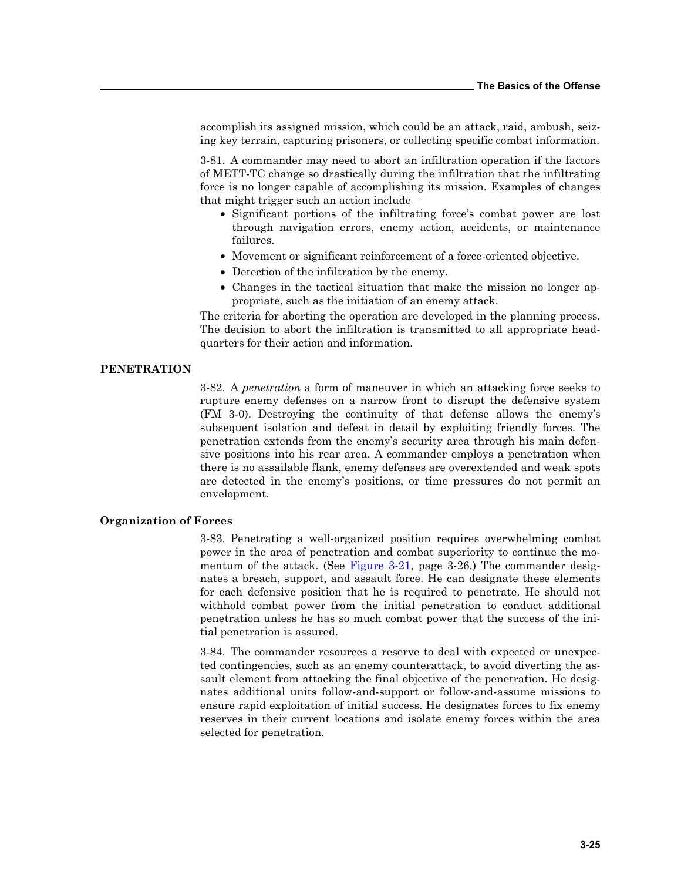accomplish its assigned mission, which could be an attack, raid, ambush, seizing key terrain, capturing prisoners, or collecting specific combat information.

3-81. A commander may need to abort an infiltration operation if the factors of METT-TC change so drastically during the infiltration that the infiltrating force is no longer capable of accomplishing its mission. Examples of changes that might trigger such an action include—

- Significant portions of the infiltrating force's combat power are lost through navigation errors, enemy action, accidents, or maintenance failures.
- Movement or significant reinforcement of a force-oriented objective.
- Detection of the infiltration by the enemy.
- Changes in the tactical situation that make the mission no longer appropriate, such as the initiation of an enemy attack.

The criteria for aborting the operation are developed in the planning process. The decision to abort the infiltration is transmitted to all appropriate headquarters for their action and information.

## PENETRATION

3-82. A *penetration* a form of maneuver in which an attacking force seeks to rupture enemy defenses on a narrow front to disrupt the defensive system (FM 3-0). Destroying the continuity of that defense allows the enemy's subsequent isolation and defeat in detail by exploiting friendly forces. The penetration extends from the enemy's security area through his main defensive positions into his rear area. A commander employs a penetration when there is no assailable flank, enemy defenses are overextended and weak spots are detected in the enemy's positions, or time pressures do not permit an envelopment.

### Organization of Forces

3-83. Penetrating a well-organized position requires overwhelming combat power in the area of penetration and combat superiority to continue the momentum of the attack. (See Figure 3-21, page 3-26.) The commander designates a breach, support, and assault force. He can designate these elements for each defensive position that he is required to penetrate. He should not withhold combat power from the initial penetration to conduct additional penetration unless he has so much combat power that the success of the initial penetration is assured.

3-84. The commander resources a reserve to deal with expected or unexpected contingencies, such as an enemy counterattack, to avoid diverting the assault element from attacking the final objective of the penetration. He designates additional units follow-and-support or follow-and-assume missions to ensure rapid exploitation of initial success. He designates forces to fix enemy reserves in their current locations and isolate enemy forces within the area selected for penetration.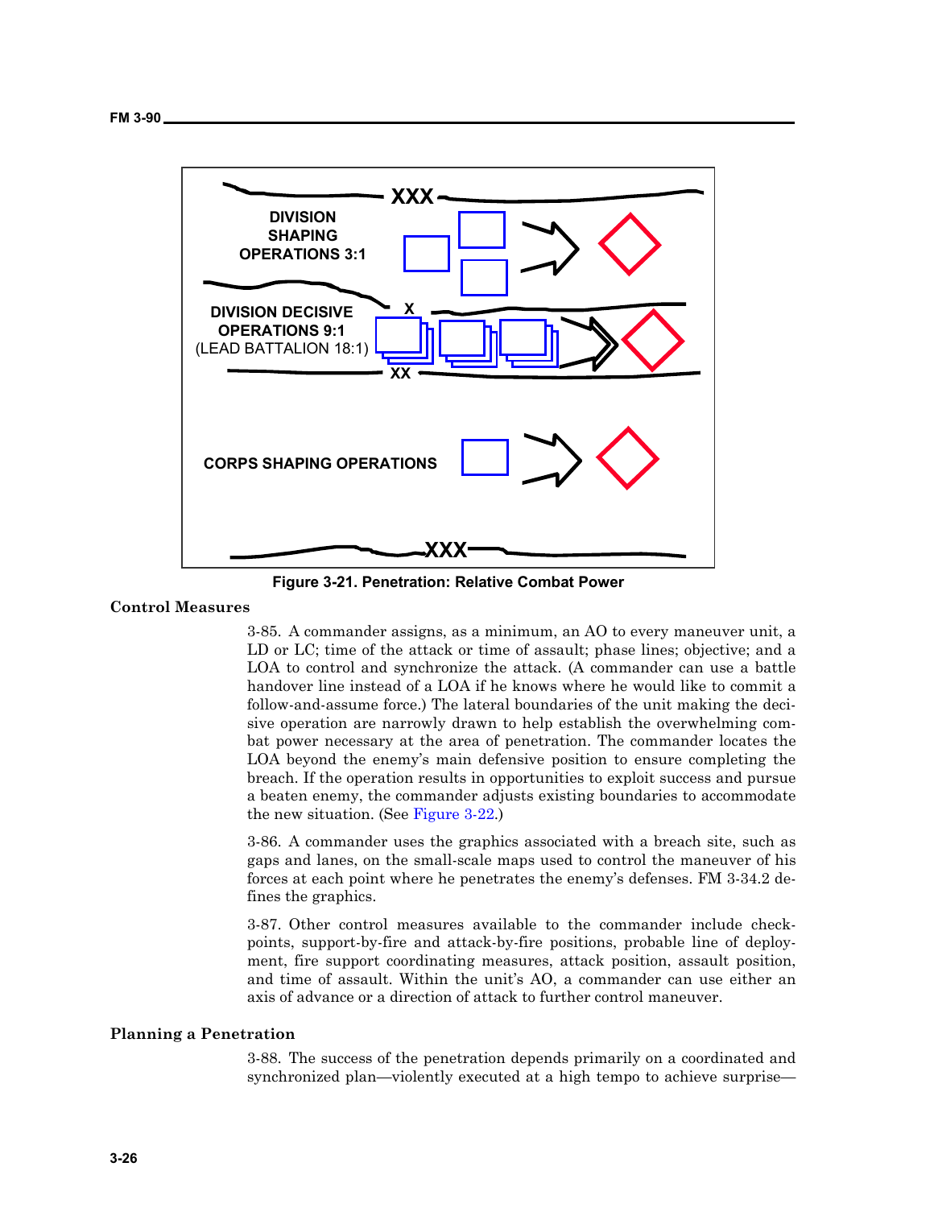DIVISION SHAPING OPERATIONS 3:1

DIVISION DECISIVE OPERATIONS 9:1 (LEAD BATTALION 18:1)

CORPS SHAPING OPERATIONS

**Figure 3-21. Penetration: Relative Combat Power**

### Control Measures

3-85. A commander assigns, as a minimum, an AO to every maneuver unit, a LD or LC; time of the attack or time of assault; phase lines; objective; and a LOA to control and synchronize the attack. (A commander can use a battle handover line instead of a LOA if he knows where he would like to commit a follow-and-assume force.) The lateral boundaries of the unit making the decisive operation are narrowly drawn to help establish the overwhelming combat power necessary at the area of penetration. The commander locates the LOA beyond the enemy's main defensive position to ensure completing the breach. If the operation results in opportunities to exploit success and pursue a beaten enemy, the commander adjusts existing boundaries to accommodate the new situation. (See Figure 3-22.)

3-86. A commander uses the graphics associated with a breach site, such as gaps and lanes, on the small-scale maps used to control the maneuver of his forces at each point where he penetrates the enemy's defenses. FM 3-34.2 defines the graphics.

3-87. Other control measures available to the commander include checkpoints, support-by-fire and attack-by-fire positions, probable line of deployment, fire support coordinating measures, attack position, assault position, and time of assault. Within the unit's AO, a commander can use either an axis of advance or a direction of attack to further control maneuver.

### Planning a Penetration

3-88. The success of the penetration depends primarily on a coordinated and synchronized plan—violently executed at a high tempo to achieve surprise—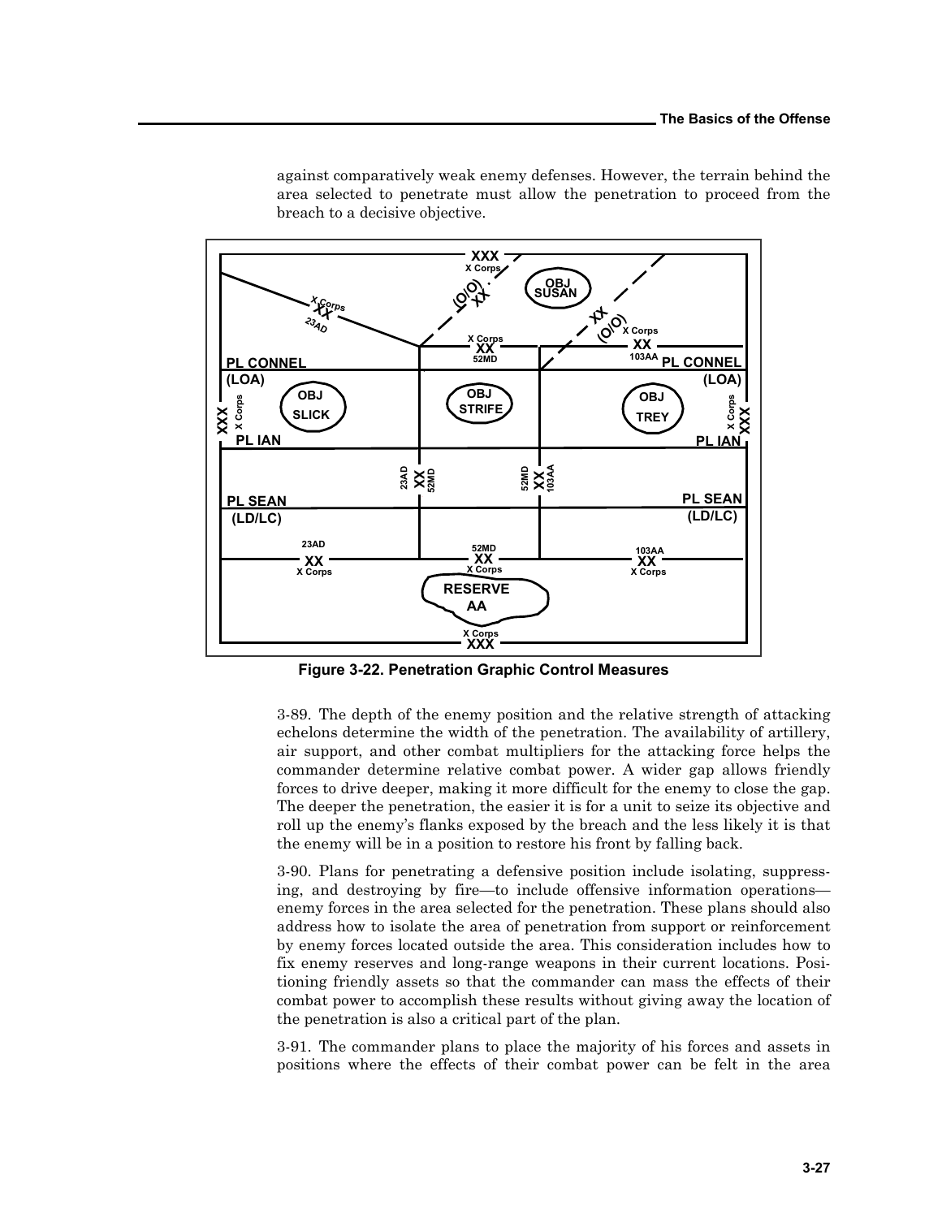against comparatively weak enemy defenses. However, the terrain behind the area selected to penetrate must allow the penetration to proceed from the breach to a decisive objective.

**Figure 3-22. Penetration Graphic Control Measures**

3-89. The depth of the enemy position and the relative strength of attacking echelons determine the width of the penetration. The availability of artillery, air support, and other combat multipliers for the attacking force helps the commander determine relative combat power. A wider gap allows friendly forces to drive deeper, making it more difficult for the enemy to close the gap. The deeper the penetration, the easier it is for a unit to seize its objective and roll up the enemy's flanks exposed by the breach and the less likely it is that the enemy will be in a position to restore his front by falling back.

3-90. Plans for penetrating a defensive position include isolating, suppressing, and destroying by fire—to include offensive information operations—enemy forces in the area selected for the penetration. These plans should also address how to isolate the area of penetration from support or reinforcement by enemy forces located outside the area. This consideration includes how to fix enemy reserves and long-range weapons in their current locations. Positioning friendly assets so that the commander can mass the effects of their combat power to accomplish these results without giving away the location of the penetration is also a critical part of the plan.

3-91. The commander plans to place the majority of his forces and assets in positions where the effects of their combat power can be felt in the area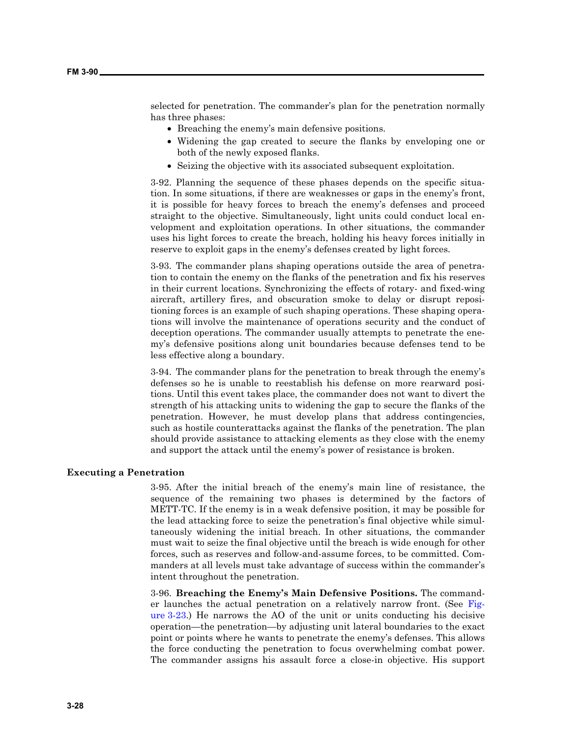selected for penetration. The commander's plan for the penetration normally has three phases:

- Breaching the enemy's main defensive positions.
- Widening the gap created to secure the flanks by enveloping one or both of the newly exposed flanks.
- Seizing the objective with its associated subsequent exploitation.

3-92. Planning the sequence of these phases depends on the specific situation. In some situations, if there are weaknesses or gaps in the enemy's front, it is possible for heavy forces to breach the enemy's defenses and proceed straight to the objective. Simultaneously, light units could conduct local envelopment and exploitation operations. In other situations, the commander uses his light forces to create the breach, holding his heavy forces initially in reserve to exploit gaps in the enemy's defenses created by light forces.

3-93. The commander plans shaping operations outside the area of penetration to contain the enemy on the flanks of the penetration and fix his reserves in their current locations. Synchronizing the effects of rotary- and fixed-wing aircraft, artillery fires, and obscuration smoke to delay or disrupt repositioning forces is an example of such shaping operations. These shaping operations will involve the maintenance of operations security and the conduct of deception operations. The commander usually attempts to penetrate the enemy's defensive positions along unit boundaries because defenses tend to be less effective along a boundary.

3-94. The commander plans for the penetration to break through the enemy's defenses so he is unable to reestablish his defense on more rearward positions. Until this event takes place, the commander does not want to divert the strength of his attacking units to widening the gap to secure the flanks of the penetration. However, he must develop plans that address contingencies, such as hostile counterattacks against the flanks of the penetration. The plan should provide assistance to attacking elements as they close with the enemy and support the attack until the enemy's power of resistance is broken.

### Executing a Penetration

3-95. After the initial breach of the enemy's main line of resistance, the sequence of the remaining two phases is determined by the factors of METT-TC. If the enemy is in a weak defensive position, it may be possible for the lead attacking force to seize the penetration's final objective while simultaneously widening the initial breach. In other situations, the commander must wait to seize the final objective until the breach is wide enough for other forces, such as reserves and follow-and-assume forces, to be committed. Commanders at all levels must take advantage of success within the commander's intent throughout the penetration.

3-96. **Breaching the Enemy's Main Defensive Positions.** The commander launches the actual penetration on a relatively narrow front. (See Figure 3-23.) He narrows the AO of the unit or units conducting his decisive operation—the penetration—by adjusting unit lateral boundaries to the exact point or points where he wants to penetrate the enemy's defenses. This allows the force conducting the penetration to focus overwhelming combat power. The commander assigns his assault force a close-in objective. His support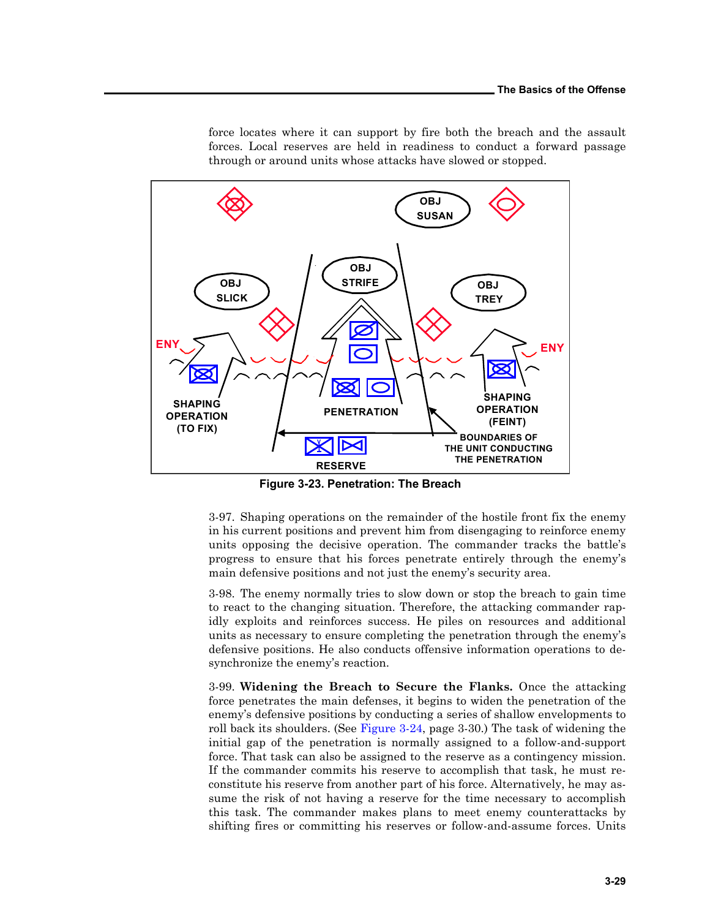force locates where it can support by fire both the breach and the assault forces. Local reserves are held in readiness to conduct a forward passage through or around units whose attacks have slowed or stopped.

OBJ SUSAN

OBJ STRIFE

OBJ SLICK

OBJ TREY

ENY

ENY

SHAPING OPERATION (TO FIX)

PENETRATION

SHAPING OPERATION (FEINT)

BOUNDARIES OF THE UNIT CONDUCTING THE PENETRATION

RESERVE

**Figure 3-23. Penetration: The Breach**

3-97. Shaping operations on the remainder of the hostile front fix the enemy in his current positions and prevent him from disengaging to reinforce enemy units opposing the decisive operation. The commander tracks the battle's progress to ensure that his forces penetrate entirely through the enemy's main defensive positions and not just the enemy's security area.

3-98. The enemy normally tries to slow down or stop the breach to gain time to react to the changing situation. Therefore, the attacking commander rapidly exploits and reinforces success. He piles on resources and additional units as necessary to ensure completing the penetration through the enemy's defensive positions. He also conducts offensive information operations to desynchronize the enemy's reaction.

3-99. **Widening the Breach to Secure the Flanks.** Once the attacking force penetrates the main defenses, it begins to widen the penetration of the enemy's defensive positions by conducting a series of shallow envelopments to roll back its shoulders. (See Figure 3-24, page 3-30.) The task of widening the initial gap of the penetration is normally assigned to a follow-and-support force. That task can also be assigned to the reserve as a contingency mission. If the commander commits his reserve to accomplish that task, he must reconstitute his reserve from another part of his force. Alternatively, he may assume the risk of not having a reserve for the time necessary to accomplish this task. The commander makes plans to meet enemy counterattacks by shifting fires or committing his reserves or follow-and-assume forces. Units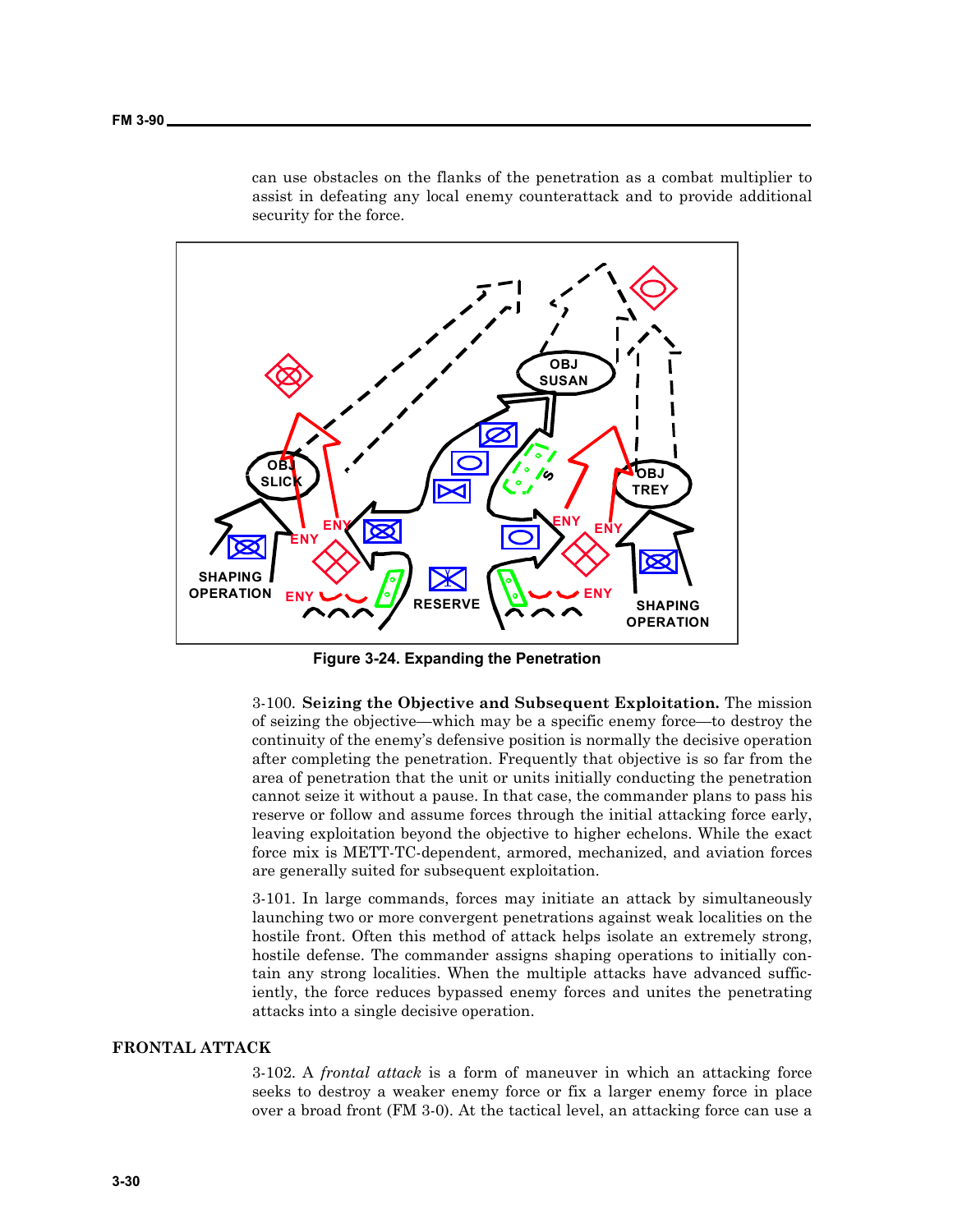can use obstacles on the flanks of the penetration as a combat multiplier to assist in defeating any local enemy counterattack and to provide additional security for the force.

**Figure 3-24. Expanding the Penetration**

3-100. **Seizing the Objective and Subsequent Exploitation.** The mission of seizing the objective—which may be a specific enemy force—to destroy the continuity of the enemy's defensive position is normally the decisive operation after completing the penetration. Frequently that objective is so far from the area of penetration that the unit or units initially conducting the penetration cannot seize it without a pause. In that case, the commander plans to pass his reserve or follow and assume forces through the initial attacking force early, leaving exploitation beyond the objective to higher echelons. While the exact force mix is METT-TC-dependent, armored, mechanized, and aviation forces are generally suited for subsequent exploitation.

3-101. In large commands, forces may initiate an attack by simultaneously launching two or more convergent penetrations against weak localities on the hostile front. Often this method of attack helps isolate an extremely strong, hostile defense. The commander assigns shaping operations to initially contain any strong localities. When the multiple attacks have advanced sufficiently, the force reduces bypassed enemy forces and unites the penetrating attacks into a single decisive operation.

## FRONTAL ATTACK

3-102. A *frontal attack* is a form of maneuver in which an attacking force seeks to destroy a weaker enemy force or fix a larger enemy force in place over a broad front (FM 3-0). At the tactical level, an attacking force can use a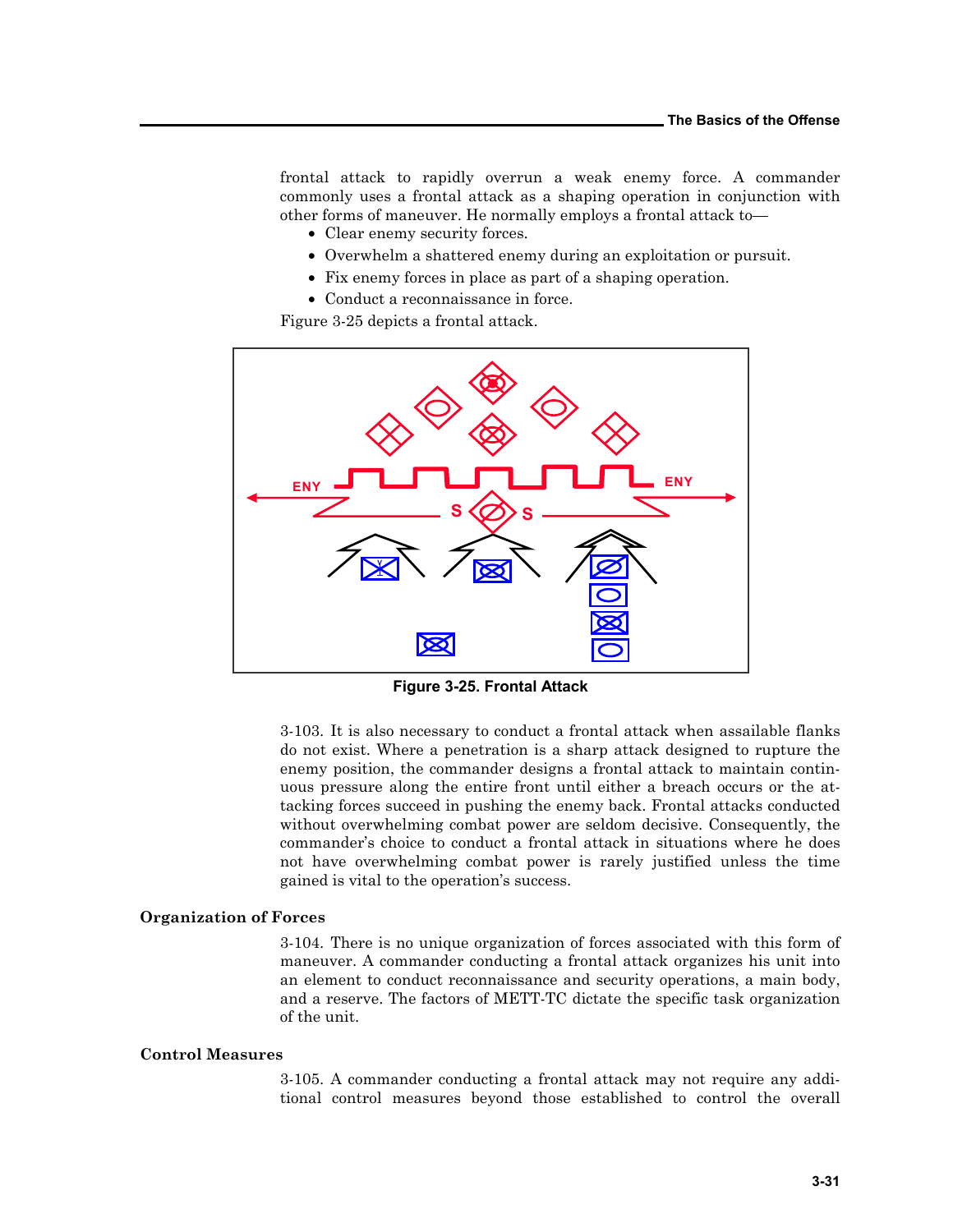frontal attack to rapidly overrun a weak enemy force. A commander commonly uses a frontal attack as a shaping operation in conjunction with other forms of maneuver. He normally employs a frontal attack to—

- Clear enemy security forces.
- Overwhelm a shattered enemy during an exploitation or pursuit.
- Fix enemy forces in place as part of a shaping operation.
- Conduct a reconnaissance in force.

Figure 3-25 depicts a frontal attack.

**Figure 3-25. Frontal Attack**

3-103. It is also necessary to conduct a frontal attack when assailable flanks do not exist. Where a penetration is a sharp attack designed to rupture the enemy position, the commander designs a frontal attack to maintain continuous pressure along the entire front until either a breach occurs or the attacking forces succeed in pushing the enemy back. Frontal attacks conducted without overwhelming combat power are seldom decisive. Consequently, the commander's choice to conduct a frontal attack in situations where he does not have overwhelming combat power is rarely justified unless the time gained is vital to the operation's success.

### Organization of Forces

3-104. There is no unique organization of forces associated with this form of maneuver. A commander conducting a frontal attack organizes his unit into an element to conduct reconnaissance and security operations, a main body, and a reserve. The factors of METT-TC dictate the specific task organization of the unit.

### Control Measures

3-105. A commander conducting a frontal attack may not require any additional control measures beyond those established to control the overall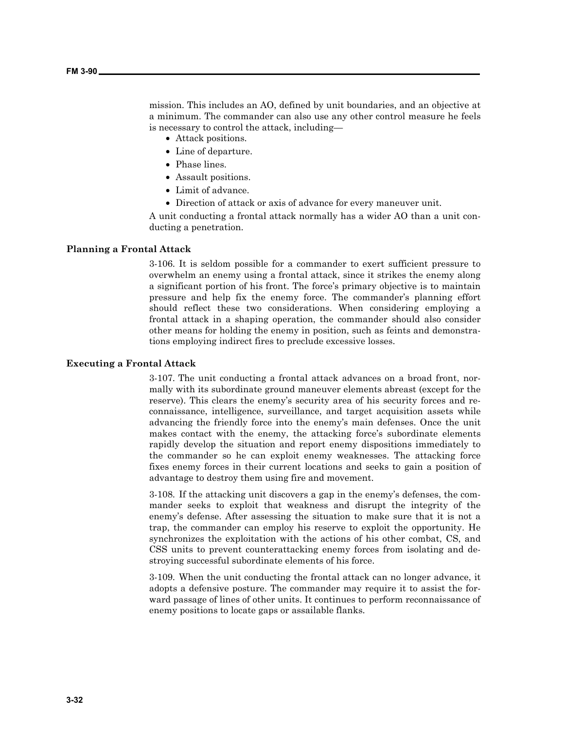mission. This includes an AO, defined by unit boundaries, and an objective at a minimum. The commander can also use any other control measure he feels is necessary to control the attack, including—

- Attack positions.
- Line of departure.
- Phase lines.
- Assault positions.
- Limit of advance.
- Direction of attack or axis of advance for every maneuver unit.

A unit conducting a frontal attack normally has a wider AO than a unit conducting a penetration.

### Planning a Frontal Attack

3-106. It is seldom possible for a commander to exert sufficient pressure to overwhelm an enemy using a frontal attack, since it strikes the enemy along a significant portion of his front. The force's primary objective is to maintain pressure and help fix the enemy force. The commander's planning effort should reflect these two considerations. When considering employing a frontal attack in a shaping operation, the commander should also consider other means for holding the enemy in position, such as feints and demonstrations employing indirect fires to preclude excessive losses.

### Executing a Frontal Attack

3-107. The unit conducting a frontal attack advances on a broad front, normally with its subordinate ground maneuver elements abreast (except for the reserve). This clears the enemy's security area of his security forces and reconnaissance, intelligence, surveillance, and target acquisition assets while advancing the friendly force into the enemy's main defenses. Once the unit makes contact with the enemy, the attacking force's subordinate elements rapidly develop the situation and report enemy dispositions immediately to the commander so he can exploit enemy weaknesses. The attacking force fixes enemy forces in their current locations and seeks to gain a position of advantage to destroy them using fire and movement.

3-108. If the attacking unit discovers a gap in the enemy's defenses, the commander seeks to exploit that weakness and disrupt the integrity of the enemy's defense. After assessing the situation to make sure that it is not a trap, the commander can employ his reserve to exploit the opportunity. He synchronizes the exploitation with the actions of his other combat, CS, and CSS units to prevent counterattacking enemy forces from isolating and destroying successful subordinate elements of his force.

3-109. When the unit conducting the frontal attack can no longer advance, it adopts a defensive posture. The commander may require it to assist the forward passage of lines of other units. It continues to perform reconnaissance of enemy positions to locate gaps or assailable flanks.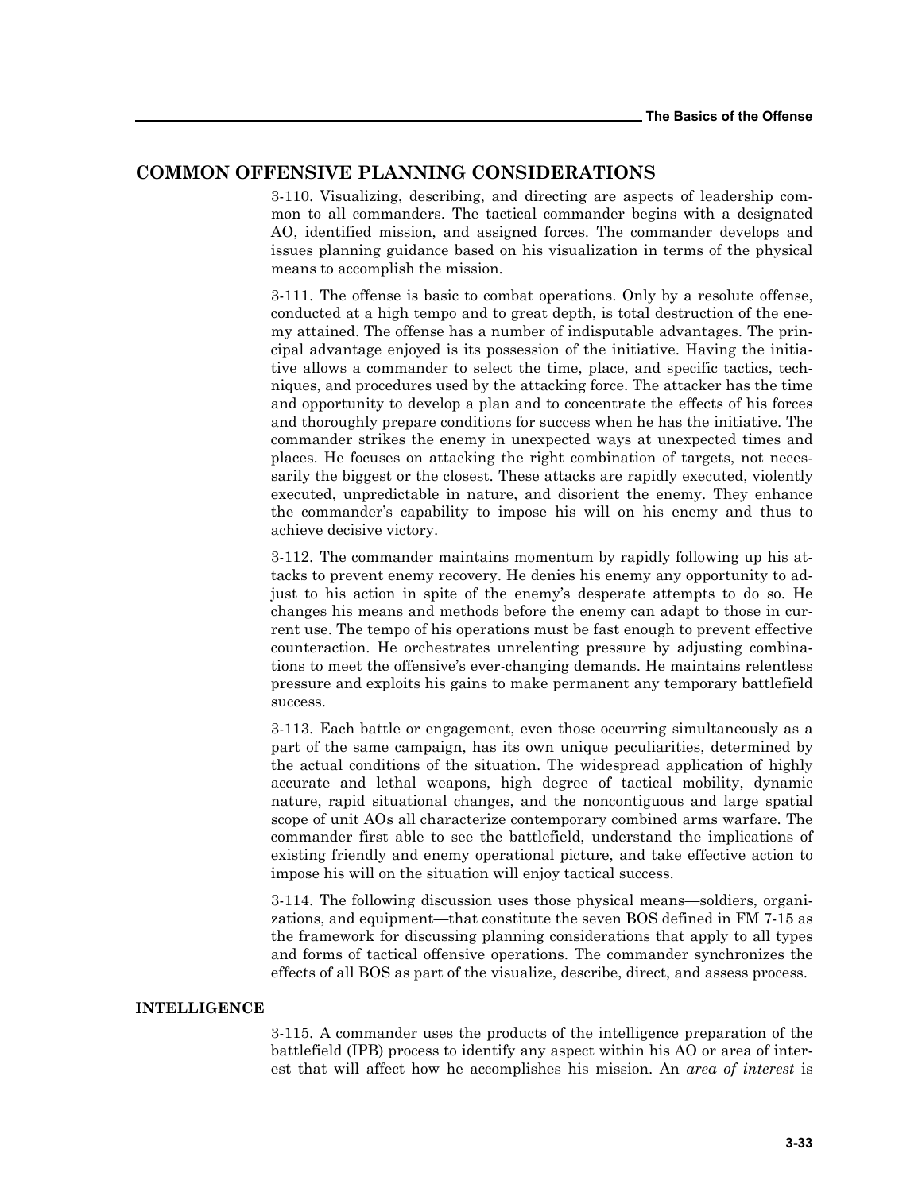## COMMON OFFENSIVE PLANNING CONSIDERATIONS

3-110. Visualizing, describing, and directing are aspects of leadership common to all commanders. The tactical commander begins with a designated AO, identified mission, and assigned forces. The commander develops and issues planning guidance based on his visualization in terms of the physical means to accomplish the mission.

3-111. The offense is basic to combat operations. Only by a resolute offense, conducted at a high tempo and to great depth, is total destruction of the enemy attained. The offense has a number of indisputable advantages. The principal advantage enjoyed is its possession of the initiative. Having the initiative allows a commander to select the time, place, and specific tactics, techniques, and procedures used by the attacking force. The attacker has the time and opportunity to develop a plan and to concentrate the effects of his forces and thoroughly prepare conditions for success when he has the initiative. The commander strikes the enemy in unexpected ways at unexpected times and places. He focuses on attacking the right combination of targets, not necessarily the biggest or the closest. These attacks are rapidly executed, violently executed, unpredictable in nature, and disorient the enemy. They enhance the commander's capability to impose his will on his enemy and thus to achieve decisive victory.

3-112. The commander maintains momentum by rapidly following up his attacks to prevent enemy recovery. He denies his enemy any opportunity to adjust to his action in spite of the enemy's desperate attempts to do so. He changes his means and methods before the enemy can adapt to those in current use. The tempo of his operations must be fast enough to prevent effective counteraction. He orchestrates unrelenting pressure by adjusting combinations to meet the offensive's ever-changing demands. He maintains relentless pressure and exploits his gains to make permanent any temporary battlefield success.

3-113. Each battle or engagement, even those occurring simultaneously as a part of the same campaign, has its own unique peculiarities, determined by the actual conditions of the situation. The widespread application of highly accurate and lethal weapons, high degree of tactical mobility, dynamic nature, rapid situational changes, and the noncontiguous and large spatial scope of unit AOs all characterize contemporary combined arms warfare. The commander first able to see the battlefield, understand the implications of existing friendly and enemy operational picture, and take effective action to impose his will on the situation will enjoy tactical success.

3-114. The following discussion uses those physical means—soldiers, organizations, and equipment—that constitute the seven BOS defined in FM 7-15 as the framework for discussing planning considerations that apply to all types and forms of tactical offensive operations. The commander synchronizes the effects of all BOS as part of the visualize, describe, direct, and assess process.

### INTELLIGENCE

3-115. A commander uses the products of the intelligence preparation of the battlefield (IPB) process to identify any aspect within his AO or area of interest that will affect how he accomplishes his mission. An *area of interest* is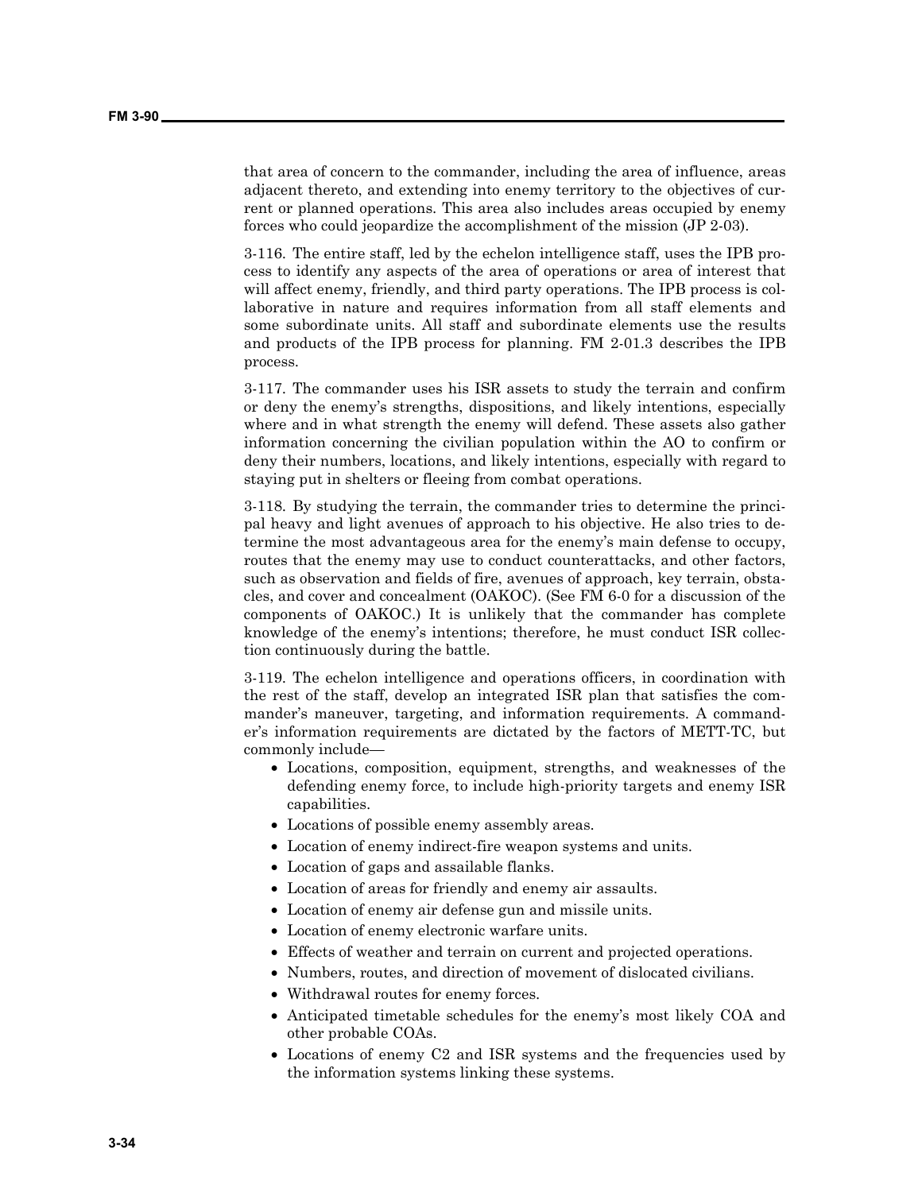that area of concern to the commander, including the area of influence, areas adjacent thereto, and extending into enemy territory to the objectives of current or planned operations. This area also includes areas occupied by enemy forces who could jeopardize the accomplishment of the mission (JP 2-03).

3-116. The entire staff, led by the echelon intelligence staff, uses the IPB process to identify any aspects of the area of operations or area of interest that will affect enemy, friendly, and third party operations. The IPB process is collaborative in nature and requires information from all staff elements and some subordinate units. All staff and subordinate elements use the results and products of the IPB process for planning. FM 2-01.3 describes the IPB process.

3-117. The commander uses his ISR assets to study the terrain and confirm or deny the enemy's strengths, dispositions, and likely intentions, especially where and in what strength the enemy will defend. These assets also gather information concerning the civilian population within the AO to confirm or deny their numbers, locations, and likely intentions, especially with regard to staying put in shelters or fleeing from combat operations.

3-118. By studying the terrain, the commander tries to determine the principal heavy and light avenues of approach to his objective. He also tries to determine the most advantageous area for the enemy's main defense to occupy, routes that the enemy may use to conduct counterattacks, and other factors, such as observation and fields of fire, avenues of approach, key terrain, obstacles, and cover and concealment (OAKOC). (See FM 6-0 for a discussion of the components of OAKOC.) It is unlikely that the commander has complete knowledge of the enemy's intentions; therefore, he must conduct ISR collection continuously during the battle.

3-119. The echelon intelligence and operations officers, in coordination with the rest of the staff, develop an integrated ISR plan that satisfies the commander's maneuver, targeting, and information requirements. A commander's information requirements are dictated by the factors of METT-TC, but commonly include—

- Locations, composition, equipment, strengths, and weaknesses of the defending enemy force, to include high-priority targets and enemy ISR capabilities.
- Locations of possible enemy assembly areas.
- Location of enemy indirect-fire weapon systems and units.
- Location of gaps and assailable flanks.
- Location of areas for friendly and enemy air assaults.
- Location of enemy air defense gun and missile units.
- Location of enemy electronic warfare units.
- Effects of weather and terrain on current and projected operations.
- Numbers, routes, and direction of movement of dislocated civilians.
- Withdrawal routes for enemy forces.
- Anticipated timetable schedules for the enemy's most likely COA and other probable COAs.
- Locations of enemy C2 and ISR systems and the frequencies used by the information systems linking these systems.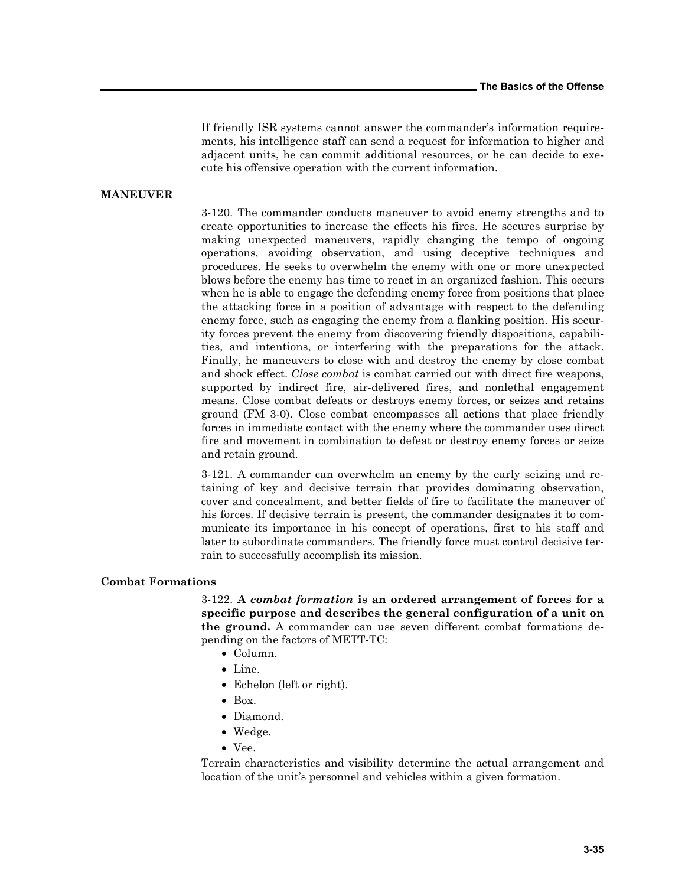If friendly ISR systems cannot answer the commander's information requirements, his intelligence staff can send a request for information to higher and adjacent units, he can commit additional resources, or he can decide to execute his offensive operation with the current information.

## MANEUVER

3-120. The commander conducts maneuver to avoid enemy strengths and to create opportunities to increase the effects his fires. He secures surprise by making unexpected maneuvers, rapidly changing the tempo of ongoing operations, avoiding observation, and using deceptive techniques and procedures. He seeks to overwhelm the enemy with one or more unexpected blows before the enemy has time to react in an organized fashion. This occurs when he is able to engage the defending enemy force from positions that place the attacking force in a position of advantage with respect to the defending enemy force, such as engaging the enemy from a flanking position. His security forces prevent the enemy from discovering friendly dispositions, capabilities, and intentions, or interfering with the preparations for the attack. Finally, he maneuvers to close with and destroy the enemy by close combat and shock effect. *Close combat* is combat carried out with direct fire weapons, supported by indirect fire, air-delivered fires, and nonlethal engagement means. Close combat defeats or destroys enemy forces, or seizes and retains ground (FM 3-0). Close combat encompasses all actions that place friendly forces in immediate contact with the enemy where the commander uses direct fire and movement in combination to defeat or destroy enemy forces or seize and retain ground.

3-121. A commander can overwhelm an enemy by the early seizing and retaining of key and decisive terrain that provides dominating observation, cover and concealment, and better fields of fire to facilitate the maneuver of his forces. If decisive terrain is present, the commander designates it to communicate its importance in his concept of operations, first to his staff and later to subordinate commanders. The friendly force must control decisive terrain to successfully accomplish its mission.

### Combat Formations

3-122. **A *combat formation* is an ordered arrangement of forces for a specific purpose and describes the general configuration of a unit on the ground.** A commander can use seven different combat formations depending on the factors of METT-TC:

- Column.
- Line.
- Echelon (left or right).
- Box.
- Diamond.
- Wedge.
- Vee.

Terrain characteristics and visibility determine the actual arrangement and location of the unit's personnel and vehicles within a given formation.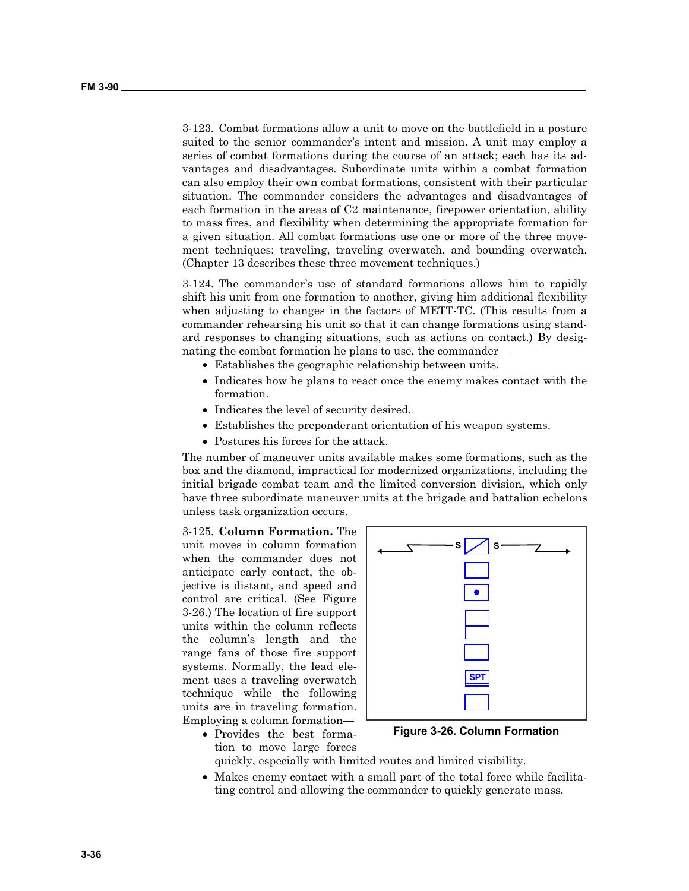3-123. Combat formations allow a unit to move on the battlefield in a posture suited to the senior commander's intent and mission. A unit may employ a series of combat formations during the course of an attack; each has its advantages and disadvantages. Subordinate units within a combat formation can also employ their own combat formations, consistent with their particular situation. The commander considers the advantages and disadvantages of each formation in the areas of C2 maintenance, firepower orientation, ability to mass fires, and flexibility when determining the appropriate formation for a given situation. All combat formations use one or more of the three movement techniques: traveling, traveling overwatch, and bounding overwatch. (Chapter 13 describes these three movement techniques.)

3-124. The commander's use of standard formations allows him to rapidly shift his unit from one formation to another, giving him additional flexibility when adjusting to changes in the factors of METT-TC. (This results from a commander rehearsing his unit so that it can change formations using standard responses to changing situations, such as actions on contact.) By designating the combat formation he plans to use, the commander—

- Establishes the geographic relationship between units.
- Indicates how he plans to react once the enemy makes contact with the formation.
- Indicates the level of security desired.
- Establishes the preponderant orientation of his weapon systems.
- Postures his forces for the attack.

The number of maneuver units available makes some formations, such as the box and the diamond, impractical for modernized organizations, including the initial brigade combat team and the limited conversion division, which only have three subordinate maneuver units at the brigade and battalion echelons unless task organization occurs.

3-125. **Column Formation.** The unit moves in column formation when the commander does not anticipate early contact, the objective is distant, and speed and control are critical. (See Figure 3-26.) The location of fire support units within the column reflects the column's length and the range fans of those fire support systems. Normally, the lead element uses a traveling overwatch technique while the following units are in traveling formation. Employing a column formation—

S S

SPT

**Figure 3-26. Column Formation**

- Provides the best formation to move large forces quickly, especially with limited routes and limited visibility.
- Makes enemy contact with a small part of the total force while facilitating control and allowing the commander to quickly generate mass.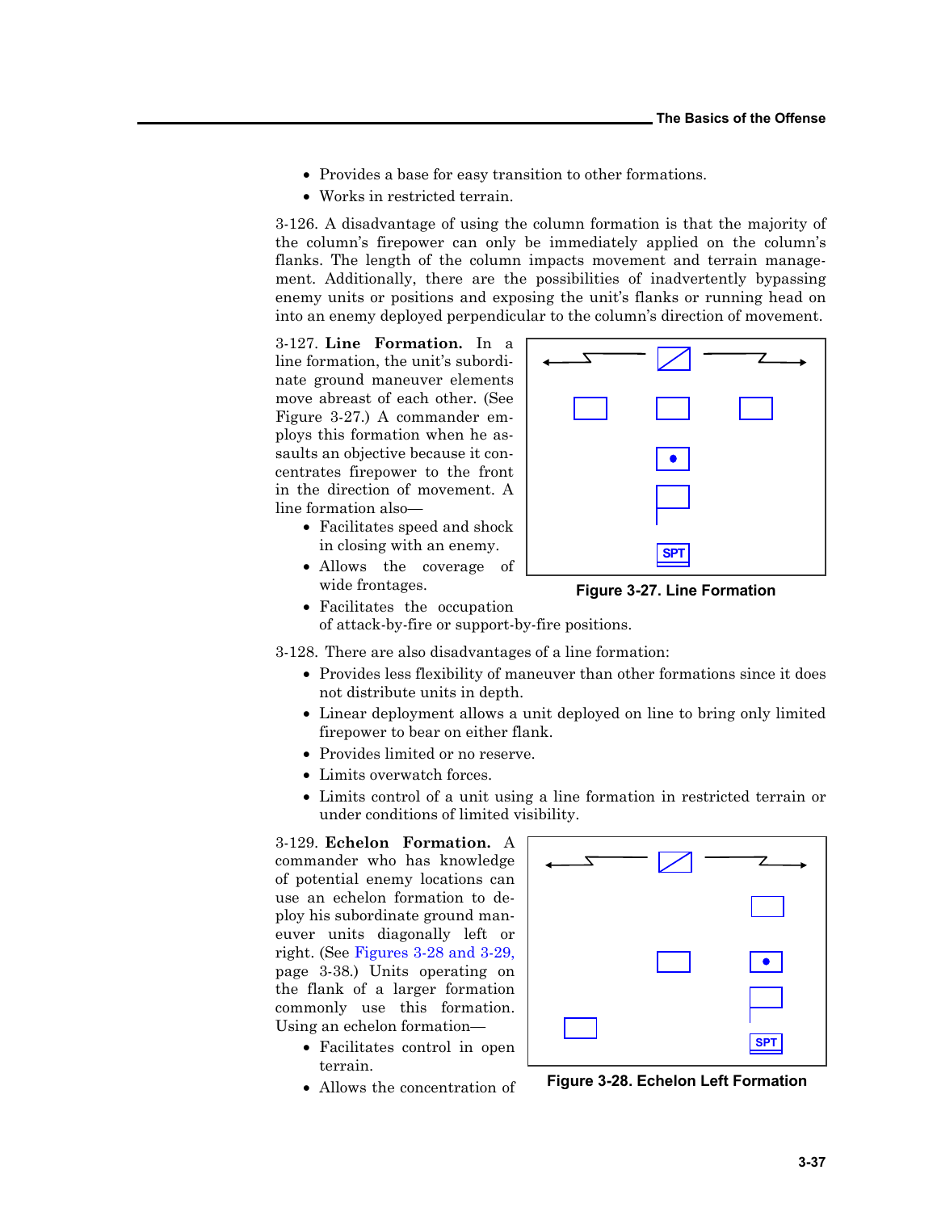- Provides a base for easy transition to other formations.
- Works in restricted terrain.

3-126. A disadvantage of using the column formation is that the majority of the column's firepower can only be immediately applied on the column's flanks. The length of the column impacts movement and terrain management. Additionally, there are the possibilities of inadvertently bypassing enemy units or positions and exposing the unit's flanks or running head on into an enemy deployed perpendicular to the column's direction of movement.

3-127. **Line Formation.** In a line formation, the unit's subordinate ground maneuver elements move abreast of each other. (See Figure 3-27.) A commander employs this formation when he assaults an objective because it concentrates firepower to the front in the direction of movement. A line formation also—

- Facilitates speed and shock in closing with an enemy.
- Allows the coverage of wide frontages.
- Facilitates the occupation of attack-by-fire or support-by-fire positions.

SPT

**Figure 3-27. Line Formation**

3-128. There are also disadvantages of a line formation:

- Provides less flexibility of maneuver than other formations since it does not distribute units in depth.
- Linear deployment allows a unit deployed on line to bring only limited firepower to bear on either flank.
- Provides limited or no reserve.
- Limits overwatch forces.
- Limits control of a unit using a line formation in restricted terrain or under conditions of limited visibility.

3-129. **Echelon Formation.** A commander who has knowledge of potential enemy locations can use an echelon formation to deploy his subordinate ground maneuver units diagonally left or right. (See Figures 3-28 and 3-29, page 3-38.) Units operating on the flank of a larger formation commonly use this formation. Using an echelon formation—

- Facilitates control in open terrain.
- Allows the concentration of

SPT

**Figure 3-28. Echelon Left Formation**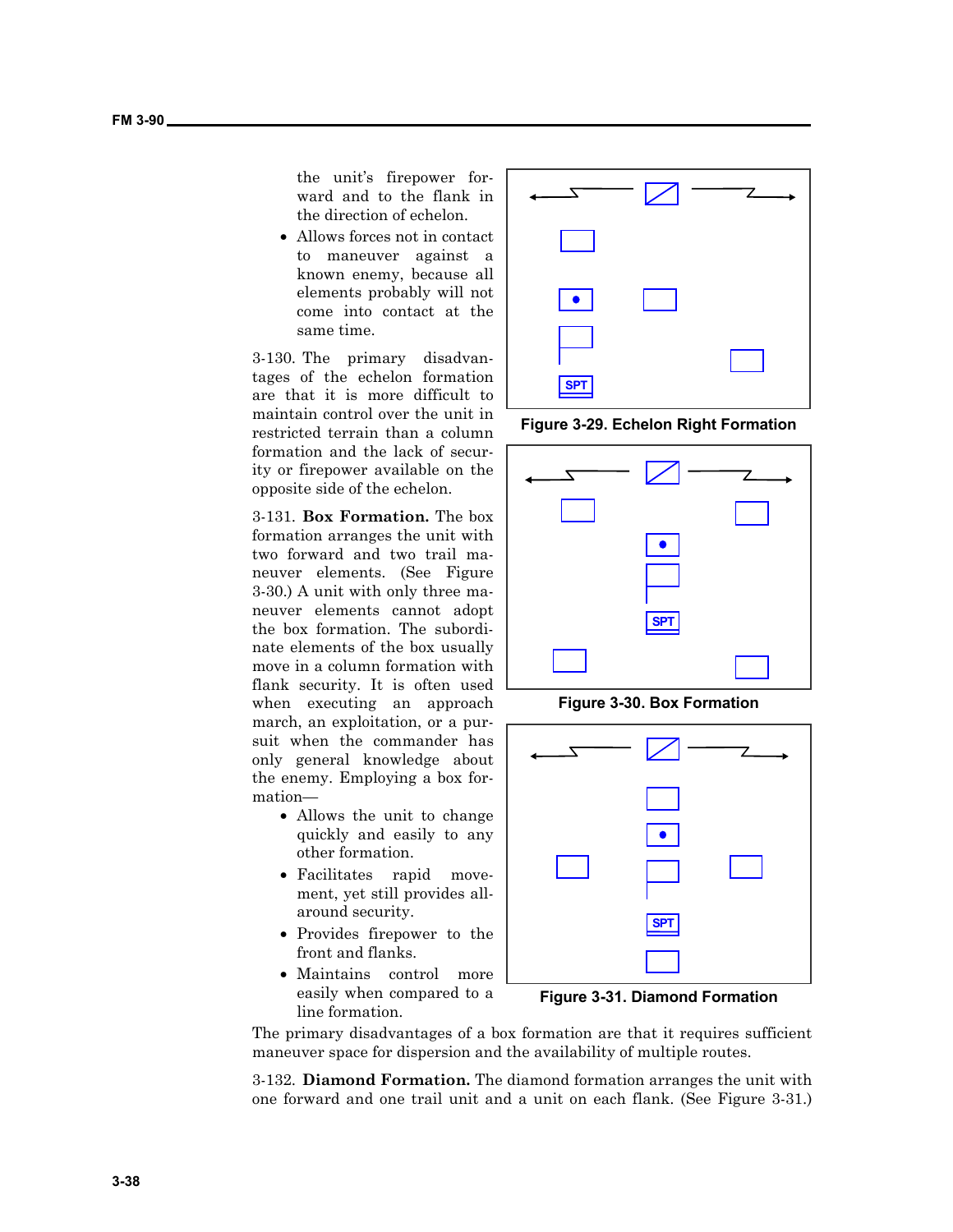the unit's firepower forward and to the flank in the direction of echelon.

- Allows forces not in contact to maneuver against a known enemy, because all elements probably will not come into contact at the same time.

3-130. The primary disadvantages of the echelon formation are that it is more difficult to maintain control over the unit in restricted terrain than a column formation and the lack of security or firepower available on the opposite side of the echelon.

Figure 3-29. Echelon Right Formation

3-131. **Box Formation.** The box formation arranges the unit with two forward and two trail maneuver elements. (See Figure 3-30.) A unit with only three maneuver elements cannot adopt the box formation. The subordinate elements of the box usually move in a column formation with flank security. It is often used when executing an approach march, an exploitation, or a pursuit when the commander has only general knowledge about the enemy. Employing a box formation—

- Allows the unit to change quickly and easily to any other formation.
- Facilitates rapid movement, yet still provides all-around security.
- Provides firepower to the front and flanks.
- Maintains control more easily when compared to a line formation.

Figure 3-30. Box Formation

Figure 3-31. Diamond Formation

The primary disadvantages of a box formation are that it requires sufficient maneuver space for dispersion and the availability of multiple routes.

3-132. **Diamond Formation.** The diamond formation arranges the unit with one forward and one trail unit and a unit on each flank. (See Figure 3-31.)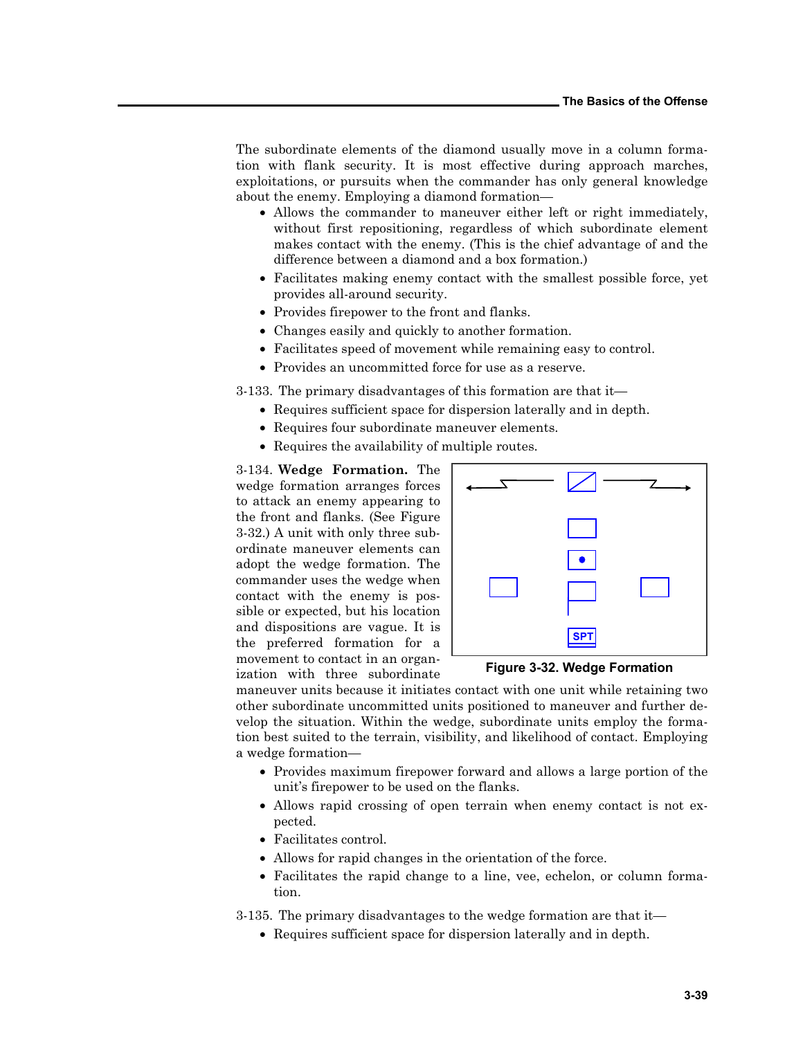The subordinate elements of the diamond usually move in a column formation with flank security. It is most effective during approach marches, exploitations, or pursuits when the commander has only general knowledge about the enemy. Employing a diamond formation—

- Allows the commander to maneuver either left or right immediately, without first repositioning, regardless of which subordinate element makes contact with the enemy. (This is the chief advantage of and the difference between a diamond and a box formation.)
- Facilitates making enemy contact with the smallest possible force, yet provides all-around security.
- Provides firepower to the front and flanks.
- Changes easily and quickly to another formation.
- Facilitates speed of movement while remaining easy to control.
- Provides an uncommitted force for use as a reserve.

3-133. The primary disadvantages of this formation are that it—

- Requires sufficient space for dispersion laterally and in depth.
- Requires four subordinate maneuver elements.
- Requires the availability of multiple routes.

3-134. **Wedge Formation.** The wedge formation arranges forces to attack an enemy appearing to the front and flanks. (See Figure 3-32.) A unit with only three subordinate maneuver elements can adopt the wedge formation. The commander uses the wedge when contact with the enemy is possible or expected, but his location and dispositions are vague. It is the preferred formation for a movement to contact in an organization with three subordinate maneuver units because it initiates contact with one unit while retaining two other subordinate uncommitted units positioned to maneuver and further develop the situation. Within the wedge, subordinate units employ the formation best suited to the terrain, visibility, and likelihood of contact. Employing a wedge formation—

SPT

**Figure 3-32. Wedge Formation**

- Provides maximum firepower forward and allows a large portion of the unit's firepower to be used on the flanks.
- Allows rapid crossing of open terrain when enemy contact is not expected.
- Facilitates control.
- Allows for rapid changes in the orientation of the force.
- Facilitates the rapid change to a line, vee, echelon, or column formation.

3-135. The primary disadvantages to the wedge formation are that it—

- Requires sufficient space for dispersion laterally and in depth.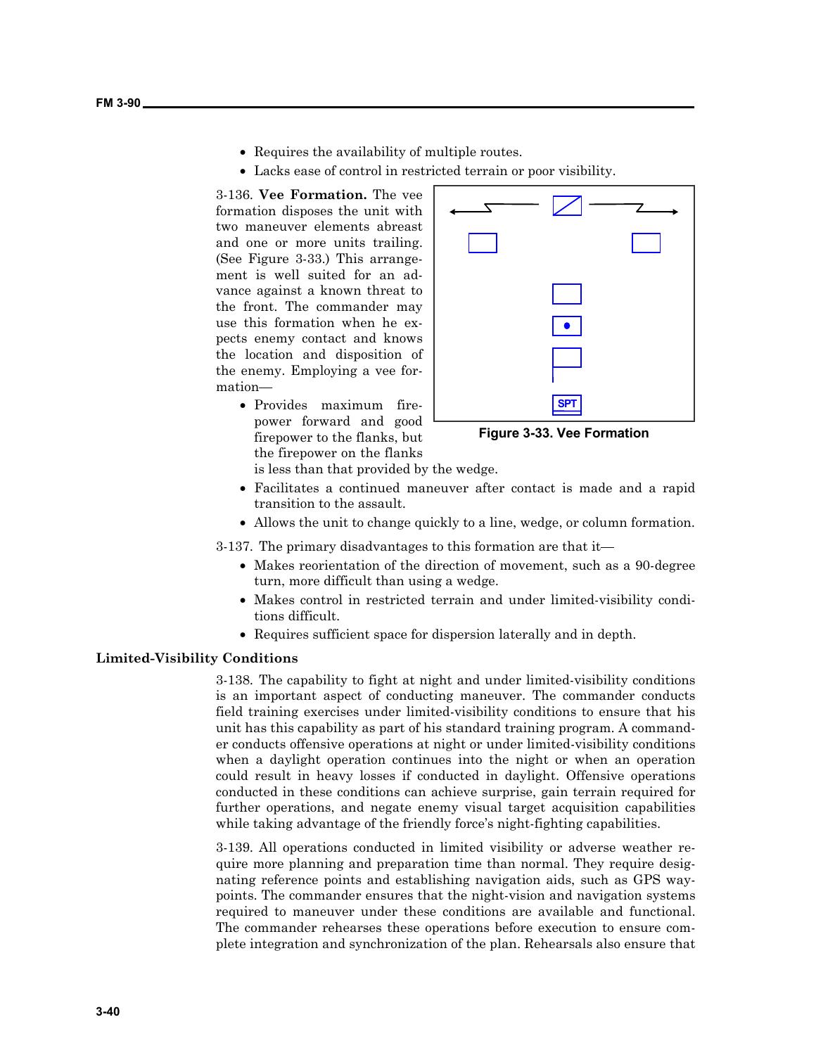- Requires the availability of multiple routes.
- Lacks ease of control in restricted terrain or poor visibility.

3-136. **Vee Formation.** The vee formation disposes the unit with two maneuver elements abreast and one or more units trailing. (See Figure 3-33.) This arrangement is well suited for an advance against a known threat to the front. The commander may use this formation when he expects enemy contact and knows the location and disposition of the enemy. Employing a vee formation—

- Provides maximum firepower forward and good firepower to the flanks, but the firepower on the flanks is less than that provided by the wedge.
- Facilitates a continued maneuver after contact is made and a rapid transition to the assault.
- Allows the unit to change quickly to a line, wedge, or column formation.

SPT

**Figure 3-33. Vee Formation**

3-137. The primary disadvantages to this formation are that it—

- Makes reorientation of the direction of movement, such as a 90-degree turn, more difficult than using a wedge.
- Makes control in restricted terrain and under limited-visibility conditions difficult.
- Requires sufficient space for dispersion laterally and in depth.

### Limited-Visibility Conditions

3-138. The capability to fight at night and under limited-visibility conditions is an important aspect of conducting maneuver. The commander conducts field training exercises under limited-visibility conditions to ensure that his unit has this capability as part of his standard training program. A commander conducts offensive operations at night or under limited-visibility conditions when a daylight operation continues into the night or when an operation could result in heavy losses if conducted in daylight. Offensive operations conducted in these conditions can achieve surprise, gain terrain required for further operations, and negate enemy visual target acquisition capabilities while taking advantage of the friendly force's night-fighting capabilities.

3-139. All operations conducted in limited visibility or adverse weather require more planning and preparation time than normal. They require designating reference points and establishing navigation aids, such as GPS waypoints. The commander ensures that the night-vision and navigation systems required to maneuver under these conditions are available and functional. The commander rehearses these operations before execution to ensure complete integration and synchronization of the plan. Rehearsals also ensure that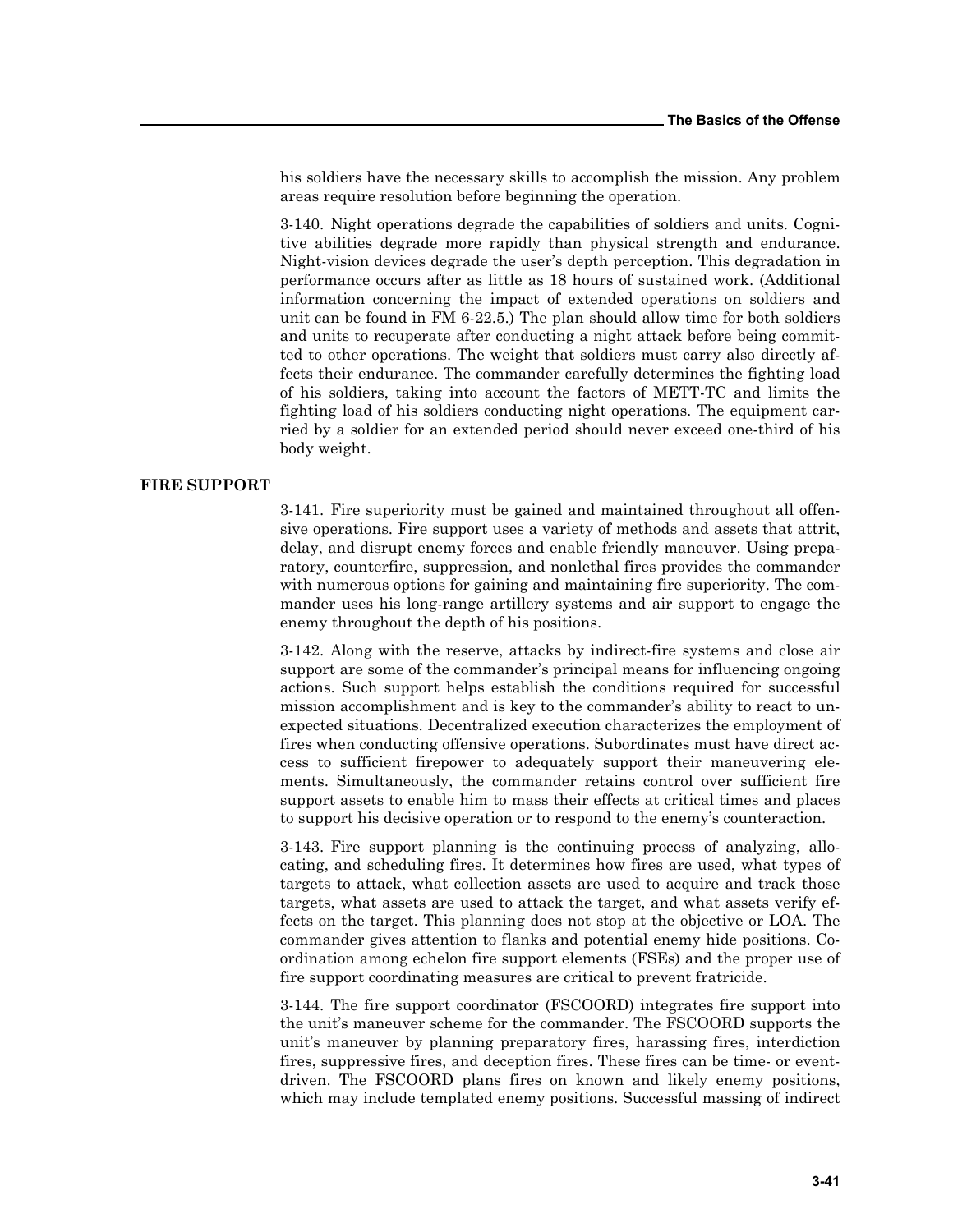his soldiers have the necessary skills to accomplish the mission. Any problem areas require resolution before beginning the operation.

3-140. Night operations degrade the capabilities of soldiers and units. Cognitive abilities degrade more rapidly than physical strength and endurance. Night-vision devices degrade the user's depth perception. This degradation in performance occurs after as little as 18 hours of sustained work. (Additional information concerning the impact of extended operations on soldiers and unit can be found in FM 6-22.5.) The plan should allow time for both soldiers and units to recuperate after conducting a night attack before being committed to other operations. The weight that soldiers must carry also directly affects their endurance. The commander carefully determines the fighting load of his soldiers, taking into account the factors of METT-TC and limits the fighting load of his soldiers conducting night operations. The equipment carried by a soldier for an extended period should never exceed one-third of his body weight.

### FIRE SUPPORT

3-141. Fire superiority must be gained and maintained throughout all offensive operations. Fire support uses a variety of methods and assets that attrit, delay, and disrupt enemy forces and enable friendly maneuver. Using preparatory, counterfire, suppression, and nonlethal fires provides the commander with numerous options for gaining and maintaining fire superiority. The commander uses his long-range artillery systems and air support to engage the enemy throughout the depth of his positions.

3-142. Along with the reserve, attacks by indirect-fire systems and close air support are some of the commander's principal means for influencing ongoing actions. Such support helps establish the conditions required for successful mission accomplishment and is key to the commander's ability to react to unexpected situations. Decentralized execution characterizes the employment of fires when conducting offensive operations. Subordinates must have direct access to sufficient firepower to adequately support their maneuvering elements. Simultaneously, the commander retains control over sufficient fire support assets to enable him to mass their effects at critical times and places to support his decisive operation or to respond to the enemy's counteraction.

3-143. Fire support planning is the continuing process of analyzing, allocating, and scheduling fires. It determines how fires are used, what types of targets to attack, what collection assets are used to acquire and track those targets, what assets are used to attack the target, and what assets verify effects on the target. This planning does not stop at the objective or LOA. The commander gives attention to flanks and potential enemy hide positions. Coordination among echelon fire support elements (FSEs) and the proper use of fire support coordinating measures are critical to prevent fratricide.

3-144. The fire support coordinator (FSCOORD) integrates fire support into the unit's maneuver scheme for the commander. The FSCOORD supports the unit's maneuver by planning preparatory fires, harassing fires, interdiction fires, suppressive fires, and deception fires. These fires can be time- or event-driven. The FSCOORD plans fires on known and likely enemy positions, which may include templated enemy positions. Successful massing of indirect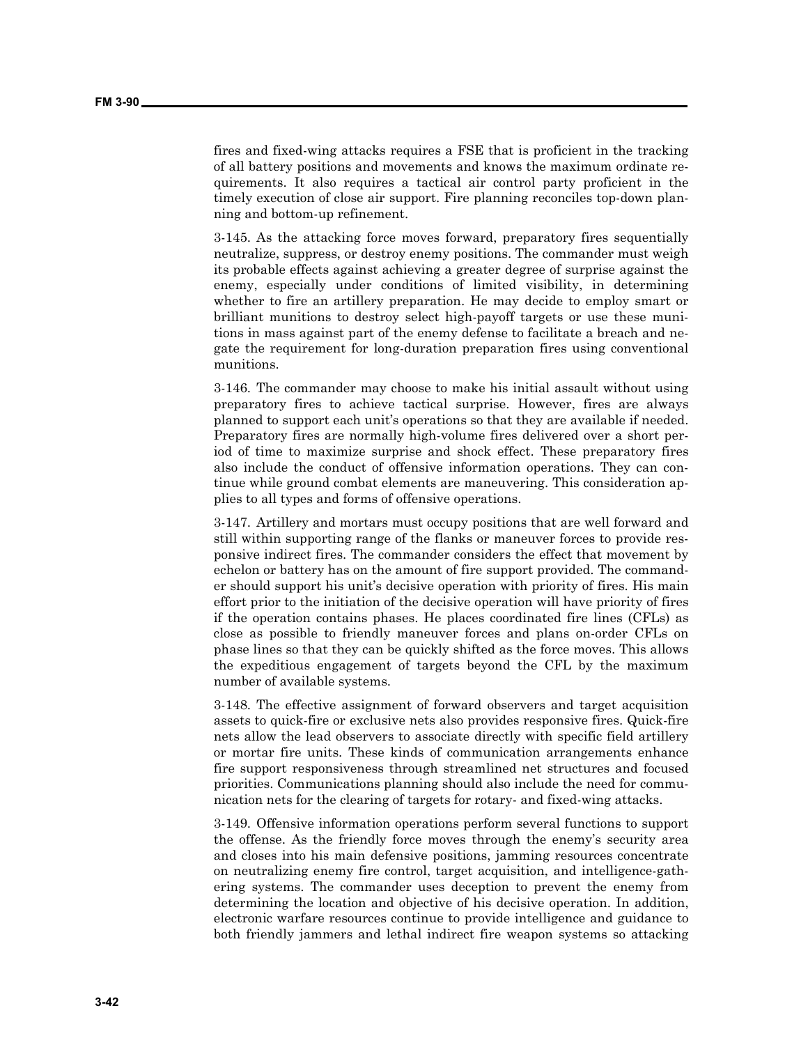fires and fixed-wing attacks requires a FSE that is proficient in the tracking of all battery positions and movements and knows the maximum ordinate requirements. It also requires a tactical air control party proficient in the timely execution of close air support. Fire planning reconciles top-down planning and bottom-up refinement.

3-145. As the attacking force moves forward, preparatory fires sequentially neutralize, suppress, or destroy enemy positions. The commander must weigh its probable effects against achieving a greater degree of surprise against the enemy, especially under conditions of limited visibility, in determining whether to fire an artillery preparation. He may decide to employ smart or brilliant munitions to destroy select high-payoff targets or use these munitions in mass against part of the enemy defense to facilitate a breach and negate the requirement for long-duration preparation fires using conventional munitions.

3-146. The commander may choose to make his initial assault without using preparatory fires to achieve tactical surprise. However, fires are always planned to support each unit's operations so that they are available if needed. Preparatory fires are normally high-volume fires delivered over a short period of time to maximize surprise and shock effect. These preparatory fires also include the conduct of offensive information operations. They can continue while ground combat elements are maneuvering. This consideration applies to all types and forms of offensive operations.

3-147. Artillery and mortars must occupy positions that are well forward and still within supporting range of the flanks or maneuver forces to provide responsive indirect fires. The commander considers the effect that movement by echelon or battery has on the amount of fire support provided. The commander should support his unit's decisive operation with priority of fires. His main effort prior to the initiation of the decisive operation will have priority of fires if the operation contains phases. He places coordinated fire lines (CFLs) as close as possible to friendly maneuver forces and plans on-order CFLs on phase lines so that they can be quickly shifted as the force moves. This allows the expeditious engagement of targets beyond the CFL by the maximum number of available systems.

3-148. The effective assignment of forward observers and target acquisition assets to quick-fire or exclusive nets also provides responsive fires. Quick-fire nets allow the lead observers to associate directly with specific field artillery or mortar fire units. These kinds of communication arrangements enhance fire support responsiveness through streamlined net structures and focused priorities. Communications planning should also include the need for communication nets for the clearing of targets for rotary- and fixed-wing attacks.

3-149. Offensive information operations perform several functions to support the offense. As the friendly force moves through the enemy's security area and closes into his main defensive positions, jamming resources concentrate on neutralizing enemy fire control, target acquisition, and intelligence-gathering systems. The commander uses deception to prevent the enemy from determining the location and objective of his decisive operation. In addition, electronic warfare resources continue to provide intelligence and guidance to both friendly jammers and lethal indirect fire weapon systems so attacking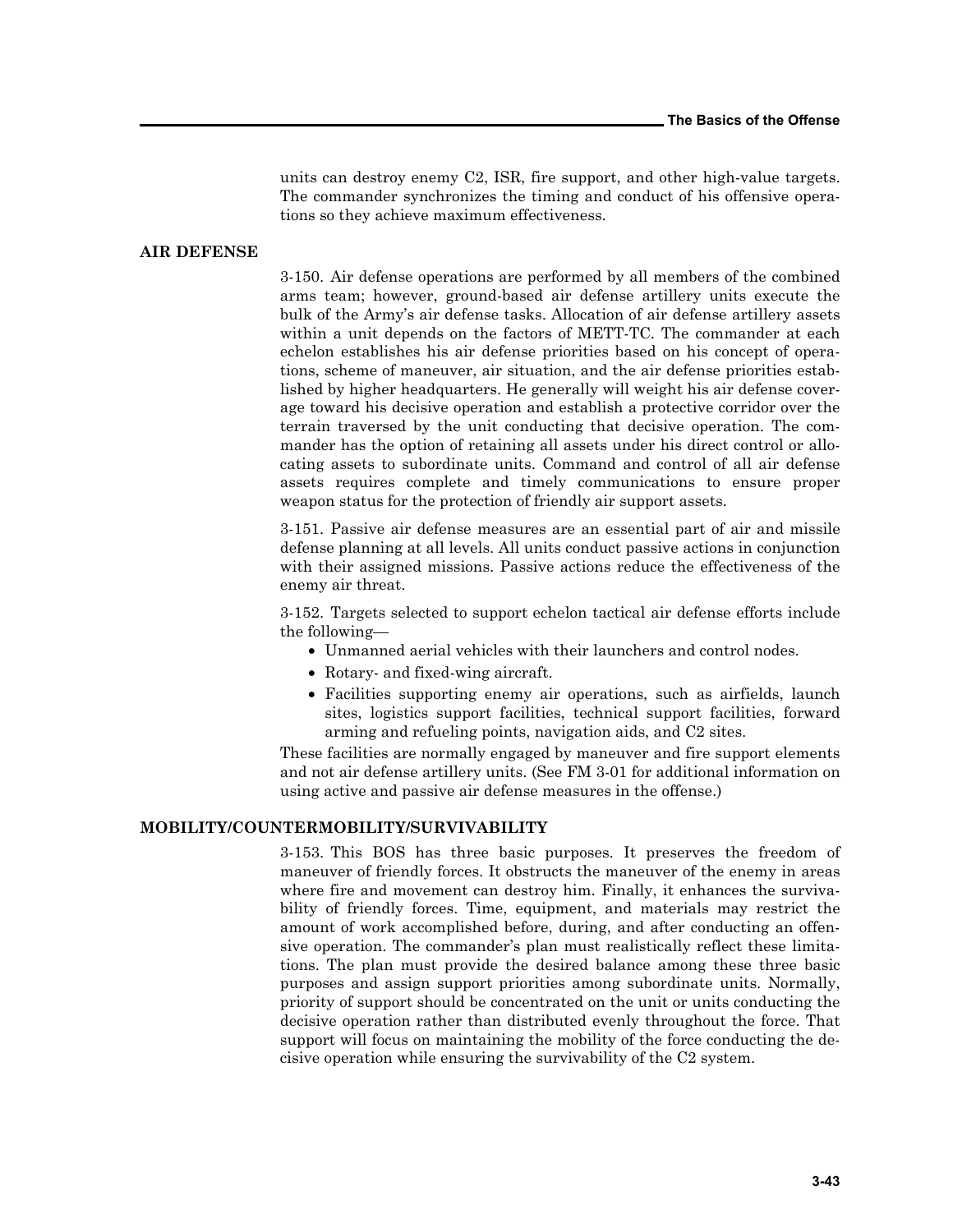units can destroy enemy C2, ISR, fire support, and other high-value targets. The commander synchronizes the timing and conduct of his offensive operations so they achieve maximum effectiveness.

## AIR DEFENSE

3-150. Air defense operations are performed by all members of the combined arms team; however, ground-based air defense artillery units execute the bulk of the Army's air defense tasks. Allocation of air defense artillery assets within a unit depends on the factors of METT-TC. The commander at each echelon establishes his air defense priorities based on his concept of operations, scheme of maneuver, air situation, and the air defense priorities established by higher headquarters. He generally will weight his air defense coverage toward his decisive operation and establish a protective corridor over the terrain traversed by the unit conducting that decisive operation. The commander has the option of retaining all assets under his direct control or allocating assets to subordinate units. Command and control of all air defense assets requires complete and timely communications to ensure proper weapon status for the protection of friendly air support assets.

3-151. Passive air defense measures are an essential part of air and missile defense planning at all levels. All units conduct passive actions in conjunction with their assigned missions. Passive actions reduce the effectiveness of the enemy air threat.

3-152. Targets selected to support echelon tactical air defense efforts include the following—

- Unmanned aerial vehicles with their launchers and control nodes.
- Rotary- and fixed-wing aircraft.
- Facilities supporting enemy air operations, such as airfields, launch sites, logistics support facilities, technical support facilities, forward arming and refueling points, navigation aids, and C2 sites.

These facilities are normally engaged by maneuver and fire support elements and not air defense artillery units. (See FM 3-01 for additional information on using active and passive air defense measures in the offense.)

## MOBILITY/COUNTERMOBILITY/SURVIVABILITY

3-153. This BOS has three basic purposes. It preserves the freedom of maneuver of friendly forces. It obstructs the maneuver of the enemy in areas where fire and movement can destroy him. Finally, it enhances the survivability of friendly forces. Time, equipment, and materials may restrict the amount of work accomplished before, during, and after conducting an offensive operation. The commander's plan must realistically reflect these limitations. The plan must provide the desired balance among these three basic purposes and assign support priorities among subordinate units. Normally, priority of support should be concentrated on the unit or units conducting the decisive operation rather than distributed evenly throughout the force. That support will focus on maintaining the mobility of the force conducting the decisive operation while ensuring the survivability of the C2 system.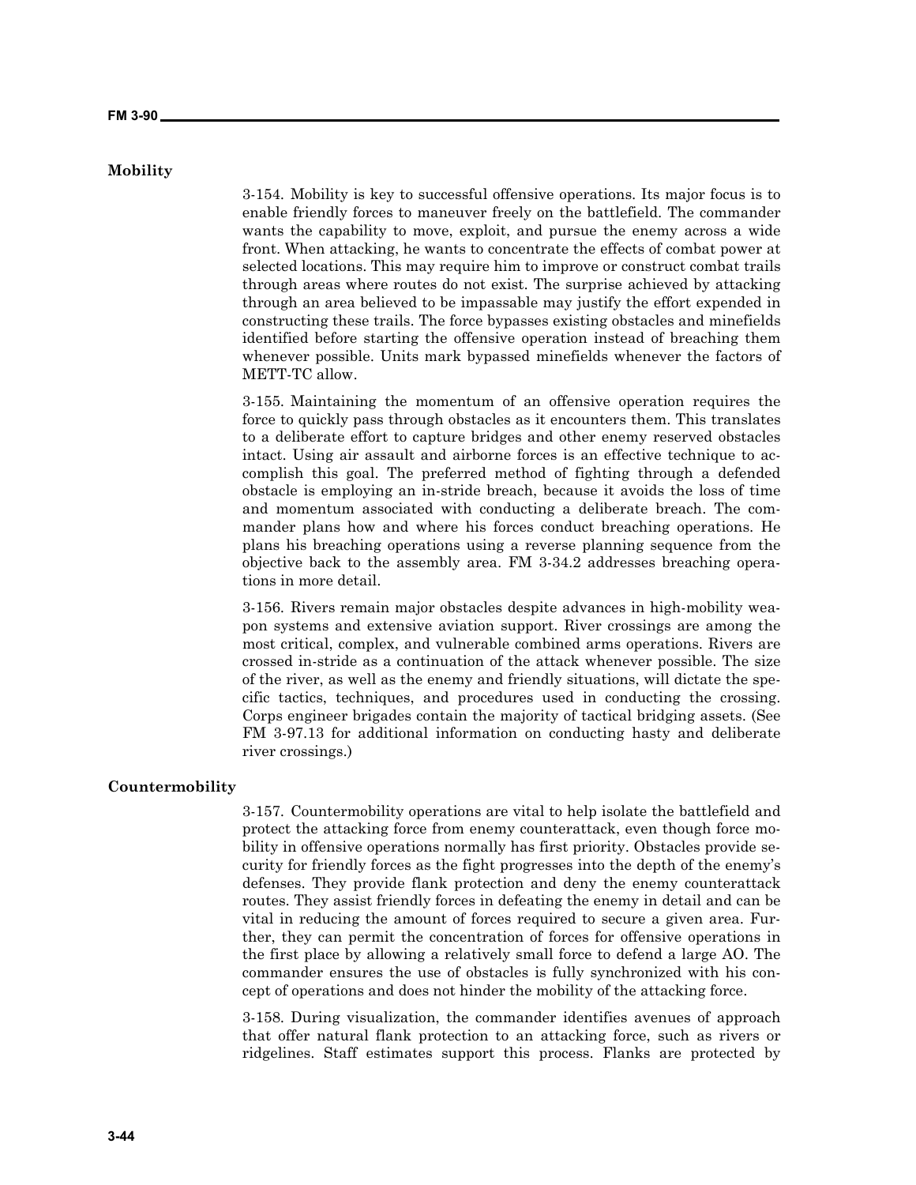### Mobility

3-154. Mobility is key to successful offensive operations. Its major focus is to enable friendly forces to maneuver freely on the battlefield. The commander wants the capability to move, exploit, and pursue the enemy across a wide front. When attacking, he wants to concentrate the effects of combat power at selected locations. This may require him to improve or construct combat trails through areas where routes do not exist. The surprise achieved by attacking through an area believed to be impassable may justify the effort expended in constructing these trails. The force bypasses existing obstacles and minefields identified before starting the offensive operation instead of breaching them whenever possible. Units mark bypassed minefields whenever the factors of METT-TC allow.

3-155. Maintaining the momentum of an offensive operation requires the force to quickly pass through obstacles as it encounters them. This translates to a deliberate effort to capture bridges and other enemy reserved obstacles intact. Using air assault and airborne forces is an effective technique to accomplish this goal. The preferred method of fighting through a defended obstacle is employing an in-stride breach, because it avoids the loss of time and momentum associated with conducting a deliberate breach. The commander plans how and where his forces conduct breaching operations. He plans his breaching operations using a reverse planning sequence from the objective back to the assembly area. FM 3-34.2 addresses breaching operations in more detail.

3-156. Rivers remain major obstacles despite advances in high-mobility weapon systems and extensive aviation support. River crossings are among the most critical, complex, and vulnerable combined arms operations. Rivers are crossed in-stride as a continuation of the attack whenever possible. The size of the river, as well as the enemy and friendly situations, will dictate the specific tactics, techniques, and procedures used in conducting the crossing. Corps engineer brigades contain the majority of tactical bridging assets. (See FM 3-97.13 for additional information on conducting hasty and deliberate river crossings.)

### Countermobility

3-157. Countermobility operations are vital to help isolate the battlefield and protect the attacking force from enemy counterattack, even though force mobility in offensive operations normally has first priority. Obstacles provide security for friendly forces as the fight progresses into the depth of the enemy's defenses. They provide flank protection and deny the enemy counterattack routes. They assist friendly forces in defeating the enemy in detail and can be vital in reducing the amount of forces required to secure a given area. Further, they can permit the concentration of forces for offensive operations in the first place by allowing a relatively small force to defend a large AO. The commander ensures the use of obstacles is fully synchronized with his concept of operations and does not hinder the mobility of the attacking force.

3-158. During visualization, the commander identifies avenues of approach that offer natural flank protection to an attacking force, such as rivers or ridgelines. Staff estimates support this process. Flanks are protected by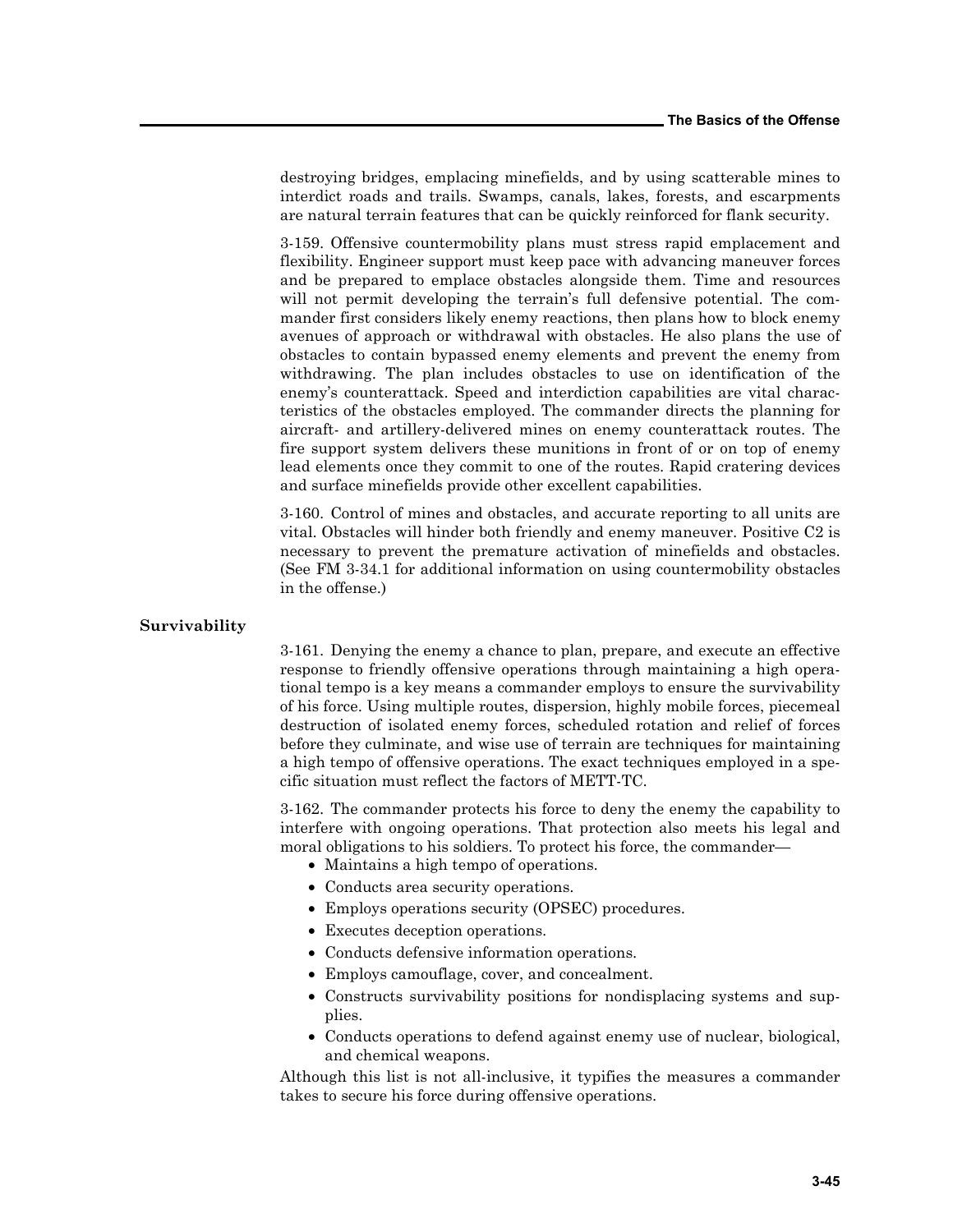destroying bridges, emplacing minefields, and by using scatterable mines to interdict roads and trails. Swamps, canals, lakes, forests, and escarpments are natural terrain features that can be quickly reinforced for flank security.

3-159. Offensive countermobility plans must stress rapid emplacement and flexibility. Engineer support must keep pace with advancing maneuver forces and be prepared to emplace obstacles alongside them. Time and resources will not permit developing the terrain's full defensive potential. The commander first considers likely enemy reactions, then plans how to block enemy avenues of approach or withdrawal with obstacles. He also plans the use of obstacles to contain bypassed enemy elements and prevent the enemy from withdrawing. The plan includes obstacles to use on identification of the enemy's counterattack. Speed and interdiction capabilities are vital characteristics of the obstacles employed. The commander directs the planning for aircraft- and artillery-delivered mines on enemy counterattack routes. The fire support system delivers these munitions in front of or on top of enemy lead elements once they commit to one of the routes. Rapid cratering devices and surface minefields provide other excellent capabilities.

3-160. Control of mines and obstacles, and accurate reporting to all units are vital. Obstacles will hinder both friendly and enemy maneuver. Positive C2 is necessary to prevent the premature activation of minefields and obstacles. (See FM 3-34.1 for additional information on using countermobility obstacles in the offense.)

### Survivability

3-161. Denying the enemy a chance to plan, prepare, and execute an effective response to friendly offensive operations through maintaining a high operational tempo is a key means a commander employs to ensure the survivability of his force. Using multiple routes, dispersion, highly mobile forces, piecemeal destruction of isolated enemy forces, scheduled rotation and relief of forces before they culminate, and wise use of terrain are techniques for maintaining a high tempo of offensive operations. The exact techniques employed in a specific situation must reflect the factors of METT-TC.

3-162. The commander protects his force to deny the enemy the capability to interfere with ongoing operations. That protection also meets his legal and moral obligations to his soldiers. To protect his force, the commander—

- Maintains a high tempo of operations.
- Conducts area security operations.
- Employs operations security (OPSEC) procedures.
- Executes deception operations.
- Conducts defensive information operations.
- Employs camouflage, cover, and concealment.
- Constructs survivability positions for nondisplacing systems and supplies.
- Conducts operations to defend against enemy use of nuclear, biological, and chemical weapons.

Although this list is not all-inclusive, it typifies the measures a commander takes to secure his force during offensive operations.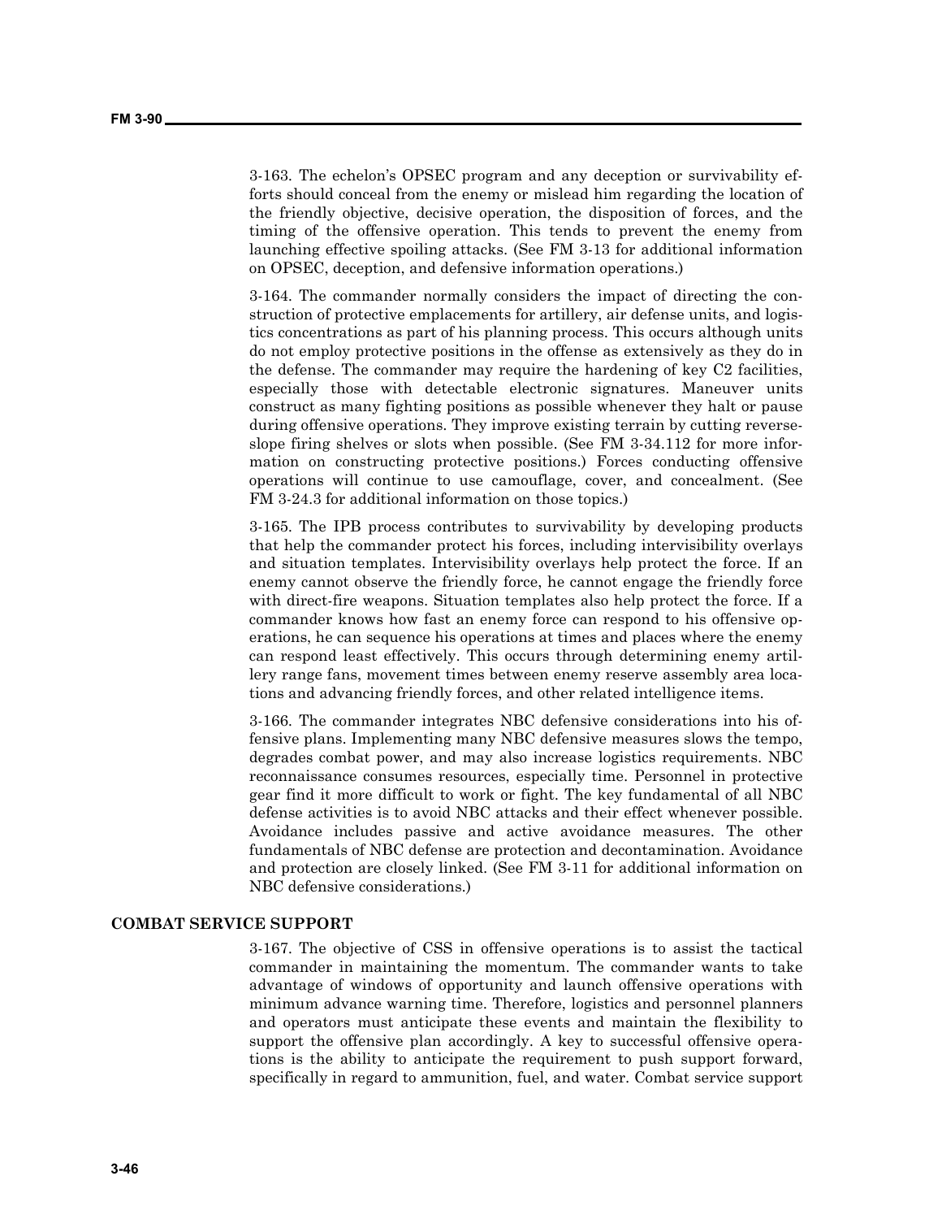3-163. The echelon's OPSEC program and any deception or survivability efforts should conceal from the enemy or mislead him regarding the location of the friendly objective, decisive operation, the disposition of forces, and the timing of the offensive operation. This tends to prevent the enemy from launching effective spoiling attacks. (See FM 3-13 for additional information on OPSEC, deception, and defensive information operations.)

3-164. The commander normally considers the impact of directing the construction of protective emplacements for artillery, air defense units, and logistics concentrations as part of his planning process. This occurs although units do not employ protective positions in the offense as extensively as they do in the defense. The commander may require the hardening of key C2 facilities, especially those with detectable electronic signatures. Maneuver units construct as many fighting positions as possible whenever they halt or pause during offensive operations. They improve existing terrain by cutting reverse-slope firing shelves or slots when possible. (See FM 3-34.112 for more information on constructing protective positions.) Forces conducting offensive operations will continue to use camouflage, cover, and concealment. (See FM 3-24.3 for additional information on those topics.)

3-165. The IPB process contributes to survivability by developing products that help the commander protect his forces, including intervisibility overlays and situation templates. Intervisibility overlays help protect the force. If an enemy cannot observe the friendly force, he cannot engage the friendly force with direct-fire weapons. Situation templates also help protect the force. If a commander knows how fast an enemy force can respond to his offensive operations, he can sequence his operations at times and places where the enemy can respond least effectively. This occurs through determining enemy artillery range fans, movement times between enemy reserve assembly area locations and advancing friendly forces, and other related intelligence items.

3-166. The commander integrates NBC defensive considerations into his offensive plans. Implementing many NBC defensive measures slows the tempo, degrades combat power, and may also increase logistics requirements. NBC reconnaissance consumes resources, especially time. Personnel in protective gear find it more difficult to work or fight. The key fundamental of all NBC defense activities is to avoid NBC attacks and their effect whenever possible. Avoidance includes passive and active avoidance measures. The other fundamentals of NBC defense are protection and decontamination. Avoidance and protection are closely linked. (See FM 3-11 for additional information on NBC defensive considerations.)

## COMBAT SERVICE SUPPORT

3-167. The objective of CSS in offensive operations is to assist the tactical commander in maintaining the momentum. The commander wants to take advantage of windows of opportunity and launch offensive operations with minimum advance warning time. Therefore, logistics and personnel planners and operators must anticipate these events and maintain the flexibility to support the offensive plan accordingly. A key to successful offensive operations is the ability to anticipate the requirement to push support forward, specifically in regard to ammunition, fuel, and water. Combat service support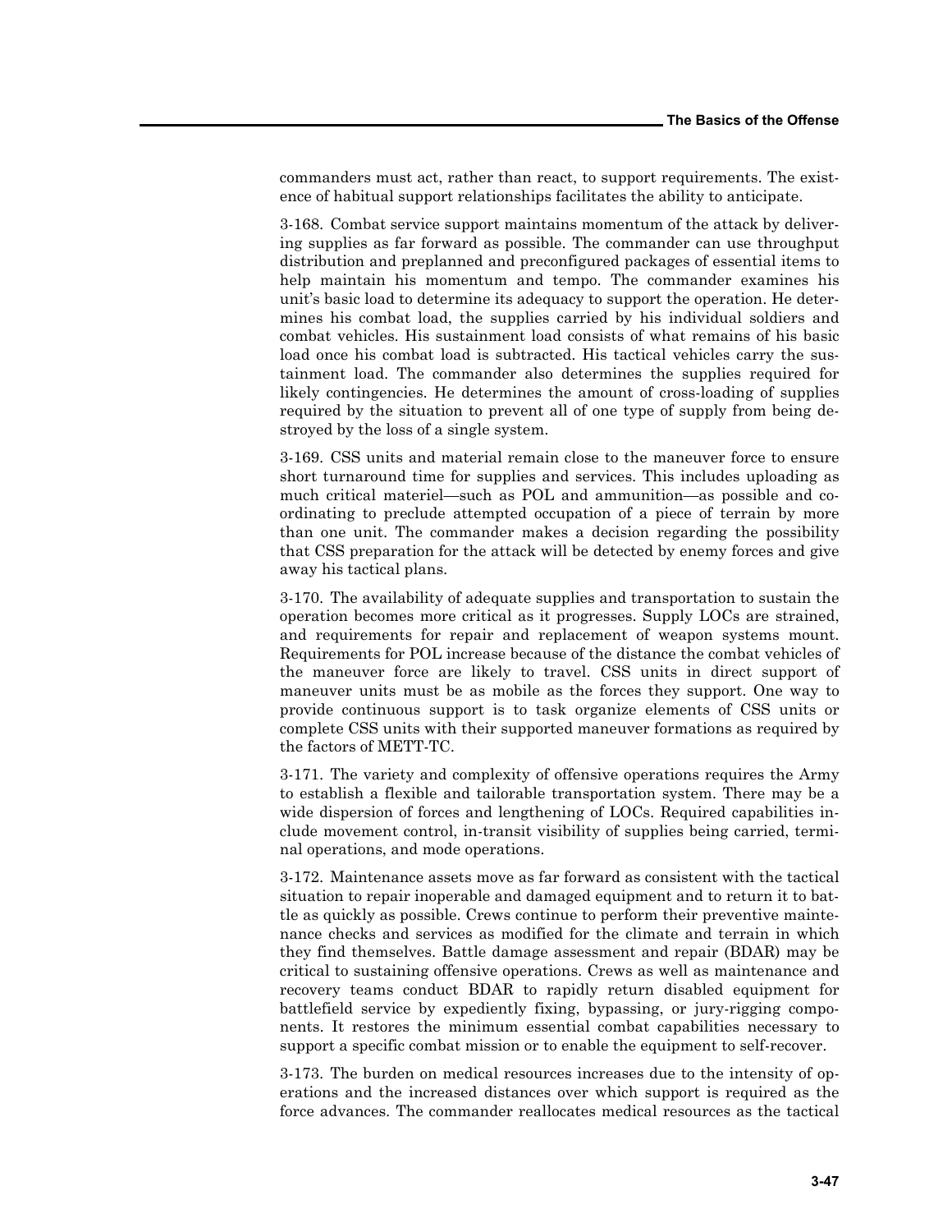commanders must act, rather than react, to support requirements. The existence of habitual support relationships facilitates the ability to anticipate.

3-168. Combat service support maintains momentum of the attack by delivering supplies as far forward as possible. The commander can use throughput distribution and preplanned and preconfigured packages of essential items to help maintain his momentum and tempo. The commander examines his unit's basic load to determine its adequacy to support the operation. He determines his combat load, the supplies carried by his individual soldiers and combat vehicles. His sustainment load consists of what remains of his basic load once his combat load is subtracted. His tactical vehicles carry the sustainment load. The commander also determines the supplies required for likely contingencies. He determines the amount of cross-loading of supplies required by the situation to prevent all of one type of supply from being destroyed by the loss of a single system.

3-169. CSS units and material remain close to the maneuver force to ensure short turnaround time for supplies and services. This includes uploading as much critical materiel—such as POL and ammunition—as possible and coordinating to preclude attempted occupation of a piece of terrain by more than one unit. The commander makes a decision regarding the possibility that CSS preparation for the attack will be detected by enemy forces and give away his tactical plans.

3-170. The availability of adequate supplies and transportation to sustain the operation becomes more critical as it progresses. Supply LOCs are strained, and requirements for repair and replacement of weapon systems mount. Requirements for POL increase because of the distance the combat vehicles of the maneuver force are likely to travel. CSS units in direct support of maneuver units must be as mobile as the forces they support. One way to provide continuous support is to task organize elements of CSS units or complete CSS units with their supported maneuver formations as required by the factors of METT-TC.

3-171. The variety and complexity of offensive operations requires the Army to establish a flexible and tailorable transportation system. There may be a wide dispersion of forces and lengthening of LOCs. Required capabilities include movement control, in-transit visibility of supplies being carried, terminal operations, and mode operations.

3-172. Maintenance assets move as far forward as consistent with the tactical situation to repair inoperable and damaged equipment and to return it to battle as quickly as possible. Crews continue to perform their preventive maintenance checks and services as modified for the climate and terrain in which they find themselves. Battle damage assessment and repair (BDAR) may be critical to sustaining offensive operations. Crews as well as maintenance and recovery teams conduct BDAR to rapidly return disabled equipment for battlefield service by expediently fixing, bypassing, or jury-rigging components. It restores the minimum essential combat capabilities necessary to support a specific combat mission or to enable the equipment to self-recover.

3-173. The burden on medical resources increases due to the intensity of operations and the increased distances over which support is required as the force advances. The commander reallocates medical resources as the tactical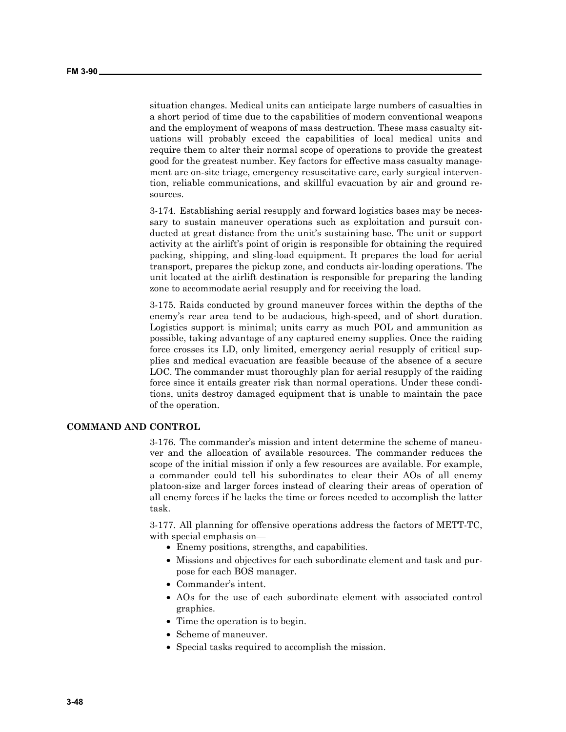situation changes. Medical units can anticipate large numbers of casualties in a short period of time due to the capabilities of modern conventional weapons and the employment of weapons of mass destruction. These mass casualty situations will probably exceed the capabilities of local medical units and require them to alter their normal scope of operations to provide the greatest good for the greatest number. Key factors for effective mass casualty management are on-site triage, emergency resuscitative care, early surgical intervention, reliable communications, and skillful evacuation by air and ground resources.

3-174. Establishing aerial resupply and forward logistics bases may be necessary to sustain maneuver operations such as exploitation and pursuit conducted at great distance from the unit's sustaining base. The unit or support activity at the airlift's point of origin is responsible for obtaining the required packing, shipping, and sling-load equipment. It prepares the load for aerial transport, prepares the pickup zone, and conducts air-loading operations. The unit located at the airlift destination is responsible for preparing the landing zone to accommodate aerial resupply and for receiving the load.

3-175. Raids conducted by ground maneuver forces within the depths of the enemy's rear area tend to be audacious, high-speed, and of short duration. Logistics support is minimal; units carry as much POL and ammunition as possible, taking advantage of any captured enemy supplies. Once the raiding force crosses its LD, only limited, emergency aerial resupply of critical supplies and medical evacuation are feasible because of the absence of a secure LOC. The commander must thoroughly plan for aerial resupply of the raiding force since it entails greater risk than normal operations. Under these conditions, units destroy damaged equipment that is unable to maintain the pace of the operation.

## COMMAND AND CONTROL

3-176. The commander's mission and intent determine the scheme of maneuver and the allocation of available resources. The commander reduces the scope of the initial mission if only a few resources are available. For example, a commander could tell his subordinates to clear their AOs of all enemy platoon-size and larger forces instead of clearing their areas of operation of all enemy forces if he lacks the time or forces needed to accomplish the latter task.

3-177. All planning for offensive operations address the factors of METT-TC, with special emphasis on—

- Enemy positions, strengths, and capabilities.
- Missions and objectives for each subordinate element and task and purpose for each BOS manager.
- Commander's intent.
- AOs for the use of each subordinate element with associated control graphics.
- Time the operation is to begin.
- Scheme of maneuver.
- Special tasks required to accomplish the mission.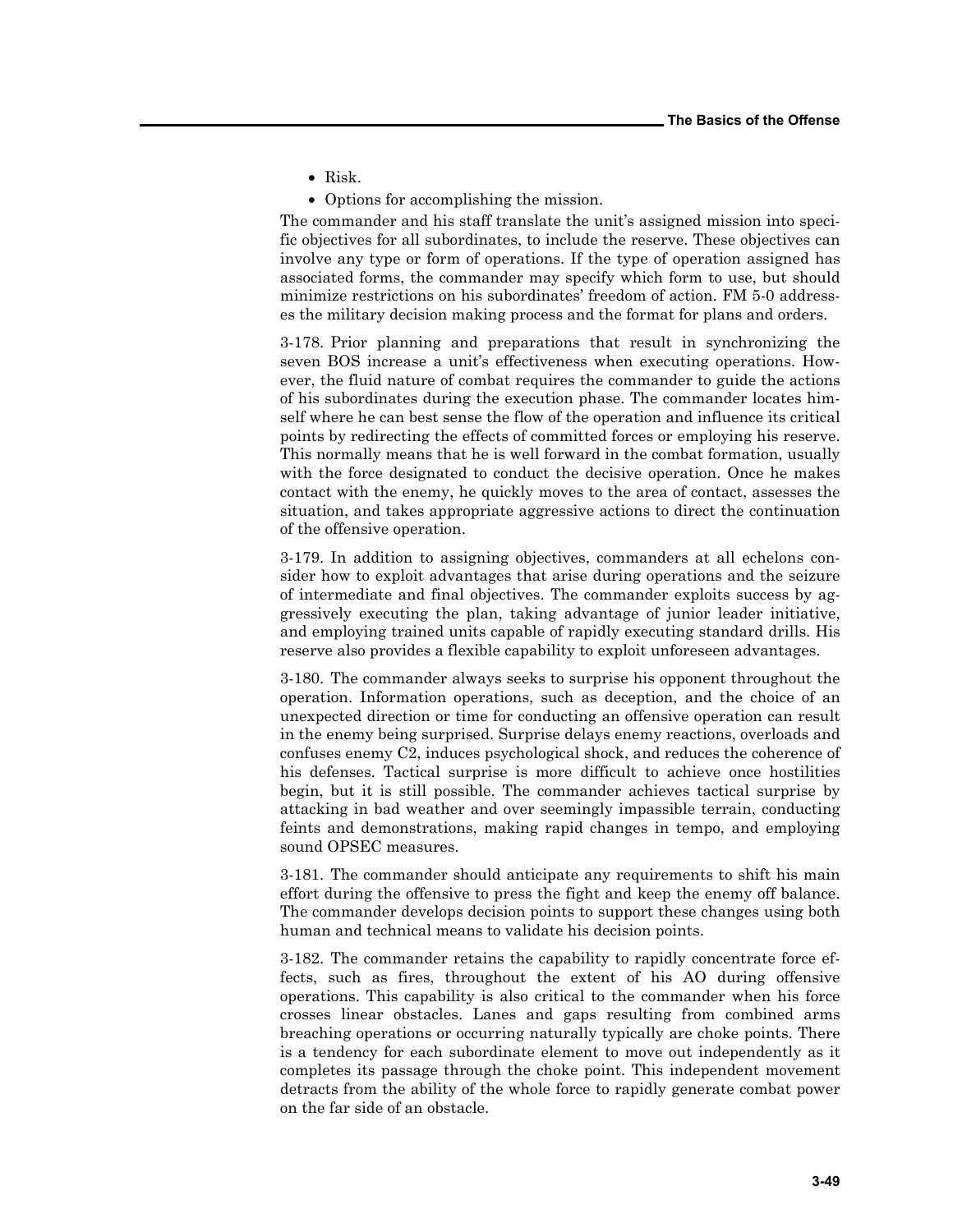- Risk.
- Options for accomplishing the mission.

The commander and his staff translate the unit's assigned mission into specific objectives for all subordinates, to include the reserve. These objectives can involve any type or form of operations. If the type of operation assigned has associated forms, the commander may specify which form to use, but should minimize restrictions on his subordinates' freedom of action. FM 5-0 addresses the military decision making process and the format for plans and orders.

3-178. Prior planning and preparations that result in synchronizing the seven BOS increase a unit's effectiveness when executing operations. However, the fluid nature of combat requires the commander to guide the actions of his subordinates during the execution phase. The commander locates himself where he can best sense the flow of the operation and influence its critical points by redirecting the effects of committed forces or employing his reserve. This normally means that he is well forward in the combat formation, usually with the force designated to conduct the decisive operation. Once he makes contact with the enemy, he quickly moves to the area of contact, assesses the situation, and takes appropriate aggressive actions to direct the continuation of the offensive operation.

3-179. In addition to assigning objectives, commanders at all echelons consider how to exploit advantages that arise during operations and the seizure of intermediate and final objectives. The commander exploits success by aggressively executing the plan, taking advantage of junior leader initiative, and employing trained units capable of rapidly executing standard drills. His reserve also provides a flexible capability to exploit unforeseen advantages.

3-180. The commander always seeks to surprise his opponent throughout the operation. Information operations, such as deception, and the choice of an unexpected direction or time for conducting an offensive operation can result in the enemy being surprised. Surprise delays enemy reactions, overloads and confuses enemy C2, induces psychological shock, and reduces the coherence of his defenses. Tactical surprise is more difficult to achieve once hostilities begin, but it is still possible. The commander achieves tactical surprise by attacking in bad weather and over seemingly impassible terrain, conducting feints and demonstrations, making rapid changes in tempo, and employing sound OPSEC measures.

3-181. The commander should anticipate any requirements to shift his main effort during the offensive to press the fight and keep the enemy off balance. The commander develops decision points to support these changes using both human and technical means to validate his decision points.

3-182. The commander retains the capability to rapidly concentrate force effects, such as fires, throughout the extent of his AO during offensive operations. This capability is also critical to the commander when his force crosses linear obstacles. Lanes and gaps resulting from combined arms breaching operations or occurring naturally typically are choke points. There is a tendency for each subordinate element to move out independently as it completes its passage through the choke point. This independent movement detracts from the ability of the whole force to rapidly generate combat power on the far side of an obstacle.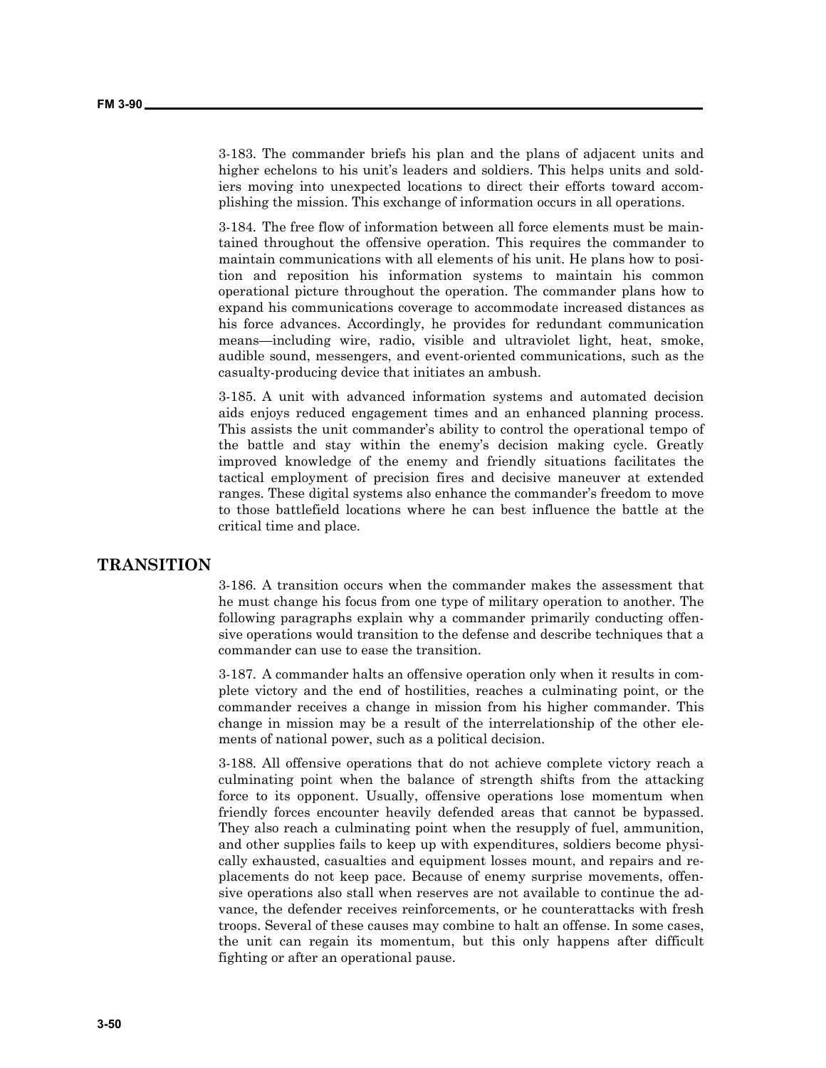3-183. The commander briefs his plan and the plans of adjacent units and higher echelons to his unit's leaders and soldiers. This helps units and soldiers moving into unexpected locations to direct their efforts toward accomplishing the mission. This exchange of information occurs in all operations.

3-184. The free flow of information between all force elements must be maintained throughout the offensive operation. This requires the commander to maintain communications with all elements of his unit. He plans how to position and reposition his information systems to maintain his common operational picture throughout the operation. The commander plans how to expand his communications coverage to accommodate increased distances as his force advances. Accordingly, he provides for redundant communication means—including wire, radio, visible and ultraviolet light, heat, smoke, audible sound, messengers, and event-oriented communications, such as the casualty-producing device that initiates an ambush.

3-185. A unit with advanced information systems and automated decision aids enjoys reduced engagement times and an enhanced planning process. This assists the unit commander's ability to control the operational tempo of the battle and stay within the enemy's decision making cycle. Greatly improved knowledge of the enemy and friendly situations facilitates the tactical employment of precision fires and decisive maneuver at extended ranges. These digital systems also enhance the commander's freedom to move to those battlefield locations where he can best influence the battle at the critical time and place.

## TRANSITION

3-186. A transition occurs when the commander makes the assessment that he must change his focus from one type of military operation to another. The following paragraphs explain why a commander primarily conducting offensive operations would transition to the defense and describe techniques that a commander can use to ease the transition.

3-187. A commander halts an offensive operation only when it results in complete victory and the end of hostilities, reaches a culminating point, or the commander receives a change in mission from his higher commander. This change in mission may be a result of the interrelationship of the other elements of national power, such as a political decision.

3-188. All offensive operations that do not achieve complete victory reach a culminating point when the balance of strength shifts from the attacking force to its opponent. Usually, offensive operations lose momentum when friendly forces encounter heavily defended areas that cannot be bypassed. They also reach a culminating point when the resupply of fuel, ammunition, and other supplies fails to keep up with expenditures, soldiers become physically exhausted, casualties and equipment losses mount, and repairs and replacements do not keep pace. Because of enemy surprise movements, offensive operations also stall when reserves are not available to continue the advance, the defender receives reinforcements, or he counterattacks with fresh troops. Several of these causes may combine to halt an offense. In some cases, the unit can regain its momentum, but this only happens after difficult fighting or after an operational pause.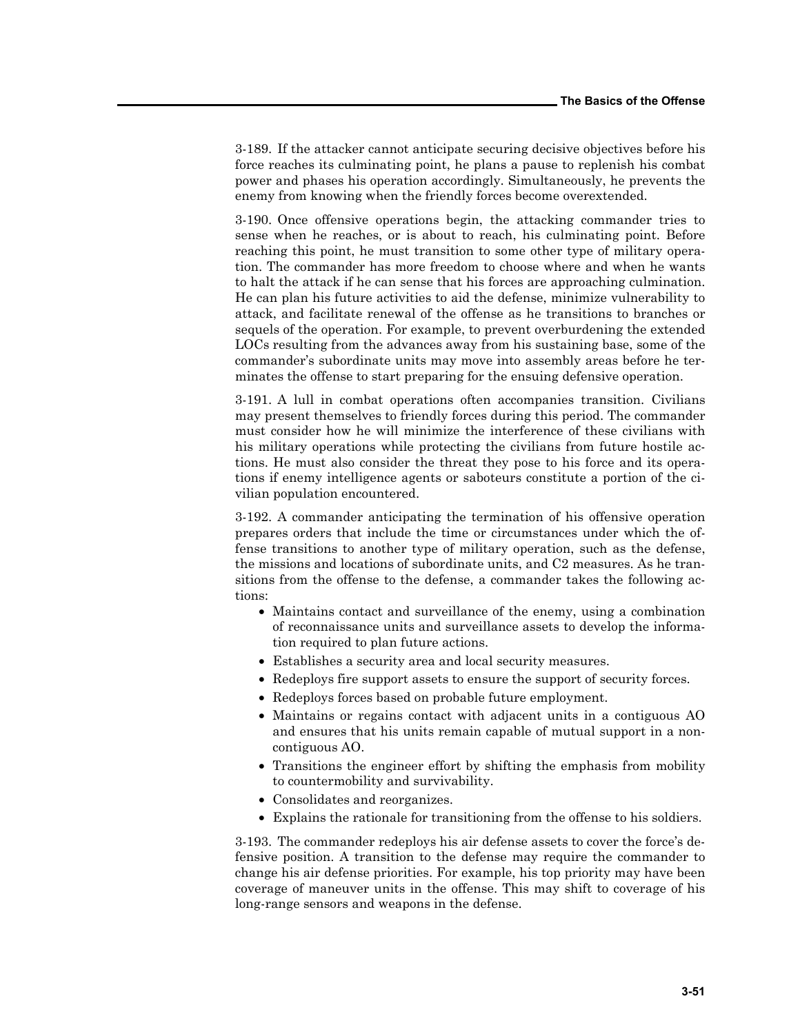3-189. If the attacker cannot anticipate securing decisive objectives before his force reaches its culminating point, he plans a pause to replenish his combat power and phases his operation accordingly. Simultaneously, he prevents the enemy from knowing when the friendly forces become overextended.

3-190. Once offensive operations begin, the attacking commander tries to sense when he reaches, or is about to reach, his culminating point. Before reaching this point, he must transition to some other type of military operation. The commander has more freedom to choose where and when he wants to halt the attack if he can sense that his forces are approaching culmination. He can plan his future activities to aid the defense, minimize vulnerability to attack, and facilitate renewal of the offense as he transitions to branches or sequels of the operation. For example, to prevent overburdening the extended LOCs resulting from the advances away from his sustaining base, some of the commander's subordinate units may move into assembly areas before he terminates the offense to start preparing for the ensuing defensive operation.

3-191. A lull in combat operations often accompanies transition. Civilians may present themselves to friendly forces during this period. The commander must consider how he will minimize the interference of these civilians with his military operations while protecting the civilians from future hostile actions. He must also consider the threat they pose to his force and its operations if enemy intelligence agents or saboteurs constitute a portion of the civilian population encountered.

3-192. A commander anticipating the termination of his offensive operation prepares orders that include the time or circumstances under which the offense transitions to another type of military operation, such as the defense, the missions and locations of subordinate units, and C2 measures. As he transitions from the offense to the defense, a commander takes the following actions:

- Maintains contact and surveillance of the enemy, using a combination of reconnaissance units and surveillance assets to develop the information required to plan future actions.
- Establishes a security area and local security measures.
- Redeploys fire support assets to ensure the support of security forces.
- Redeploys forces based on probable future employment.
- Maintains or regains contact with adjacent units in a contiguous AO and ensures that his units remain capable of mutual support in a noncontiguous AO.
- Transitions the engineer effort by shifting the emphasis from mobility to countermobility and survivability.
- Consolidates and reorganizes.
- Explains the rationale for transitioning from the offense to his soldiers.

3-193. The commander redeploys his air defense assets to cover the force's defensive position. A transition to the defense may require the commander to change his air defense priorities. For example, his top priority may have been coverage of maneuver units in the offense. This may shift to coverage of his long-range sensors and weapons in the defense.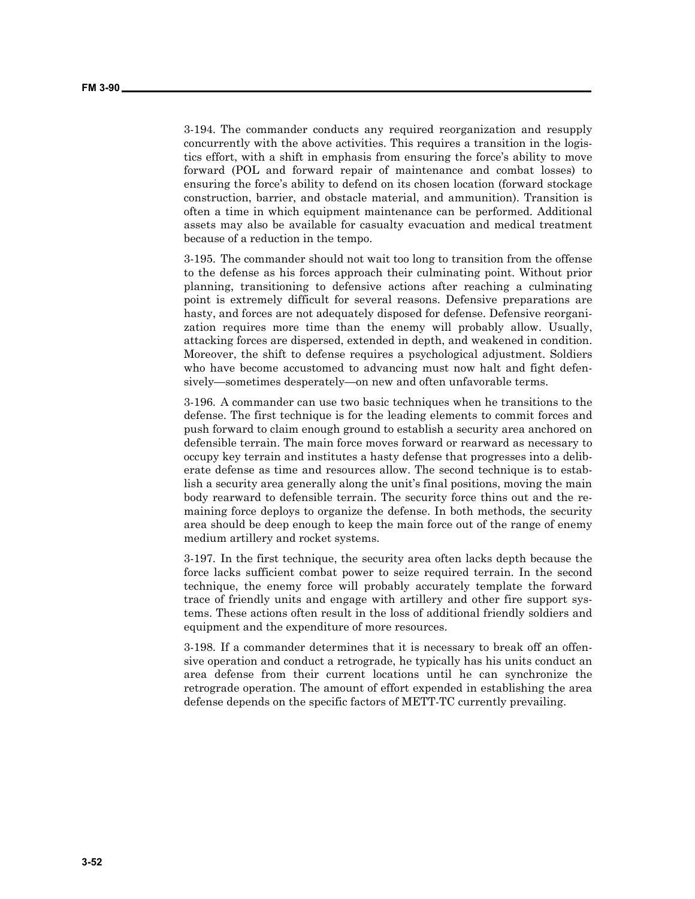3-194. The commander conducts any required reorganization and resupply concurrently with the above activities. This requires a transition in the logistics effort, with a shift in emphasis from ensuring the force's ability to move forward (POL and forward repair of maintenance and combat losses) to ensuring the force's ability to defend on its chosen location (forward stockage construction, barrier, and obstacle material, and ammunition). Transition is often a time in which equipment maintenance can be performed. Additional assets may also be available for casualty evacuation and medical treatment because of a reduction in the tempo.

3-195. The commander should not wait too long to transition from the offense to the defense as his forces approach their culminating point. Without prior planning, transitioning to defensive actions after reaching a culminating point is extremely difficult for several reasons. Defensive preparations are hasty, and forces are not adequately disposed for defense. Defensive reorganization requires more time than the enemy will probably allow. Usually, attacking forces are dispersed, extended in depth, and weakened in condition. Moreover, the shift to defense requires a psychological adjustment. Soldiers who have become accustomed to advancing must now halt and fight defensively—sometimes desperately—on new and often unfavorable terms.

3-196. A commander can use two basic techniques when he transitions to the defense. The first technique is for the leading elements to commit forces and push forward to claim enough ground to establish a security area anchored on defensible terrain. The main force moves forward or rearward as necessary to occupy key terrain and institutes a hasty defense that progresses into a deliberate defense as time and resources allow. The second technique is to establish a security area generally along the unit's final positions, moving the main body rearward to defensible terrain. The security force thins out and the remaining force deploys to organize the defense. In both methods, the security area should be deep enough to keep the main force out of the range of enemy medium artillery and rocket systems.

3-197. In the first technique, the security area often lacks depth because the force lacks sufficient combat power to seize required terrain. In the second technique, the enemy force will probably accurately template the forward trace of friendly units and engage with artillery and other fire support systems. These actions often result in the loss of additional friendly soldiers and equipment and the expenditure of more resources.

3-198. If a commander determines that it is necessary to break off an offensive operation and conduct a retrograde, he typically has his units conduct an area defense from their current locations until he can synchronize the retrograde operation. The amount of effort expended in establishing the area defense depends on the specific factors of METT-TC currently prevailing.